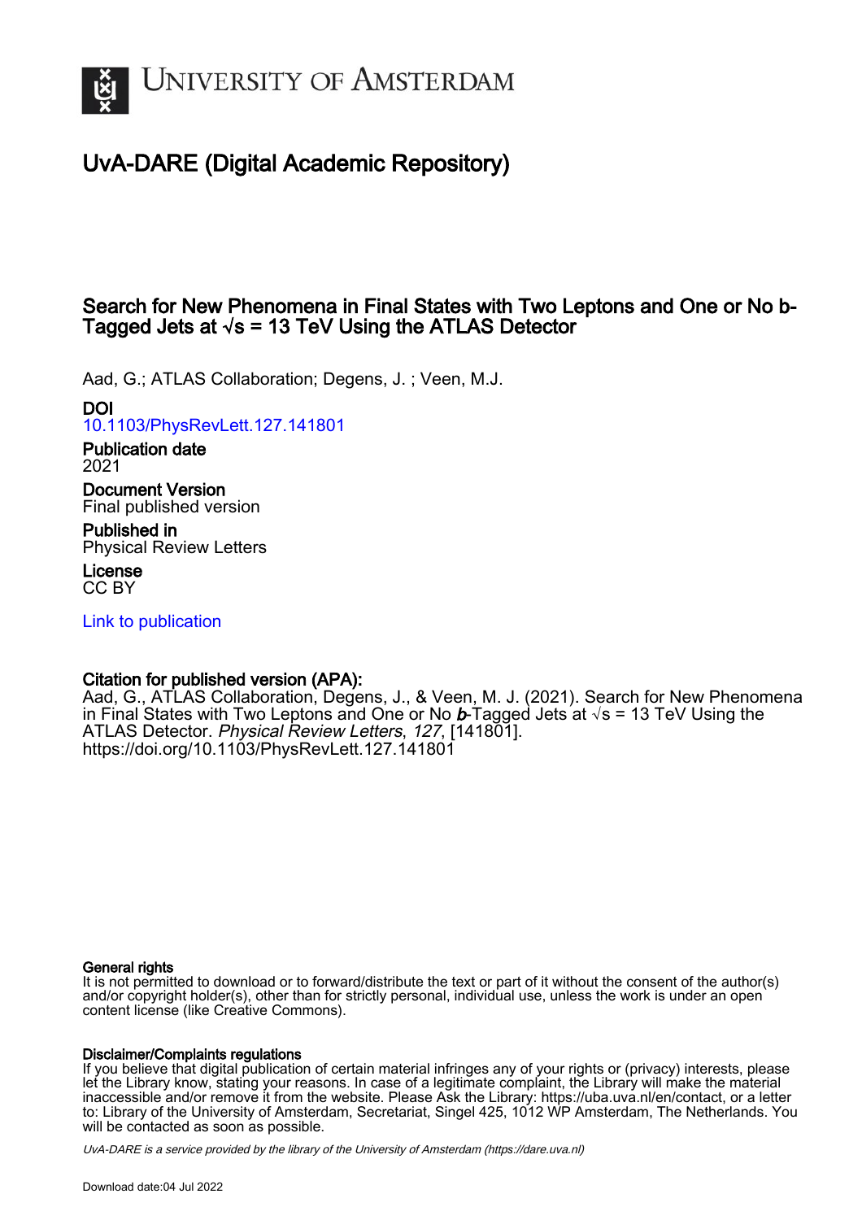# University of Amsterdam

## UvA-DARE (Digital Academic Repository)

### Search for New Phenomena in Final States with Two Leptons and One or No b-Tagged Jets at √s = 13 TeV Using the ATLAS Detector

Aad, G.; ATLAS Collaboration; Degens, J. ; Veen, M.J.

**DOI**
10.1103/PhysRevLett.127.141801

**Publication date**
2021

**Document Version**
Final published version

**Published in**
Physical Review Letters

**License**
CC BY

Link to publication

**Citation for published version (APA):**
Aad, G., ATLAS Collaboration, Degens, J., & Veen, M. J. (2021). Search for New Phenomena in Final States with Two Leptons and One or No *b*-Tagged Jets at √s = 13 TeV Using the ATLAS Detector. *Physical Review Letters*, *127*, [141801]. https://doi.org/10.1103/PhysRevLett.127.141801

**General rights**
It is not permitted to download or to forward/distribute the text or part of it without the consent of the author(s) and/or copyright holder(s), other than for strictly personal, individual use, unless the work is under an open content license (like Creative Commons).

**Disclaimer/Complaints regulations**
If you believe that digital publication of certain material infringes any of your rights or (privacy) interests, please let the Library know, stating your reasons. In case of a legitimate complaint, the Library will make the material inaccessible and/or remove it from the website. Please Ask the Library: https://uba.uva.nl/en/contact, or a letter to: Library of the University of Amsterdam, Secretariat, Singel 425, 1012 WP Amsterdam, The Netherlands. You will be contacted as soon as possible.

*UvA-DARE is a service provided by the library of the University of Amsterdam (https://dare.uva.nl)*

Download date:04 Jul 2022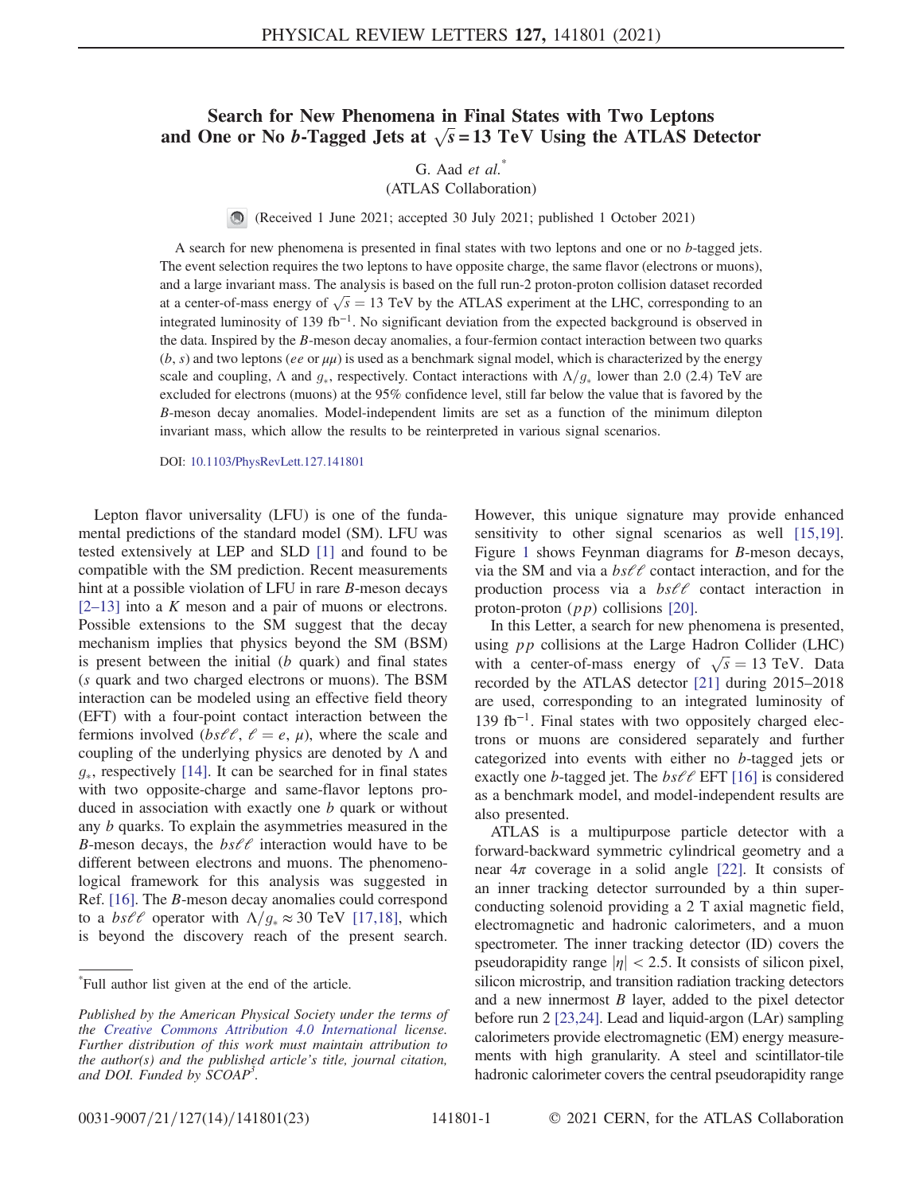# Search for New Phenomena in Final States with Two Leptons and One or No $b$-Tagged Jets at $\sqrt{s} = 13$ TeV Using the ATLAS Detector

G. Aad *et al.*\*

(ATLAS Collaboration)

(Received 1 June 2021; accepted 30 July 2021; published 1 October 2021)

A search for new phenomena is presented in final states with two leptons and one or no $b$-tagged jets. The event selection requires the two leptons to have opposite charge, the same flavor (electrons or muons), and a large invariant mass. The analysis is based on the full run-2 proton-proton collision dataset recorded at a center-of-mass energy of $\sqrt{s} = 13$ TeV by the ATLAS experiment at the LHC, corresponding to an integrated luminosity of 139 $\text{fb}^{-1}$. No significant deviation from the expected background is observed in the data. Inspired by the $B$-meson decay anomalies, a four-fermion contact interaction between two quarks ($b$, $s$) and two leptons ($ee$ or $\mu\mu$) is used as a benchmark signal model, which is characterized by the energy scale and coupling, $\Lambda$ and $g_*$, respectively. Contact interactions with $\Lambda/g_*$ lower than 2.0 (2.4) TeV are excluded for electrons (muons) at the 95% confidence level, still far below the value that is favored by the $B$-meson decay anomalies. Model-independent limits are set as a function of the minimum dilepton invariant mass, which allow the results to be reinterpreted in various signal scenarios.

DOI: 10.1103/PhysRevLett.127.141801

Lepton flavor universality (LFU) is one of the fundamental predictions of the standard model (SM). LFU was tested extensively at LEP and SLD [1] and found to be compatible with the SM prediction. Recent measurements hint at a possible violation of LFU in rare $B$-meson decays [2–13] into a $K$ meson and a pair of muons or electrons. Possible extensions to the SM suggest that the decay mechanism implies that physics beyond the SM (BSM) is present between the initial ($b$ quark) and final states ($s$ quark and two charged electrons or muons). The BSM interaction can be modeled using an effective field theory (EFT) with a four-point contact interaction between the fermions involved ($bs\ell\ell$, $\ell = e$, $\mu$), where the scale and coupling of the underlying physics are denoted by $\Lambda$ and $g_*$, respectively [14]. It can be searched for in final states with two opposite-charge and same-flavor leptons produced in association with exactly one $b$ quark or without any $b$ quarks. To explain the asymmetries measured in the $B$-meson decays, the $bs\ell\ell$ interaction would have to be different between electrons and muons. The phenomenological framework for this analysis was suggested in Ref. [16]. The $B$-meson decay anomalies could correspond to a $bs\ell\ell$ operator with $\Lambda/g_* \approx 30$ TeV [17,18], which is beyond the discovery reach of the present search. However, this unique signature may provide enhanced sensitivity to other signal scenarios as well [15,19]. Figure 1 shows Feynman diagrams for $B$-meson decays, via the SM and via a $bs\ell\ell$ contact interaction, and for the production process via a $bs\ell\ell$ contact interaction in proton-proton ($pp$) collisions [20].

In this Letter, a search for new phenomena is presented, using $pp$ collisions at the Large Hadron Collider (LHC) with a center-of-mass energy of $\sqrt{s} = 13$ TeV. Data recorded by the ATLAS detector [21] during 2015–2018 are used, corresponding to an integrated luminosity of 139 $\text{fb}^{-1}$. Final states with two oppositely charged electrons or muons are considered separately and further categorized into events with either no $b$-tagged jets or exactly one $b$-tagged jet. The $bs\ell\ell$ EFT [16] is considered as a benchmark model, and model-independent results are also presented.

ATLAS is a multipurpose particle detector with a forward-backward symmetric cylindrical geometry and a near $4\pi$ coverage in a solid angle [22]. It consists of an inner tracking detector surrounded by a thin superconducting solenoid providing a 2 T axial magnetic field, electromagnetic and hadronic calorimeters, and a muon spectrometer. The inner tracking detector (ID) covers the pseudorapidity range $|\eta| < 2.5$. It consists of silicon pixel, silicon microstrip, and transition radiation tracking detectors and a new innermost $B$ layer, added to the pixel detector before run 2 [23,24]. Lead and liquid-argon (LAr) sampling calorimeters provide electromagnetic (EM) energy measurements with high granularity. A steel and scintillator-tile hadronic calorimeter covers the central pseudorapidity range

\*Full author list given at the end of the article.

*Published by the American Physical Society under the terms of the Creative Commons Attribution 4.0 International license. Further distribution of this work must maintain attribution to the author(s) and the published article's title, journal citation, and DOI. Funded by SCOAP[3].*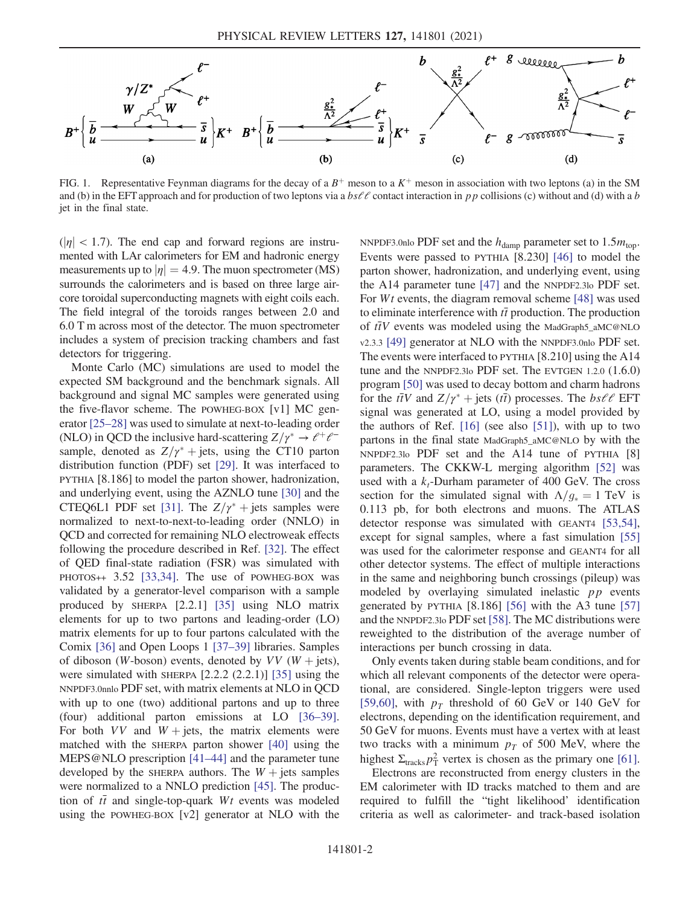FIG. 1. Representative Feynman diagrams for the decay of a $B^+$ meson to a $K^+$ meson in association with two leptons (a) in the SM and (b) in the EFT approach and for production of two leptons via a $bs\ell\ell$ contact interaction in $pp$ collisions (c) without and (d) with a $b$ jet in the final state.

($|\eta| < 1.7$). The end cap and forward regions are instrumented with LAr calorimeters for EM and hadronic energy measurements up to $|\eta| = 4.9$. The muon spectrometer (MS) surrounds the calorimeters and is based on three large air-core toroidal superconducting magnets with eight coils each. The field integral of the toroids ranges between 2.0 and 6.0 T m across most of the detector. The muon spectrometer includes a system of precision tracking chambers and fast detectors for triggering.

Monte Carlo (MC) simulations are used to model the expected SM background and the benchmark signals. All background and signal MC samples were generated using the five-flavor scheme. The POWHEG-BOX [v1] MC generator [25–28] was used to simulate at next-to-leading order (NLO) in QCD the inclusive hard-scattering $Z/\gamma^* \to \ell^+\ell^-$ sample, denoted as $Z/\gamma^*$ + jets, using the CT10 parton distribution function (PDF) set [29]. It was interfaced to PYTHIA [8.186] to model the parton shower, hadronization, and underlying event, using the AZNLO tune [30] and the CTEQ6L1 PDF set [31]. The $Z/\gamma^*$ + jets samples were normalized to next-to-next-to-leading order (NNLO) in QCD and corrected for remaining NLO electroweak effects following the procedure described in Ref. [32]. The effect of QED final-state radiation (FSR) was simulated with PHOTOS++ 3.52 [33,34]. The use of POWHEG-BOX was validated by a generator-level comparison with a sample produced by SHERPA [2.2.1] [35] using NLO matrix elements for up to two partons and leading-order (LO) matrix elements for up to four partons calculated with the Comix [36] and Open Loops 1 [37–39] libraries. Samples of diboson ($W$-boson) events, denoted by $VV$ ($W$ + jets), were simulated with SHERPA [2.2.2 (2.2.1)] [35] using the NNPDF3.0nnlo PDF set, with matrix elements at NLO in QCD with up to one (two) additional partons and up to three (four) additional parton emissions at LO [36–39]. For both $VV$ and $W$ + jets, the matrix elements were matched with the SHERPA parton shower [40] using the MEPS@NLO prescription [41–44] and the parameter tune developed by the SHERPA authors. The $W$ + jets samples were normalized to a NNLO prediction [45]. The production of $t\bar{t}$ and single-top-quark $Wt$ events was modeled using the POWHEG-BOX [v2] generator at NLO with the NNPDF3.0nlo PDF set and the $h_{\mathrm{damp}}$ parameter set to $1.5m_{\mathrm{top}}$. Events were passed to PYTHIA [8.230] [46] to model the parton shower, hadronization, and underlying event, using the A14 parameter tune [47] and the NNPDF2.3lo PDF set. For $Wt$ events, the diagram removal scheme [48] was used to eliminate interference with $t\bar{t}$ production. The production of $t\bar{t}V$ events was modeled using the MadGraph5_aMC@NLO v2.3.3 [49] generator at NLO with the NNPDF3.0nlo PDF set. The events were interfaced to PYTHIA [8.210] using the A14 tune and the NNPDF2.3lo PDF set. The EVTGEN 1.2.0 (1.6.0) program [50] was used to decay bottom and charm hadrons for the $t\bar{t}V$ and $Z/\gamma^*$ + jets ($t\bar{t}$) processes. The $bs\ell\ell$ EFT signal was generated at LO, using a model provided by the authors of Ref. [16] (see also [51]), with up to two partons in the final state MadGraph5_aMC@NLO by with the NNPDF2.3lo PDF set and the A14 tune of PYTHIA [8] parameters. The CKKW-L merging algorithm [52] was used with a $k_t$-Durham parameter of 400 GeV. The cross section for the simulated signal with $\Lambda/g_* = 1$ TeV is 0.113 pb, for both electrons and muons. The ATLAS detector response was simulated with GEANT4 [53,54], except for signal samples, where a fast simulation [55] was used for the calorimeter response and GEANT4 for all other detector systems. The effect of multiple interactions in the same and neighboring bunch crossings (pileup) was modeled by overlaying simulated inelastic $pp$ events generated by PYTHIA [8.186] [56] with the A3 tune [57] and the NNPDF2.3lo PDF set [58]. The MC distributions were reweighted to the distribution of the average number of interactions per bunch crossing in data.

Only events taken during stable beam conditions, and for which all relevant components of the detector were operational, are considered. Single-lepton triggers were used [59,60], with $p_T$ threshold of 60 GeV or 140 GeV for electrons, depending on the identification requirement, and 50 GeV for muons. Events must have a vertex with at least two tracks with a minimum $p_T$ of 500 MeV, where the highest $\Sigma_{\mathrm{tracks}} p_{\mathrm{T}}^2$ vertex is chosen as the primary one [61].

Electrons are reconstructed from energy clusters in the EM calorimeter with ID tracks matched to them and are required to fulfill the "tight likelihood' identification criteria as well as calorimeter- and track-based isolation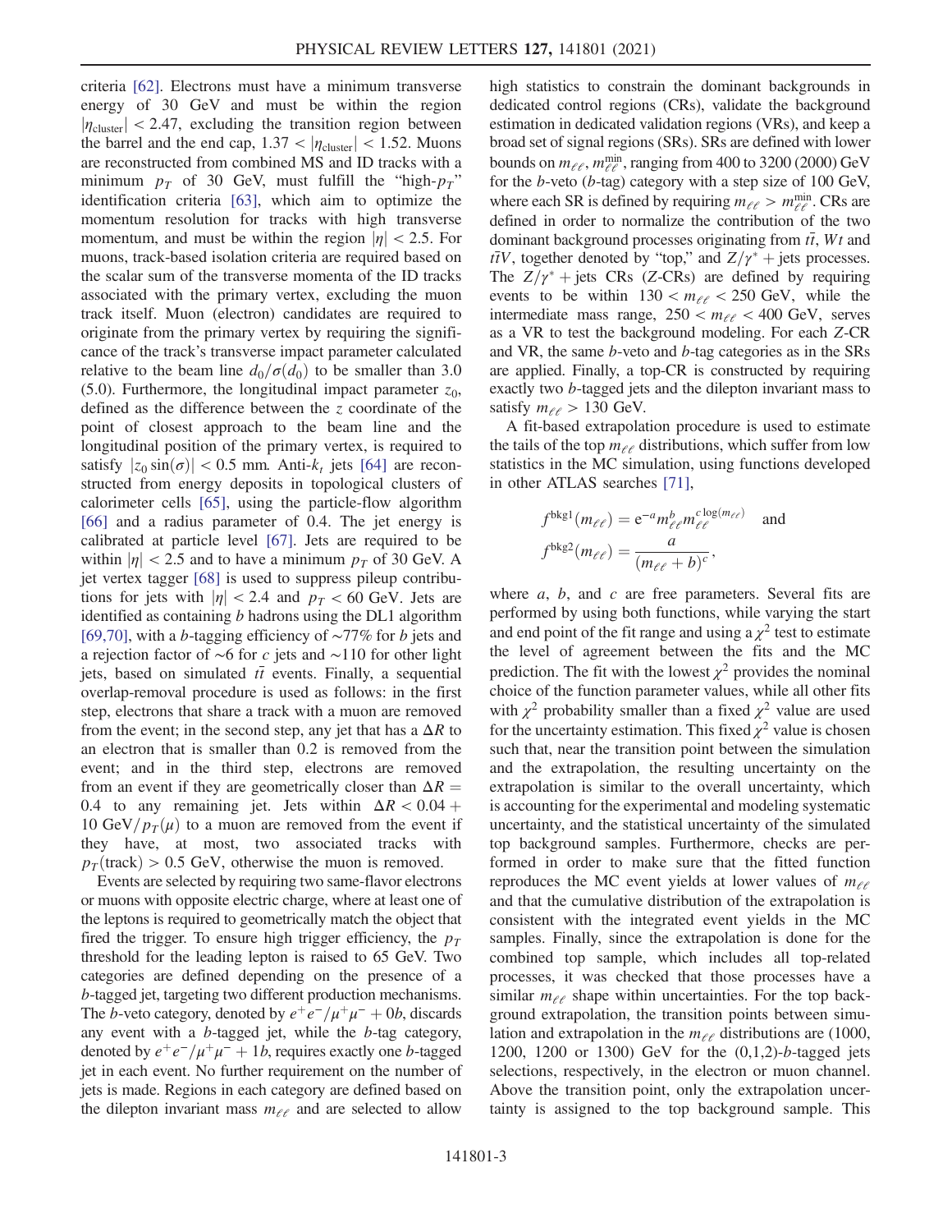criteria [62]. Electrons must have a minimum transverse energy of 30 GeV and must be within the region $|\eta_{\text{cluster}}| < 2.47$, excluding the transition region between the barrel and the end cap, $1.37 < |\eta_{\text{cluster}}| < 1.52$. Muons are reconstructed from combined MS and ID tracks with a minimum $p_T$ of 30 GeV, must fulfill the "high-$p_T$" identification criteria [63], which aim to optimize the momentum resolution for tracks with high transverse momentum, and must be within the region $|\eta| < 2.5$. For muons, track-based isolation criteria are required based on the scalar sum of the transverse momenta of the ID tracks associated with the primary vertex, excluding the muon track itself. Muon (electron) candidates are required to originate from the primary vertex by requiring the significance of the track's transverse impact parameter calculated relative to the beam line $d_0/\sigma(d_0)$ to be smaller than 3.0 (5.0). Furthermore, the longitudinal impact parameter $z_0$, defined as the difference between the $z$ coordinate of the point of closest approach to the beam line and the longitudinal position of the primary vertex, is required to satisfy $|z_0 \sin(\sigma)| < 0.5$ mm. Anti-$k_t$ jets [64] are reconstructed from energy deposits in topological clusters of calorimeter cells [65], using the particle-flow algorithm [66] and a radius parameter of 0.4. The jet energy is calibrated at particle level [67]. Jets are required to be within $|\eta| < 2.5$ and to have a minimum $p_T$ of 30 GeV. A jet vertex tagger [68] is used to suppress pileup contributions for jets with $|\eta| < 2.4$ and $p_T < 60$ GeV. Jets are identified as containing $b$ hadrons using the DL1 algorithm [69,70], with a $b$-tagging efficiency of $\sim$77% for $b$ jets and a rejection factor of $\sim$6 for $c$ jets and $\sim$110 for other light jets, based on simulated $t\bar{t}$ events. Finally, a sequential overlap-removal procedure is used as follows: in the first step, electrons that share a track with a muon are removed from the event; in the second step, any jet that has a $\Delta R$ to an electron that is smaller than 0.2 is removed from the event; and in the third step, electrons are removed from an event if they are geometrically closer than $\Delta R = 0.4$ to any remaining jet. Jets within $\Delta R < 0.04 + 10\ \text{GeV}/p_T(\mu)$ to a muon are removed from the event if they have, at most, two associated tracks with $p_T(\text{track}) > 0.5$ GeV, otherwise the muon is removed.

Events are selected by requiring two same-flavor electrons or muons with opposite electric charge, where at least one of the leptons is required to geometrically match the object that fired the trigger. To ensure high trigger efficiency, the $p_T$ threshold for the leading lepton is raised to 65 GeV. Two categories are defined depending on the presence of a $b$-tagged jet, targeting two different production mechanisms. The $b$-veto category, denoted by $e^+e^-/\mu^+\mu^- + 0b$, discards any event with a $b$-tagged jet, while the $b$-tag category, denoted by $e^+e^-/\mu^+\mu^- + 1b$, requires exactly one $b$-tagged jet in each event. No further requirement on the number of jets is made. Regions in each category are defined based on the dilepton invariant mass $m_{\ell\ell}$ and are selected to allow high statistics to constrain the dominant backgrounds in dedicated control regions (CRs), validate the background estimation in dedicated validation regions (VRs), and keep a broad set of signal regions (SRs). SRs are defined with lower bounds on $m_{\ell\ell}$, $m_{\ell\ell}^{\text{min}}$, ranging from 400 to 3200 (2000) GeV for the $b$-veto ($b$-tag) category with a step size of 100 GeV, where each SR is defined by requiring $m_{\ell\ell} > m_{\ell\ell}^{\text{min}}$. CRs are defined in order to normalize the contribution of the two dominant background processes originating from $t\bar{t}$, $Wt$ and $t\bar{t}V$, together denoted by "top," and $Z/\gamma^* + \text{jets}$ processes. The $Z/\gamma^* + \text{jets}$ CRs ($Z$-CRs) are defined by requiring events to be within $130 < m_{\ell\ell} < 250$ GeV, while the intermediate mass range, $250 < m_{\ell\ell} < 400$ GeV, serves as a VR to test the background modeling. For each $Z$-CR and VR, the same $b$-veto and $b$-tag categories as in the SRs are applied. Finally, a top-CR is constructed by requiring exactly two $b$-tagged jets and the dilepton invariant mass to satisfy $m_{\ell\ell} > 130$ GeV.

A fit-based extrapolation procedure is used to estimate the tails of the top $m_{\ell\ell}$ distributions, which suffer from low statistics in the MC simulation, using functions developed in other ATLAS searches [71],

$$f^{\text{bkg1}}(m_{\ell\ell}) = e^{-a} m_{\ell\ell}^{b} m_{\ell\ell}^{c \log(m_{\ell\ell})} \quad \text{and}$$
$$f^{\text{bkg2}}(m_{\ell\ell}) = \frac{a}{(m_{\ell\ell} + b)^{c}},$$

where $a$, $b$, and $c$ are free parameters. Several fits are performed by using both functions, while varying the start and end point of the fit range and using a $\chi^2$ test to estimate the level of agreement between the fits and the MC prediction. The fit with the lowest $\chi^2$ provides the nominal choice of the function parameter values, while all other fits with $\chi^2$ probability smaller than a fixed $\chi^2$ value are used for the uncertainty estimation. This fixed $\chi^2$ value is chosen such that, near the transition point between the simulation and the extrapolation, the resulting uncertainty on the extrapolation is similar to the overall uncertainty, which is accounting for the experimental and modeling systematic uncertainty, and the statistical uncertainty of the simulated top background samples. Furthermore, checks are performed in order to make sure that the fitted function reproduces the MC event yields at lower values of $m_{\ell\ell}$ and that the cumulative distribution of the extrapolation is consistent with the integrated event yields in the MC samples. Finally, since the extrapolation is done for the combined top sample, which includes all top-related processes, it was checked that those processes have a similar $m_{\ell\ell}$ shape within uncertainties. For the top background extrapolation, the transition points between simulation and extrapolation in the $m_{\ell\ell}$ distributions are (1000, 1200, 1200 or 1300) GeV for the (0,1,2)-$b$-tagged jets selections, respectively, in the electron or muon channel. Above the transition point, only the extrapolation uncertainty is assigned to the top background sample. This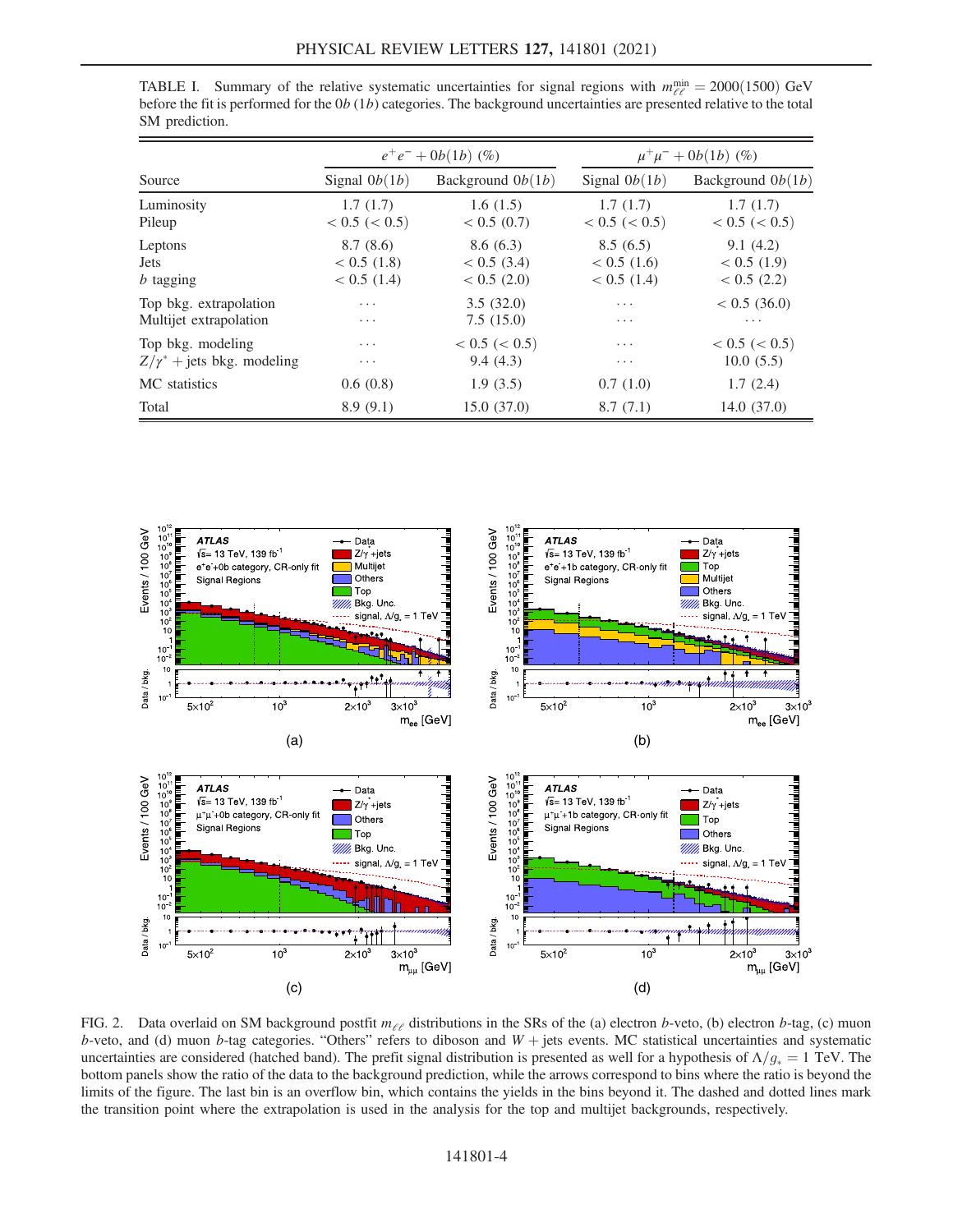TABLE I. Summary of the relative systematic uncertainties for signal regions with $m_{\ell\ell}^{\min} = 2000(1500)$ GeV before the fit is performed for the $0b$ ($1b$) categories. The background uncertainties are presented relative to the total SM prediction.

| Source | $e^+e^- + 0b(1b)$ (%) | | $\mu^+\mu^- + 0b(1b)$ (%) | |
|---|---|---|---|---|
| | Signal $0b(1b)$ | Background $0b(1b)$ | Signal $0b(1b)$ | Background $0b(1b)$ |
| Luminosity | 1.7 (1.7) | 1.6 (1.5) | 1.7 (1.7) | 1.7 (1.7) |
| Pileup | < 0.5 (< 0.5) | < 0.5 (0.7) | < 0.5 (< 0.5) | < 0.5 (< 0.5) |
| Leptons | 8.7 (8.6) | 8.6 (6.3) | 8.5 (6.5) | 9.1 (4.2) |
| Jets | < 0.5 (1.8) | < 0.5 (3.4) | < 0.5 (1.6) | < 0.5 (1.9) |
| $b$ tagging | < 0.5 (1.4) | < 0.5 (2.0) | < 0.5 (1.4) | < 0.5 (2.2) |
| Top bkg. extrapolation | ... | 3.5 (32.0) | ... | < 0.5 (36.0) |
| Multijet extrapolation | ... | 7.5 (15.0) | ... | ... |
| Top bkg. modeling | ... | < 0.5 (< 0.5) | ... | < 0.5 (< 0.5) |
| $Z/\gamma^*$ + jets bkg. modeling | ... | 9.4 (4.3) | ... | 10.0 (5.5) |
| MC statistics | 0.6 (0.8) | 1.9 (3.5) | 0.7 (1.0) | 1.7 (2.4) |
| Total | 8.9 (9.1) | 15.0 (37.0) | 8.7 (7.1) | 14.0 (37.0) |

FIG. 2. Data overlaid on SM background postfit $m_{\ell\ell}$ distributions in the SRs of the (a) electron $b$-veto, (b) electron $b$-tag, (c) muon $b$-veto, and (d) muon $b$-tag categories. "Others" refers to diboson and $W$ + jets events. MC statistical uncertainties and systematic uncertainties are considered (hatched band). The prefit signal distribution is presented as well for a hypothesis of $\Lambda/g_* = 1$ TeV. The bottom panels show the ratio of the data to the background prediction, while the arrows correspond to bins where the ratio is beyond the limits of the figure. The last bin is an overflow bin, which contains the yields in the bins beyond it. The dashed and dotted lines mark the transition point where the extrapolation is used in the analysis for the top and multijet backgrounds, respectively.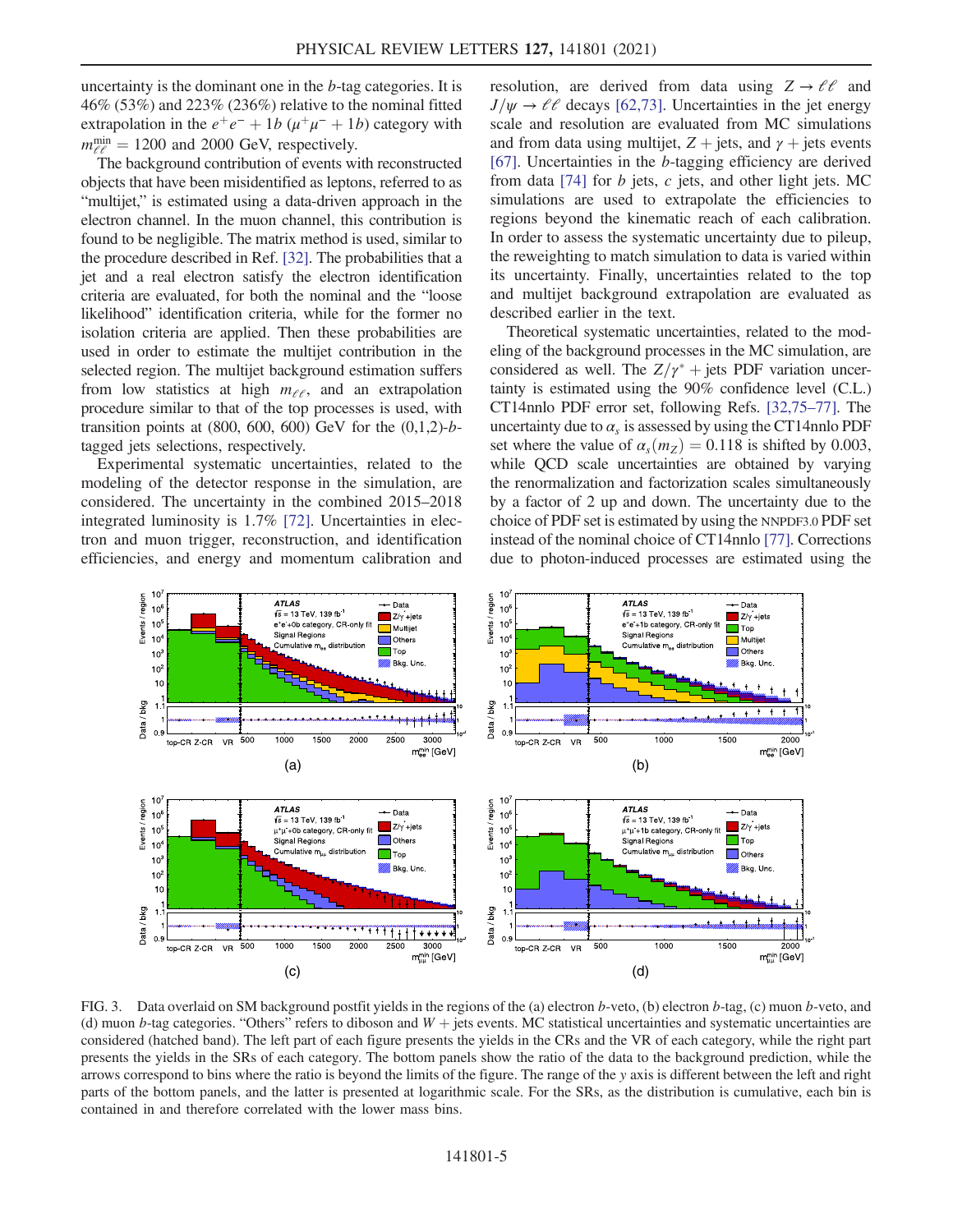uncertainty is the dominant one in the $b$-tag categories. It is 46% (53%) and 223% (236%) relative to the nominal fitted extrapolation in the $e^+e^- + 1b$ ($\mu^+\mu^- + 1b$) category with $m_{\ell\ell}^{\rm min} = 1200$ and 2000 GeV, respectively.

The background contribution of events with reconstructed objects that have been misidentified as leptons, referred to as "multijet," is estimated using a data-driven approach in the electron channel. In the muon channel, this contribution is found to be negligible. The matrix method is used, similar to the procedure described in Ref. [32]. The probabilities that a jet and a real electron satisfy the electron identification criteria are evaluated, for both the nominal and the "loose likelihood" identification criteria, while for the former no isolation criteria are applied. Then these probabilities are used in order to estimate the multijet contribution in the selected region. The multijet background estimation suffers from low statistics at high $m_{\ell\ell}$, and an extrapolation procedure similar to that of the top processes is used, with transition points at (800, 600, 600) GeV for the (0,1,2)-$b$-tagged jets selections, respectively.

Experimental systematic uncertainties, related to the modeling of the detector response in the simulation, are considered. The uncertainty in the combined 2015–2018 integrated luminosity is 1.7% [72]. Uncertainties in electron and muon trigger, reconstruction, and identification efficiencies, and energy and momentum calibration and resolution, are derived from data using $Z \to \ell\ell$ and $J/\psi \to \ell\ell$ decays [62,73]. Uncertainties in the jet energy scale and resolution are evaluated from MC simulations and from data using multijet, $Z$ + jets, and $\gamma$ + jets events [67]. Uncertainties in the $b$-tagging efficiency are derived from data [74] for $b$ jets, $c$ jets, and other light jets. MC simulations are used to extrapolate the efficiencies to regions beyond the kinematic reach of each calibration. In order to assess the systematic uncertainty due to pileup, the reweighting to match simulation to data is varied within its uncertainty. Finally, uncertainties related to the top and multijet background extrapolation are evaluated as described earlier in the text.

Theoretical systematic uncertainties, related to the modeling of the background processes in the MC simulation, are considered as well. The $Z/\gamma^*$ + jets PDF variation uncertainty is estimated using the 90% confidence level (C.L.) CT14nnlo PDF error set, following Refs. [32,75–77]. The uncertainty due to $\alpha_s$ is assessed by using the CT14nnlo PDF set where the value of $\alpha_s(m_Z) = 0.118$ is shifted by 0.003, while QCD scale uncertainties are obtained by varying the renormalization and factorization scales simultaneously by a factor of 2 up and down. The uncertainty due to the choice of PDF set is estimated by using the NNPDF3.0 PDF set instead of the nominal choice of CT14nnlo [77]. Corrections due to photon-induced processes are estimated using the

FIG. 3. Data overlaid on SM background postfit yields in the regions of the (a) electron $b$-veto, (b) electron $b$-tag, (c) muon $b$-veto, and (d) muon $b$-tag categories. "Others" refers to diboson and $W$ + jets events. MC statistical uncertainties and systematic uncertainties are considered (hatched band). The left part of each figure presents the yields in the CRs and the VR of each category, while the right part presents the yields in the SRs of each category. The bottom panels show the ratio of the data to the background prediction, while the arrows correspond to bins where the ratio is beyond the limits of the figure. The range of the $y$ axis is different between the left and right parts of the bottom panels, and the latter is presented at logarithmic scale. For the SRs, as the distribution is cumulative, each bin is contained in and therefore correlated with the lower mass bins.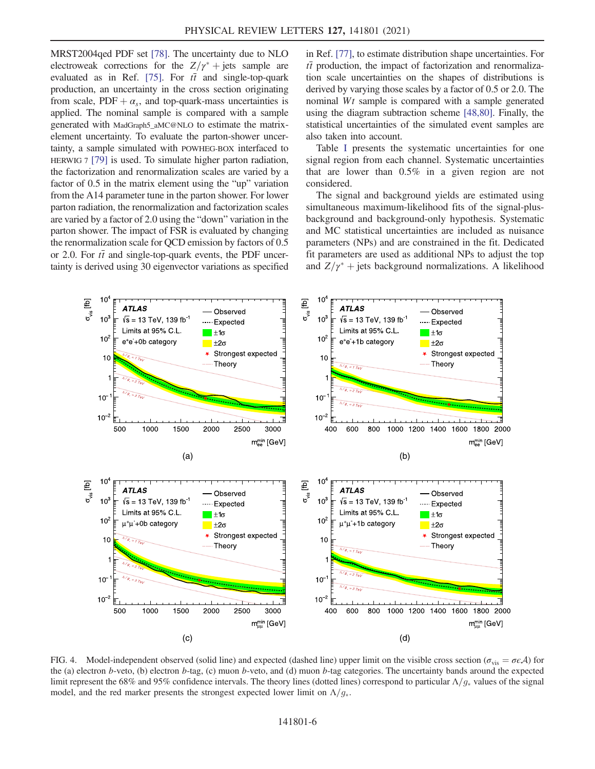MRST2004qed PDF set [78]. The uncertainty due to NLO electroweak corrections for the $Z/\gamma^* + \text{jets}$ sample are evaluated as in Ref. [75]. For $t\bar{t}$ and single-top-quark production, an uncertainty in the cross section originating from scale, PDF + $\alpha_s$, and top-quark-mass uncertainties is applied. The nominal sample is compared with a sample generated with MadGraph5_aMC@NLO to estimate the matrix-element uncertainty. To evaluate the parton-shower uncertainty, a sample simulated with POWHEG-BOX interfaced to HERWIG 7 [79] is used. To simulate higher parton radiation, the factorization and renormalization scales are varied by a factor of 0.5 in the matrix element using the "up" variation from the A14 parameter tune in the parton shower. For lower parton radiation, the renormalization and factorization scales are varied by a factor of 2.0 using the "down" variation in the parton shower. The impact of FSR is evaluated by changing the renormalization scale for QCD emission by factors of 0.5 or 2.0. For $t\bar{t}$ and single-top-quark events, the PDF uncertainty is derived using 30 eigenvector variations as specified in Ref. [77], to estimate distribution shape uncertainties. For $t\bar{t}$ production, the impact of factorization and renormalization scale uncertainties on the shapes of distributions is derived by varying those scales by a factor of 0.5 or 2.0. The nominal $Wt$ sample is compared with a sample generated using the diagram subtraction scheme [48,80]. Finally, the statistical uncertainties of the simulated event samples are also taken into account.

Table I presents the systematic uncertainties for one signal region from each channel. Systematic uncertainties that are lower than 0.5% in a given region are not considered.

The signal and background yields are estimated using simultaneous maximum-likelihood fits of the signal-plus-background and background-only hypothesis. Systematic and MC statistical uncertainties are included as nuisance parameters (NPs) and are constrained in the fit. Dedicated fit parameters are used as additional NPs to adjust the top and $Z/\gamma^* + \text{jets}$ background normalizations. A likelihood

FIG. 4. Model-independent observed (solid line) and expected (dashed line) upper limit on the visible cross section ($\sigma_{\text{vis}} = \sigma\epsilon\mathcal{A}$) for the (a) electron $b$-veto, (b) electron $b$-tag, (c) muon $b$-veto, and (d) muon $b$-tag categories. The uncertainty bands around the expected limit represent the 68% and 95% confidence intervals. The theory lines (dotted lines) correspond to particular $\Lambda/g_*$ values of the signal model, and the red marker presents the strongest expected lower limit on $\Lambda/g_*$.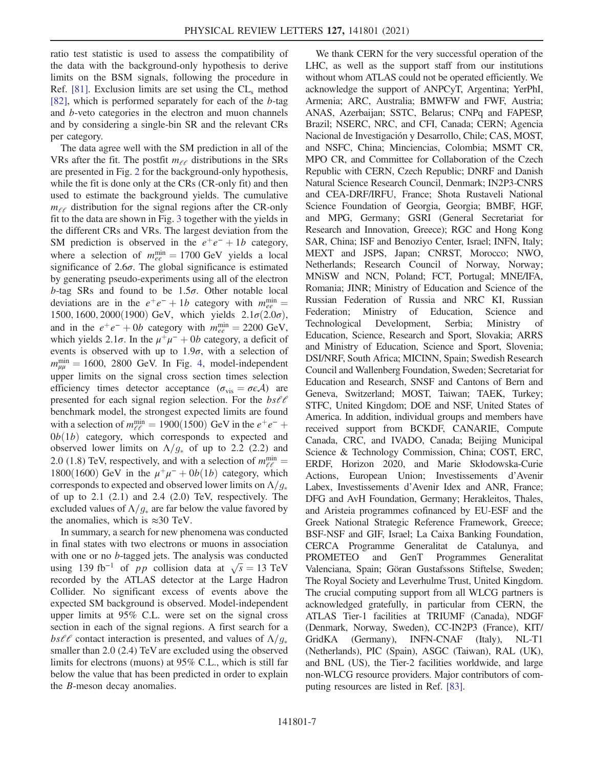ratio test statistic is used to assess the compatibility of the data with the background-only hypothesis to derive limits on the BSM signals, following the procedure in Ref. [81]. Exclusion limits are set using the $\mathrm{CL_s}$ method [82], which is performed separately for each of the $b$-tag and $b$-veto categories in the electron and muon channels and by considering a single-bin SR and the relevant CRs per category.

The data agree well with the SM prediction in all of the VRs after the fit. The postfit $m_{\ell\ell}$ distributions in the SRs are presented in Fig. 2 for the background-only hypothesis, while the fit is done only at the CRs (CR-only fit) and then used to estimate the background yields. The cumulative $m_{\ell\ell}$ distribution for the signal regions after the CR-only fit to the data are shown in Fig. 3 together with the yields in the different CRs and VRs. The largest deviation from the SM prediction is observed in the $e^+e^- + 1b$ category, where a selection of $m_{ee}^{\mathrm{min}} = 1700$ GeV yields a local significance of $2.6\sigma$. The global significance is estimated by generating pseudo-experiments using all of the electron $b$-tag SRs and found to be $1.5\sigma$. Other notable local deviations are in the $e^+e^- + 1b$ category with $m_{ee}^{\mathrm{min}} = 1500, 1600, 2000(1900)$ GeV, which yields $2.1\sigma(2.0\sigma)$, and in the $e^+e^- + 0b$ category with $m_{ee}^{\mathrm{min}} = 2200$ GeV, which yields $2.1\sigma$. In the $\mu^+\mu^- + 0b$ category, a deficit of events is observed with up to $1.9\sigma$, with a selection of $m_{\mu\mu}^{\mathrm{min}} = 1600$, 2800 GeV. In Fig. 4, model-independent upper limits on the signal cross section times selection efficiency times detector acceptance ($\sigma_{\mathrm{vis}} = \sigma\epsilon\mathcal{A}$) are presented for each signal region selection. For the $bs\ell\ell$ benchmark model, the strongest expected limits are found with a selection of $m_{\ell\ell}^{\mathrm{min}} = 1900(1500)$ GeV in the $e^+e^- + 0b(1b)$ category, which corresponds to expected and observed lower limits on $\Lambda/g_*$ of up to 2.2 (2.2) and 2.0 (1.8) TeV, respectively, and with a selection of $m_{\ell\ell}^{\mathrm{min}} = 1800(1600)$ GeV in the $\mu^+\mu^- + 0b(1b)$ category, which corresponds to expected and observed lower limits on $\Lambda/g_*$ of up to 2.1 (2.1) and 2.4 (2.0) TeV, respectively. The excluded values of $\Lambda/g_*$ are far below the value favored by the anomalies, which is $\approx 30$ TeV.

In summary, a search for new phenomena was conducted in final states with two electrons or muons in association with one or no $b$-tagged jets. The analysis was conducted using 139 $\mathrm{fb}^{-1}$ of $pp$ collision data at $\sqrt{s} = 13$ TeV recorded by the ATLAS detector at the Large Hadron Collider. No significant excess of events above the expected SM background is observed. Model-independent upper limits at 95% C.L. were set on the signal cross section in each of the signal regions. A first search for a $bs\ell\ell$ contact interaction is presented, and values of $\Lambda/g_*$ smaller than 2.0 (2.4) TeV are excluded using the observed limits for electrons (muons) at 95% C.L., which is still far below the value that has been predicted in order to explain the $B$-meson decay anomalies.

We thank CERN for the very successful operation of the LHC, as well as the support staff from our institutions without whom ATLAS could not be operated efficiently. We acknowledge the support of ANPCyT, Argentina; YerPhI, Armenia; ARC, Australia; BMWFW and FWF, Austria; ANAS, Azerbaijan; SSTC, Belarus; CNPq and FAPESP, Brazil; NSERC, NRC, and CFI, Canada; CERN; Agencia Nacional de Investigación y Desarrollo, Chile; CAS, MOST, and NSFC, China; Minciencias, Colombia; MSMT CR, MPO CR, and Committee for Collaboration of the Czech Republic with CERN, Czech Republic; DNRF and Danish Natural Science Research Council, Denmark; IN2P3-CNRS and CEA-DRF/IRFU, France; Shota Rustaveli National Science Foundation of Georgia, Georgia; BMBF, HGF, and MPG, Germany; GSRI (General Secretariat for Research and Innovation, Greece); RGC and Hong Kong SAR, China; ISF and Benoziyo Center, Israel; INFN, Italy; MEXT and JSPS, Japan; CNRST, Morocco; NWO, Netherlands; Research Council of Norway, Norway; MNiSW and NCN, Poland; FCT, Portugal; MNE/IFA, Romania; JINR; Ministry of Education and Science of the Russian Federation of Russia and NRC KI, Russian Federation; Ministry of Education, Science and Technological Development, Serbia; Ministry of Education, Science, Research and Sport, Slovakia; ARRS and Ministry of Education, Science and Sport, Slovenia; DSI/NRF, South Africa; MICINN, Spain; Swedish Research Council and Wallenberg Foundation, Sweden; Secretariat for Education and Research, SNSF and Cantons of Bern and Geneva, Switzerland; MOST, Taiwan; TAEK, Turkey; STFC, United Kingdom; DOE and NSF, United States of America. In addition, individual groups and members have received support from BCKDF, CANARIE, Compute Canada, CRC, and IVADO, Canada; Beijing Municipal Science & Technology Commission, China; COST, ERC, ERDF, Horizon 2020, and Marie Skłodowska-Curie Actions, European Union; Investissements d'Avenir Labex, Investissements d'Avenir Idex and ANR, France; DFG and AvH Foundation, Germany; Herakleitos, Thales, and Aristeia programmes cofinanced by EU-ESF and the Greek National Strategic Reference Framework, Greece; BSF-NSF and GIF, Israel; La Caixa Banking Foundation, CERCA Programme Generalitat de Catalunya, and PROMETEO and GenT Programmes Generalitat Valenciana, Spain; Göran Gustafssons Stiftelse, Sweden; The Royal Society and Leverhulme Trust, United Kingdom. The crucial computing support from all WLCG partners is acknowledged gratefully, in particular from CERN, the ATLAS Tier-1 facilities at TRIUMF (Canada), NDGF (Denmark, Norway, Sweden), CC-IN2P3 (France), KIT/GridKA (Germany), INFN-CNAF (Italy), NL-T1 (Netherlands), PIC (Spain), ASGC (Taiwan), RAL (UK), and BNL (US), the Tier-2 facilities worldwide, and large non-WLCG resource providers. Major contributors of computing resources are listed in Ref. [83].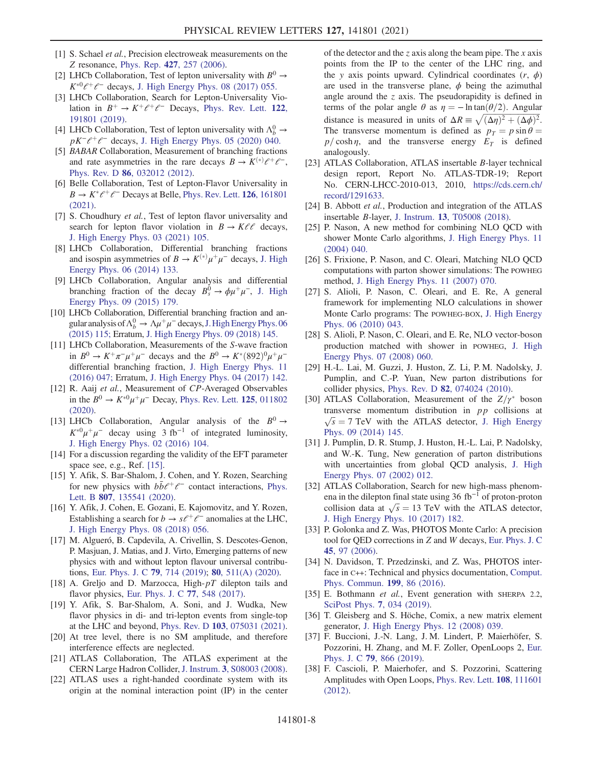[1] S. Schael *et al.*, Precision electroweak measurements on the $Z$ resonance, Phys. Rep. **427**, 257 (2006).

[2] LHCb Collaboration, Test of lepton universality with $B^0 \to K^{*0}\ell^+\ell^-$ decays, J. High Energy Phys. 08 (2017) 055.

[3] LHCb Collaboration, Search for Lepton-Universality Violation in $B^+ \to K^+\ell^+\ell^-$ Decays, Phys. Rev. Lett. **122**, 191801 (2019).

[4] LHCb Collaboration, Test of lepton universality with $\Lambda_b^0 \to pK^-\ell^+\ell^-$ decays, J. High Energy Phys. 05 (2020) 040.

[5] *BABAR* Collaboration, Measurement of branching fractions and rate asymmetries in the rare decays $B \to K^{(*)}\ell^+\ell^-$, Phys. Rev. D **86**, 032012 (2012).

[6] Belle Collaboration, Test of Lepton-Flavor Universality in $B \to K^*\ell^+\ell^-$ Decays at Belle, Phys. Rev. Lett. **126**, 161801 (2021).

[7] S. Choudhury *et al.*, Test of lepton flavor universality and search for lepton flavor violation in $B \to K\ell\ell$ decays, J. High Energy Phys. 03 (2021) 105.

[8] LHCb Collaboration, Differential branching fractions and isospin asymmetries of $B \to K^{(*)}\mu^+\mu^-$ decays, J. High Energy Phys. 06 (2014) 133.

[9] LHCb Collaboration, Angular analysis and differential branching fraction of the decay $B_s^0 \to \phi\mu^+\mu^-$, J. High Energy Phys. 09 (2015) 179.

[10] LHCb Collaboration, Differential branching fraction and angular analysis of $\Lambda_b^0 \to \Lambda\mu^+\mu^-$ decays, J. High Energy Phys. 06 (2015) 115; Erratum, J. High Energy Phys. 09 (2018) 145.

[11] LHCb Collaboration, Measurements of the $S$-wave fraction in $B^0 \to K^+\pi^-\mu^+\mu^-$ decays and the $B^0 \to K^*(892)^0\mu^+\mu^-$ differential branching fraction, J. High Energy Phys. 11 (2016) 047; Erratum, J. High Energy Phys. 04 (2017) 142.

[12] R. Aaij *et al.*, Measurement of $CP$-Averaged Observables in the $B^0 \to K^{*0}\mu^+\mu^-$ Decay, Phys. Rev. Lett. **125**, 011802 (2020).

[13] LHCb Collaboration, Angular analysis of the $B^0 \to K^{*0}\mu^+\mu^-$ decay using 3 $\mathrm{fb}^{-1}$ of integrated luminosity, J. High Energy Phys. 02 (2016) 104.

[14] For a discussion regarding the validity of the EFT parameter space see, e.g., Ref. [15].

[15] Y. Afik, S. Bar-Shalom, J. Cohen, and Y. Rozen, Searching for new physics with $b\bar{b}\ell^+\ell^-$ contact interactions, Phys. Lett. B **807**, 135541 (2020).

[16] Y. Afik, J. Cohen, E. Gozani, E. Kajomovitz, and Y. Rozen, Establishing a search for $b \to s\ell^+\ell^-$ anomalies at the LHC, J. High Energy Phys. 08 (2018) 056.

[17] M. Algueró, B. Capdevila, A. Crivellin, S. Descotes-Genon, P. Masjuan, J. Matias, and J. Virto, Emerging patterns of new physics with and without lepton flavour universal contributions, Eur. Phys. J. C **79**, 714 (2019); **80**, 511(A) (2020).

[18] A. Greljo and D. Marzocca, High-$pT$ dilepton tails and flavor physics, Eur. Phys. J. C **77**, 548 (2017).

[19] Y. Afik, S. Bar-Shalom, A. Soni, and J. Wudka, New flavor physics in di- and tri-lepton events from single-top at the LHC and beyond, Phys. Rev. D **103**, 075031 (2021).

[20] At tree level, there is no SM amplitude, and therefore interference effects are neglected.

[21] ATLAS Collaboration, The ATLAS experiment at the CERN Large Hadron Collider, J. Instrum. **3**, S08003 (2008).

[22] ATLAS uses a right-handed coordinate system with its origin at the nominal interaction point (IP) in the center of the detector and the $z$ axis along the beam pipe. The $x$ axis points from the IP to the center of the LHC ring, and the $y$ axis points upward. Cylindrical coordinates $(r, \phi)$ are used in the transverse plane, $\phi$ being the azimuthal angle around the $z$ axis. The pseudorapidity is defined in terms of the polar angle $\theta$ as $\eta = -\ln \tan(\theta/2)$. Angular distance is measured in units of $\Delta R \equiv \sqrt{(\Delta\eta)^2 + (\Delta\phi)^2}$. The transverse momentum is defined as $p_T = p \sin\theta = p/\cosh\eta$, and the transverse energy $E_T$ is defined analogously.

[23] ATLAS Collaboration, ATLAS insertable $B$-layer technical design report, Report No. ATLAS-TDR-19; Report No. CERN-LHCC-2010-013, 2010, https://cds.cern.ch/record/1291633.

[24] B. Abbott *et al.*, Production and integration of the ATLAS insertable $B$-layer, J. Instrum. **13**, T05008 (2018).

[25] P. Nason, A new method for combining NLO QCD with shower Monte Carlo algorithms, J. High Energy Phys. 11 (2004) 040.

[26] S. Frixione, P. Nason, and C. Oleari, Matching NLO QCD computations with parton shower simulations: The POWHEG method, J. High Energy Phys. 11 (2007) 070.

[27] S. Alioli, P. Nason, C. Oleari, and E. Re, A general framework for implementing NLO calculations in shower Monte Carlo programs: The POWHEG-BOX, J. High Energy Phys. 06 (2010) 043.

[28] S. Alioli, P. Nason, C. Oleari, and E. Re, NLO vector-boson production matched with shower in POWHEG, J. High Energy Phys. 07 (2008) 060.

[29] H.-L. Lai, M. Guzzi, J. Huston, Z. Li, P. M. Nadolsky, J. Pumplin, and C.-P. Yuan, New parton distributions for collider physics, Phys. Rev. D **82**, 074024 (2010).

[30] ATLAS Collaboration, Measurement of the $Z/\gamma^*$ boson transverse momentum distribution in $pp$ collisions at $\sqrt{s} = 7$ TeV with the ATLAS detector, J. High Energy Phys. 09 (2014) 145.

[31] J. Pumplin, D. R. Stump, J. Huston, H.-L. Lai, P. Nadolsky, and W.-K. Tung, New generation of parton distributions with uncertainties from global QCD analysis, J. High Energy Phys. 07 (2002) 012.

[32] ATLAS Collaboration, Search for new high-mass phenomena in the dilepton final state using 36 $\mathrm{fb}^{-1}$ of proton-proton collision data at $\sqrt{s} = 13$ TeV with the ATLAS detector, J. High Energy Phys. 10 (2017) 182.

[33] P. Golonka and Z. Was, PHOTOS Monte Carlo: A precision tool for QED corrections in $Z$ and $W$ decays, Eur. Phys. J. C **45**, 97 (2006).

[34] N. Davidson, T. Przedzinski, and Z. Was, PHOTOS interface in C++: Technical and physics documentation, Comput. Phys. Commun. **199**, 86 (2016).

[35] E. Bothmann *et al.*, Event generation with SHERPA 2.2, SciPost Phys. **7**, 034 (2019).

[36] T. Gleisberg and S. Höche, Comix, a new matrix element generator, J. High Energy Phys. 12 (2008) 039.

[37] F. Buccioni, J.-N. Lang, J. M. Lindert, P. Maierhöfer, S. Pozzorini, H. Zhang, and M. F. Zoller, OpenLoops 2, Eur. Phys. J. C **79**, 866 (2019).

[38] F. Cascioli, P. Maierhofer, and S. Pozzorini, Scattering Amplitudes with Open Loops, Phys. Rev. Lett. **108**, 111601 (2012).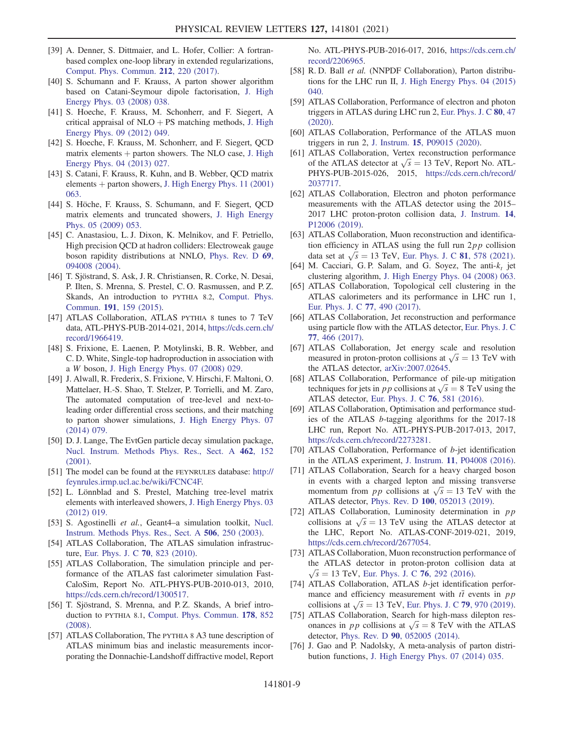[39] A. Denner, S. Dittmaier, and L. Hofer, Collier: A fortran-based complex one-loop library in extended regularizations, Comput. Phys. Commun. **212**, 220 (2017).

[40] S. Schumann and F. Krauss, A parton shower algorithm based on Catani-Seymour dipole factorisation, J. High Energy Phys. 03 (2008) 038.

[41] S. Hoeche, F. Krauss, M. Schonherr, and F. Siegert, A critical appraisal of NLO + PS matching methods, J. High Energy Phys. 09 (2012) 049.

[42] S. Hoeche, F. Krauss, M. Schonherr, and F. Siegert, QCD matrix elements + parton showers. The NLO case, J. High Energy Phys. 04 (2013) 027.

[43] S. Catani, F. Krauss, R. Kuhn, and B. Webber, QCD matrix elements + parton showers, J. High Energy Phys. 11 (2001) 063.

[44] S. Höche, F. Krauss, S. Schumann, and F. Siegert, QCD matrix elements and truncated showers, J. High Energy Phys. 05 (2009) 053.

[45] C. Anastasiou, L. J. Dixon, K. Melnikov, and F. Petriello, High precision QCD at hadron colliders: Electroweak gauge boson rapidity distributions at NNLO, Phys. Rev. D **69**, 094008 (2004).

[46] T. Sjöstrand, S. Ask, J. R. Christiansen, R. Corke, N. Desai, P. Ilten, S. Mrenna, S. Prestel, C. O. Rasmussen, and P. Z. Skands, An introduction to PYTHIA 8.2, Comput. Phys. Commun. **191**, 159 (2015).

[47] ATLAS Collaboration, ATLAS PYTHIA 8 tunes to 7 TeV data, ATL-PHYS-PUB-2014-021, 2014, https://cds.cern.ch/record/1966419.

[48] S. Frixione, E. Laenen, P. Motylinski, B. R. Webber, and C. D. White, Single-top hadroproduction in association with a $W$ boson, J. High Energy Phys. 07 (2008) 029.

[49] J. Alwall, R. Frederix, S. Frixione, V. Hirschi, F. Maltoni, O. Mattelaer, H.-S. Shao, T. Stelzer, P. Torrielli, and M. Zaro, The automated computation of tree-level and next-to-leading order differential cross sections, and their matching to parton shower simulations, J. High Energy Phys. 07 (2014) 079.

[50] D. J. Lange, The EvtGen particle decay simulation package, Nucl. Instrum. Methods Phys. Res., Sect. A **462**, 152 (2001).

[51] The model can be found at the FEYNRULES database: http://feynrules.irmp.ucl.ac.be/wiki/FCNC4F.

[52] L. Lönnblad and S. Prestel, Matching tree-level matrix elements with interleaved showers, J. High Energy Phys. 03 (2012) 019.

[53] S. Agostinelli *et al.*, Geant4–a simulation toolkit, Nucl. Instrum. Methods Phys. Res., Sect. A **506**, 250 (2003).

[54] ATLAS Collaboration, The ATLAS simulation infrastructure, Eur. Phys. J. C **70**, 823 (2010).

[55] ATLAS Collaboration, The simulation principle and performance of the ATLAS fast calorimeter simulation FastCaloSim, Report No. ATL-PHYS-PUB-2010-013, 2010, https://cds.cern.ch/record/1300517.

[56] T. Sjöstrand, S. Mrenna, and P. Z. Skands, A brief introduction to PYTHIA 8.1, Comput. Phys. Commun. **178**, 852 (2008).

[57] ATLAS Collaboration, The PYTHIA 8 A3 tune description of ATLAS minimum bias and inelastic measurements incorporating the Donnachie-Landshoff diffractive model, Report No. ATL-PHYS-PUB-2016-017, 2016, https://cds.cern.ch/record/2206965.

[58] R. D. Ball *et al.* (NNPDF Collaboration), Parton distributions for the LHC run II, J. High Energy Phys. 04 (2015) 040.

[59] ATLAS Collaboration, Performance of electron and photon triggers in ATLAS during LHC run 2, Eur. Phys. J. C **80**, 47 (2020).

[60] ATLAS Collaboration, Performance of the ATLAS muon triggers in run 2, J. Instrum. **15**, P09015 (2020).

[61] ATLAS Collaboration, Vertex reconstruction performance of the ATLAS detector at $\sqrt{s} = 13$ TeV, Report No. ATL-PHYS-PUB-2015-026, 2015, https://cds.cern.ch/record/2037717.

[62] ATLAS Collaboration, Electron and photon performance measurements with the ATLAS detector using the 2015–2017 LHC proton-proton collision data, J. Instrum. **14**, P12006 (2019).

[63] ATLAS Collaboration, Muon reconstruction and identification efficiency in ATLAS using the full run $2pp$ collision data set at $\sqrt{s} = 13$ TeV, Eur. Phys. J. C **81**, 578 (2021).

[64] M. Cacciari, G. P. Salam, and G. Soyez, The anti-$k_t$ jet clustering algorithm, J. High Energy Phys. 04 (2008) 063.

[65] ATLAS Collaboration, Topological cell clustering in the ATLAS calorimeters and its performance in LHC run 1, Eur. Phys. J. C **77**, 490 (2017).

[66] ATLAS Collaboration, Jet reconstruction and performance using particle flow with the ATLAS detector, Eur. Phys. J. C **77**, 466 (2017).

[67] ATLAS Collaboration, Jet energy scale and resolution measured in proton-proton collisions at $\sqrt{s} = 13$ TeV with the ATLAS detector, arXiv:2007.02645.

[68] ATLAS Collaboration, Performance of pile-up mitigation techniques for jets in $pp$ collisions at $\sqrt{s} = 8$ TeV using the ATLAS detector, Eur. Phys. J. C **76**, 581 (2016).

[69] ATLAS Collaboration, Optimisation and performance studies of the ATLAS $b$-tagging algorithms for the 2017-18 LHC run, Report No. ATL-PHYS-PUB-2017-013, 2017, https://cds.cern.ch/record/2273281.

[70] ATLAS Collaboration, Performance of $b$-jet identification in the ATLAS experiment, J. Instrum. **11**, P04008 (2016).

[71] ATLAS Collaboration, Search for a heavy charged boson in events with a charged lepton and missing transverse momentum from $pp$ collisions at $\sqrt{s} = 13$ TeV with the ATLAS detector, Phys. Rev. D **100**, 052013 (2019).

[72] ATLAS Collaboration, Luminosity determination in $pp$ collisions at $\sqrt{s} = 13$ TeV using the ATLAS detector at the LHC, Report No. ATLAS-CONF-2019-021, 2019, https://cds.cern.ch/record/2677054.

[73] ATLAS Collaboration, Muon reconstruction performance of the ATLAS detector in proton-proton collision data at $\sqrt{s} = 13$ TeV, Eur. Phys. J. C **76**, 292 (2016).

[74] ATLAS Collaboration, ATLAS $b$-jet identification performance and efficiency measurement with $t\bar{t}$ events in $pp$ collisions at $\sqrt{s} = 13$ TeV, Eur. Phys. J. C **79**, 970 (2019).

[75] ATLAS Collaboration, Search for high-mass dilepton resonances in $pp$ collisions at $\sqrt{s} = 8$ TeV with the ATLAS detector, Phys. Rev. D **90**, 052005 (2014).

[76] J. Gao and P. Nadolsky, A meta-analysis of parton distribution functions, J. High Energy Phys. 07 (2014) 035.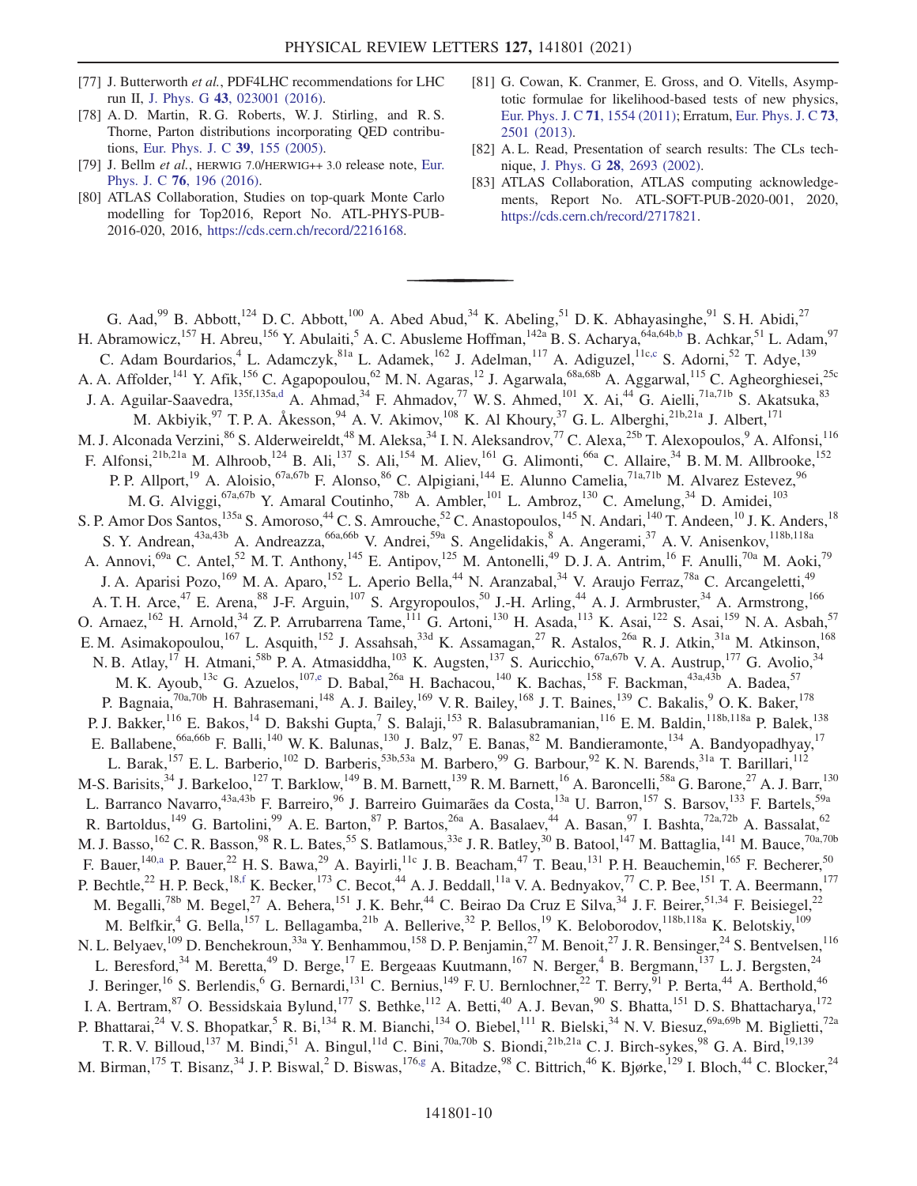[77] J. Butterworth *et al.*, PDF4LHC recommendations for LHC run II, J. Phys. G **43**, 023001 (2016).

[78] A. D. Martin, R. G. Roberts, W. J. Stirling, and R. S. Thorne, Parton distributions incorporating QED contributions, Eur. Phys. J. C **39**, 155 (2005).

[79] J. Bellm *et al.*, HERWIG 7.0/HERWIG++ 3.0 release note, Eur. Phys. J. C **76**, 196 (2016).

[80] ATLAS Collaboration, Studies on top-quark Monte Carlo modelling for Top2016, Report No. ATL-PHYS-PUB-2016-020, 2016, https://cds.cern.ch/record/2216168.

[81] G. Cowan, K. Cranmer, E. Gross, and O. Vitells, Asymptotic formulae for likelihood-based tests of new physics, Eur. Phys. J. C **71**, 1554 (2011); Erratum, Eur. Phys. J. C **73**, 2501 (2013).

[82] A. L. Read, Presentation of search results: The CLs technique, J. Phys. G **28**, 2693 (2002).

[83] ATLAS Collaboration, ATLAS computing acknowledgements, Report No. ATL-SOFT-PUB-2020-001, 2020, https://cds.cern.ch/record/2717821.

---

G. Aad,[99] B. Abbott,[124] D. C. Abbott,[100] A. Abed Abud,[34] K. Abeling,[51] D. K. Abhayasinghe,[91] S. H. Abidi,[27] H. Abramowicz,[157] H. Abreu,[156] Y. Abulaiti,[5] A. C. Abusleme Hoffman,[142a] B. S. Acharya,[64a,64b,b] B. Achkar,[51] L. Adam,[97] C. Adam Bourdarios,[4] L. Adamczyk,[81a] L. Adamek,[162] J. Adelman,[117] A. Adiguzel,[11c,c] S. Adorni,[52] T. Adye,[139] A. A. Affolder,[141] Y. Afik,[156] C. Agapopoulou,[62] M. N. Agaras,[12] J. Agarwala,[68a,68b] A. Aggarwal,[115] C. Agheorghiesei,[25c] J. A. Aguilar-Saavedra,[135f,135a,d] A. Ahmad,[34] F. Ahmadov,[77] W. S. Ahmed,[101] X. Ai,[44] G. Aielli,[71a,71b] S. Akatsuka,[83] M. Akbiyik,[97] T. P. A. Åkesson,[94] A. V. Akimov,[108] K. Al Khoury,[37] G. L. Alberghi,[21b,21a] J. Albert,[171] M. J. Alconada Verzini,[86] S. Alderweireldt,[48] M. Aleksa,[34] I. N. Aleksandrov,[77] C. Alexa,[25b] T. Alexopoulos,[9] A. Alfonsi,[116] F. Alfonsi,[21b,21a] M. Alhroob,[124] B. Ali,[137] S. Ali,[154] M. Aliev,[161] G. Alimonti,[66a] C. Allaire,[34] B. M. M. Allbrooke,[152] P. P. Allport,[19] A. Aloisio,[67a,67b] F. Alonso,[86] C. Alpigiani,[144] E. Alunno Camelia,[71a,71b] M. Alvarez Estevez,[96] M. G. Alviggi,[67a,67b] Y. Amaral Coutinho,[78b] A. Ambler,[101] L. Ambroz,[130] C. Amelung,[34] D. Amidei,[103] S. P. Amor Dos Santos,[135a] S. Amoroso,[44] C. S. Amrouche,[52] C. Anastopoulos,[145] N. Andari,[140] T. Andeen,[10] J. K. Anders,[18] S. Y. Andrean,[43a,43b] A. Andreazza,[66a,66b] V. Andrei,[59a] S. Angelidakis,[8] A. Angerami,[37] A. V. Anisenkov,[118b,118a] A. Annovi,[69a] C. Antel,[52] M. T. Anthony,[145] E. Antipov,[125] M. Antonelli,[49] D. J. A. Antrim,[16] F. Anulli,[70a] M. Aoki,[79] J. A. Aparisi Pozo,[169] M. A. Aparo,[152] L. Aperio Bella,[44] N. Aranzabal,[34] V. Araujo Ferraz,[78a] C. Arcangeletti,[49] A. T. H. Arce,[47] E. Arena,[88] J-F. Arguin,[107] S. Argyropoulos,[50] J.-H. Arling,[44] A. J. Armbruster,[34] A. Armstrong,[166] O. Arnaez,[162] H. Arnold,[34] Z. P. Arrubarrena Tame,[111] G. Artoni,[130] H. Asada,[113] K. Asai,[122] S. Asai,[159] N. A. Asbah,[57] E. M. Asimakopoulou,[167] L. Asquith,[152] J. Assahsah,[33d] K. Assamagan,[27] R. Astalos,[26a] R. J. Atkin,[31a] M. Atkinson,[168] N. B. Atlay,[17] H. Atmani,[58b] P. A. Atmasiddha,[103] K. Augsten,[137] S. Auricchio,[67a,67b] V. A. Austrup,[177] G. Avolio,[34] M. K. Ayoub,[13c] G. Azuelos,[107,e] D. Babal,[26a] H. Bachacou,[140] K. Bachas,[158] F. Backman,[43a,43b] A. Badea,[57] P. Bagnaia,[70a,70b] H. Bahrasemani,[148] A. J. Bailey,[169] V. R. Bailey,[168] J. T. Baines,[139] C. Bakalis,[9] O. K. Baker,[178] P. J. Bakker,[116] E. Bakos,[14] D. Bakshi Gupta,[7] S. Balaji,[153] R. Balasubramanian,[116] E. M. Baldin,[118b,118a] P. Balek,[138] E. Ballabene,[66a,66b] F. Balli,[140] W. K. Balunas,[130] J. Balz,[97] E. Banas,[82] M. Bandieramonte,[134] A. Bandyopadhyay,[17] L. Barak,[157] E. L. Barberio,[102] D. Barberis,[53b,53a] M. Barbero,[99] G. Barbour,[92] K. N. Barends,[31a] T. Barillari,[112] M-S. Barisits,[34] J. Barkeloo,[127] T. Barklow,[149] B. M. Barnett,[139] R. M. Barnett,[16] A. Baroncelli,[58a] G. Barone,[27] A. J. Barr,[130] L. Barranco Navarro,[43a,43b] F. Barreiro,[96] J. Barreiro Guimarães da Costa,[13a] U. Barron,[157] S. Barsov,[133] F. Bartels,[59a] R. Bartoldus,[149] G. Bartolini,[99] A. E. Barton,[87] P. Bartos,[26a] A. Basalaev,[44] A. Basan,[97] I. Bashta,[72a,72b] A. Bassalat,[62] M. J. Basso,[162] C. R. Basson,[98] R. L. Bates,[55] S. Batlamous,[33e] J. R. Batley,[30] B. Batool,[147] M. Battaglia,[141] M. Bauce,[70a,70b] F. Bauer,[140,a] P. Bauer,[22] H. S. Bawa,[29] A. Bayirli,[11c] J. B. Beacham,[47] T. Beau,[131] P. H. Beauchemin,[165] F. Becherer,[50] P. Bechtle,[22] H. P. Beck,[18,f] K. Becker,[173] C. Becot,[44] A. J. Beddall,[11a] V. A. Bednyakov,[77] C. P. Bee,[151] T. A. Beermann,[177] M. Begalli,[78b] M. Begel,[27] A. Behera,[151] J. K. Behr,[44] C. Beirao Da Cruz E Silva,[34] J. F. Beirer,[51,34] F. Beisiegel,[22] M. Belfkir,[4] G. Bella,[157] L. Bellagamba,[21b] A. Bellerive,[32] P. Bellos,[19] K. Beloborodov,[118b,118a] K. Belotskiy,[109] N. L. Belyaev,[109] D. Benchekroun,[33a] Y. Benhammou,[158] D. P. Benjamin,[27] M. Benoit,[27] J. R. Bensinger,[24] S. Bentvelsen,[116] L. Beresford,[34] M. Beretta,[49] D. Berge,[17] E. Bergeaas Kuutmann,[167] N. Berger,[4] B. Bergmann,[137] L. J. Bergsten,[24] J. Beringer,[16] S. Berlendis,[6] G. Bernardi,[131] C. Bernius,[149] F. U. Bernlochner,[22] T. Berry,[91] P. Berta,[44] A. Berthold,[46] I. A. Bertram,[87] O. Bessidskaia Bylund,[177] S. Bethke,[112] A. Betti,[40] A. J. Bevan,[90] S. Bhatta,[151] D. S. Bhattacharya,[172] P. Bhattarai,[24] V. S. Bhopatkar,[5] R. Bi,[134] R. M. Bianchi,[134] O. Biebel,[111] R. Bielski,[34] N. V. Biesuz,[69a,69b] M. Biglietti,[72a] T. R. V. Billoud,[137] M. Bindi,[51] A. Bingul,[11d] C. Bini,[70a,70b] S. Biondi,[21b,21a] C. J. Birch-sykes,[98] G. A. Bird,[19,139] M. Birman,[175] T. Bisanz,[34] J. P. Biswal,[2] D. Biswas,[176,g] A. Bitadze,[98] C. Bittrich,[46] K. Bjørke,[129] I. Bloch,[44] C. Blocker,[24]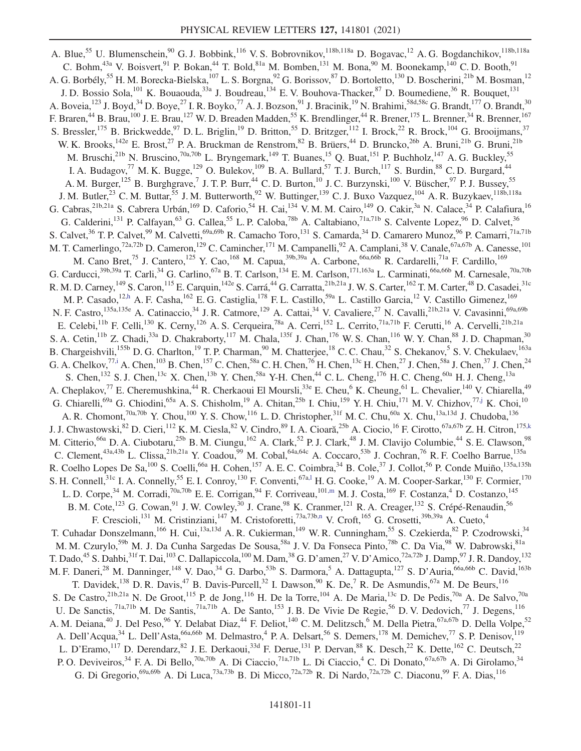A. Blue,[55] U. Blumenschein,[90] G. J. Bobbink,[116] V. S. Bobrovnikov,[118b,118a] D. Bogavac,[12] A. G. Bogdanchikov,[118b,118a] C. Bohm,[43a] V. Boisvert,[91] P. Bokan,[44] T. Bold,[81a] M. Bomben,[131] M. Bona,[90] M. Boonekamp,[140] C. D. Booth,[91] A. G. Borbély,[55] H. M. Borecka-Bielska,[107] L. S. Borgna,[92] G. Borissov,[87] D. Bortoletto,[130] D. Boscherini,[21b] M. Bosman,[12] J. D. Bossio Sola,[101] K. Bouaouda,[33a] J. Boudreau,[134] E. V. Bouhova-Thacker,[87] D. Boumediene,[36] R. Bouquet,[131] A. Boveia,[123] J. Boyd,[34] D. Boye,[27] I. R. Boyko,[77] A. J. Bozson,[91] J. Bracinik,[19] N. Brahimi,[58d,58c] G. Brandt,[177] O. Brandt,[30] F. Braren,[44] B. Brau,[100] J. E. Brau,[127] W. D. Breaden Madden,[55] K. Brendlinger,[44] R. Brener,[175] L. Brenner,[34] R. Brenner,[167] S. Bressler,[175] B. Brickwedde,[97] D. L. Briglin,[19] D. Britton,[55] D. Britzger,[112] I. Brock,[22] R. Brock,[104] G. Brooijmans,[37] W. K. Brooks,[142e] E. Brost,[27] P. A. Bruckman de Renstrom,[82] B. Brüers,[44] D. Bruncko,[26b] A. Bruni,[21b] G. Bruni,[21b] M. Bruschi,[21b] N. Bruscino,[70a,70b] L. Bryngemark,[149] T. Buanes,[15] Q. Buat,[151] P. Buchholz,[147] A. G. Buckley,[55] I. A. Budagov,[77] M. K. Bugge,[129] O. Bulekov,[109] B. A. Bullard,[57] T. J. Burch,[117] S. Burdin,[88] C. D. Burgard,[44] A. M. Burger,[125] B. Burghgrave,[7] J. T. P. Burr,[44] C. D. Burton,[10] J. C. Burzynski,[100] V. Büscher,[97] P. J. Bussey,[55] J. M. Butler,[23] C. M. Buttar,[55] J. M. Butterworth,[92] W. Buttinger,[139] C. J. Buxo Vazquez,[104] A. R. Buzykaev,[118b,118a] G. Cabras,[21b,21a] S. Cabrera Urbán,[169] D. Caforio,[54] H. Cai,[134] V. M. M. Cairo,[149] O. Cakir,[3a] N. Calace,[34] P. Calafiura,[16] G. Calderini,[131] P. Calfayan,[63] G. Callea,[55] L. P. Caloba,[78b] A. Caltabiano,[71a,71b] S. Calvente Lopez,[96] D. Calvet,[36] S. Calvet,[36] T. P. Calvet,[99] M. Calvetti,[69a,69b] R. Camacho Toro,[131] S. Camarda,[34] D. Camarero Munoz,[96] P. Camarri,[71a,71b] M. T. Camerlingo,[72a,72b] D. Cameron,[129] C. Camincher,[171] M. Campanelli,[92] A. Camplani,[38] V. Canale,[67a,67b] A. Canesse,[101] M. Cano Bret,[75] J. Cantero,[125] Y. Cao,[168] M. Capua,[39b,39a] A. Carbone,[66a,66b] R. Cardarelli,[71a] F. Cardillo,[169] G. Carducci,[39b,39a] T. Carli,[34] G. Carlino,[67a] B. T. Carlson,[134] E. M. Carlson,[171,163a] L. Carminati,[66a,66b] M. Carnesale,[70a,70b] R. M. D. Carney,[149] S. Caron,[115] E. Carquin,[142e] S. Carrá,[44] G. Carratta,[21b,21a] J. W. S. Carter,[162] T. M. Carter,[48] D. Casadei,[31c] M. P. Casado,[12,h] A. F. Casha,[162] E. G. Castiglia,[178] F. L. Castillo,[59a] L. Castillo Garcia,[12] V. Castillo Gimenez,[169] N. F. Castro,[135a,135e] A. Catinaccio,[34] J. R. Catmore,[129] A. Cattai,[34] V. Cavaliere,[27] N. Cavalli,[21b,21a] V. Cavasinni,[69a,69b] E. Celebi,[11b] F. Celli,[130] K. Cerny,[126] A. S. Cerqueira,[78a] A. Cerri,[152] L. Cerrito,[71a,71b] F. Cerutti,[16] A. Cervelli,[21b,21a] S. A. Cetin,[11b] Z. Chadi,[33a] D. Chakraborty,[117] M. Chala,[135f] J. Chan,[176] W. S. Chan,[116] W. Y. Chan,[88] J. D. Chapman,[30] B. Chargeishvili,[155b] D. G. Charlton,[19] T. P. Charman,[90] M. Chatterjee,[18] C. C. Chau,[32] S. Chekanov,[5] S. V. Chekulaev,[163a] G. A. Chelkov,[77,i] A. Chen,[103] B. Chen,[157] C. Chen,[58a] C. H. Chen,[76] H. Chen,[13c] H. Chen,[27] J. Chen,[58a] J. Chen,[37] J. Chen,[24] S. Chen,[132] S. J. Chen,[13c] X. Chen,[13b] Y. Chen,[58a] Y-H. Chen,[44] C. L. Cheng,[176] H. C. Cheng,[60a] H. J. Cheng,[13a] A. Cheplakov,[77] E. Cheremushkina,[44] R. Cherkaoui El Moursli,[33e] E. Cheu,[6] K. Cheung,[61] L. Chevalier,[140] V. Chiarella,[49] G. Chiarelli,[69a] G. Chiodini,[65a] A. S. Chisholm,[19] A. Chitan,[25b] I. Chiu,[159] Y. H. Chiu,[171] M. V. Chizhov,[77,j] K. Choi,[10] A. R. Chomont,[70a,70b] Y. Chou,[100] Y. S. Chow,[116] L. D. Christopher,[31f] M. C. Chu,[60a] X. Chu,[13a,13d] J. Chudoba,[136] J. J. Chwastowski,[82] D. Cieri,[112] K. M. Ciesla,[82] V. Cindro,[89] I. A. Cioară,[25b] A. Ciocio,[16] F. Cirotto,[67a,67b] Z. H. Citron,[175,k] M. Citterio,[66a] D. A. Ciubotaru,[25b] B. M. Ciungu,[162] A. Clark,[52] P. J. Clark,[48] J. M. Clavijo Columbie,[44] S. E. Clawson,[98] C. Clement,[43a,43b] L. Clissa,[21b,21a] Y. Coadou,[99] M. Cobal,[64a,64c] A. Coccaro,[53b] J. Cochran,[76] R. F. Coelho Barrue,[135a] R. Coelho Lopes De Sa,[100] S. Coelli,[66a] H. Cohen,[157] A. E. C. Coimbra,[34] B. Cole,[37] J. Collot,[56] P. Conde Muiño,[135a,135h] S. H. Connell,[31c] I. A. Connelly,[55] E. I. Conroy,[130] F. Conventi,[67a,l] H. G. Cooke,[19] A. M. Cooper-Sarkar,[130] F. Cormier,[170] L. D. Corpe,[34] M. Corradi,[70a,70b] E. E. Corrigan,[94] F. Corriveau,[101,m] M. J. Costa,[169] F. Costanza,[4] D. Costanzo,[145] B. M. Cote,[123] G. Cowan,[91] J. W. Cowley,[30] J. Crane,[98] K. Cranmer,[121] R. A. Creager,[132] S. Crépé-Renaudin,[56] F. Crescioli,[131] M. Cristinziani,[147] M. Cristoforetti,[73a,73b,n] V. Croft,[165] G. Crosetti,[39b,39a] A. Cueto,[4] T. Cuhadar Donszelmann,[166] H. Cui,[13a,13d] A. R. Cukierman,[149] W. R. Cunningham,[55] S. Czekierda,[82] P. Czodrowski,[34] M. M. Czurylo,[59b] M. J. Da Cunha Sargedas De Sousa,[58a] J. V. Da Fonseca Pinto,[78b] C. Da Via,[98] W. Dabrowski,[81a] T. Dado,[45] S. Dahbi,[31f] T. Dai,[103] C. Dallapiccola,[100] M. Dam,[38] G. D'amen,[27] V. D'Amico,[72a,72b] J. Damp,[97] J. R. Dandoy,[132] M. F. Daneri,[28] M. Danninger,[148] V. Dao,[34] G. Darbo,[53b] S. Darmora,[5] A. Dattagupta,[127] S. D'Auria,[66a,66b] C. David,[163b] T. Davidek,[138] D. R. Davis,[47] B. Davis-Purcell,[32] I. Dawson,[90] K. De,[7] R. De Asmundis,[67a] M. De Beurs,[116] S. De Castro,[21b,21a] N. De Groot,[115] P. de Jong,[116] H. De la Torre,[104] A. De Maria,[13c] D. De Pedis,[70a] A. De Salvo,[70a] U. De Sanctis,[71a,71b] M. De Santis,[71a,71b] A. De Santo,[153] J. B. De Vivie De Regie,[56] D. V. Dedovich,[77] J. Degens,[116] A. M. Deiana,[40] J. Del Peso,[96] Y. Delabat Diaz,[44] F. Deliot,[140] C. M. Delitzsch,[6] M. Della Pietra,[67a,67b] D. Della Volpe,[52] A. Dell'Acqua,[34] L. Dell'Asta,[66a,66b] M. Delmastro,[4] P. A. Delsart,[56] S. Demers,[178] M. Demichev,[77] S. P. Denisov,[119] L. D'Eramo,[117] D. Derendarz,[82] J. E. Derkaoui,[33d] F. Derue,[131] P. Dervan,[88] K. Desch,[22] K. Dette,[162] C. Deutsch,[22] P. O. Deviveiros,[34] F. A. Di Bello,[70a,70b] A. Di Ciaccio,[71a,71b] L. Di Ciaccio,[4] C. Di Donato,[67a,67b] A. Di Girolamo,[34] G. Di Gregorio,[69a,69b] A. Di Luca,[73a,73b] B. Di Micco,[72a,72b] R. Di Nardo,[72a,72b] C. Diaconu,[99] F. A. Dias,[116]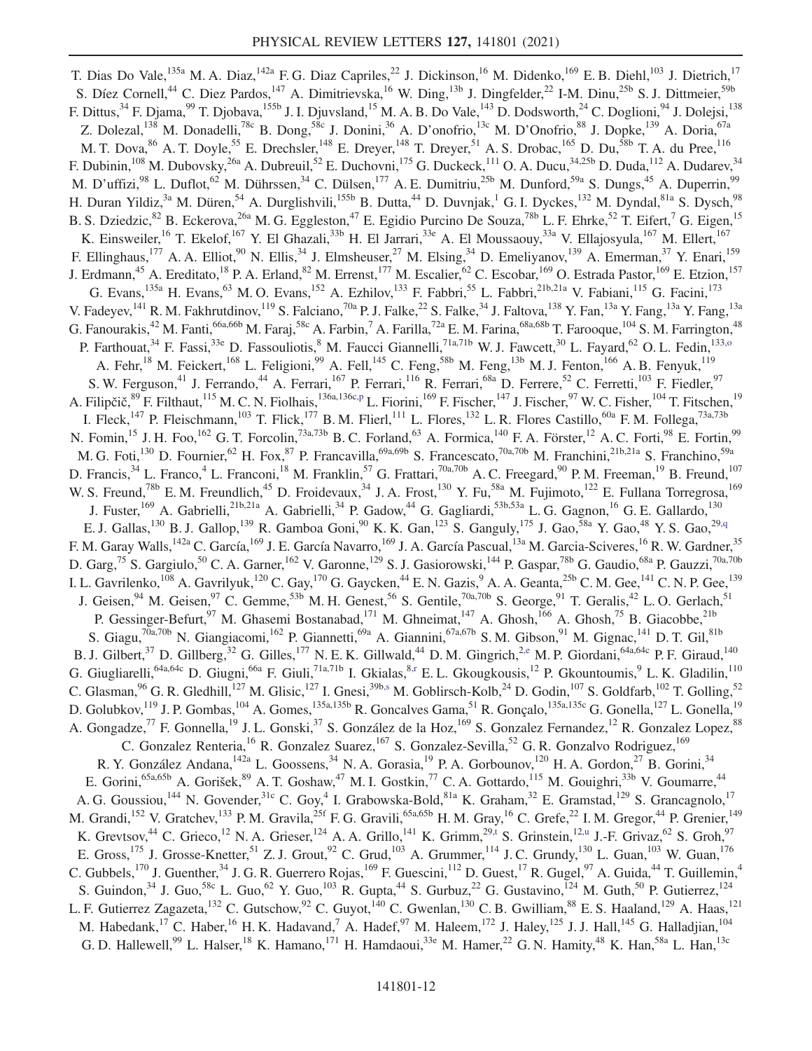T. Dias Do Vale,[135a] M. A. Diaz,[142a] F. G. Diaz Capriles,[22] J. Dickinson,[16] M. Didenko,[169] E. B. Diehl,[103] J. Dietrich,[17] S. Díez Cornell,[44] C. Diez Pardos,[147] A. Dimitrievska,[16] W. Ding,[13b] J. Dingfelder,[22] I-M. Dinu,[25b] S. J. Dittmeier,[59b] F. Dittus,[34] F. Djama,[99] T. Djobava,[155b] J. I. Djuvsland,[15] M. A. B. Do Vale,[143] D. Dodsworth,[24] C. Doglioni,[94] J. Dolejsi,[138] Z. Dolezal,[138] M. Donadelli,[78c] B. Dong,[58c] J. Donini,[36] A. D'onofrio,[13c] M. D'Onofrio,[88] J. Dopke,[139] A. Doria,[67a] M. T. Dova,[86] A. T. Doyle,[55] E. Drechsler,[148] E. Dreyer,[148] T. Dreyer,[51] A. S. Drobac,[165] D. Du,[58b] T. A. du Pree,[116] F. Dubinin,[108] M. Dubovsky,[26a] A. Dubreuil,[52] E. Duchovni,[175] G. Duckeck,[111] O. A. Ducu,[34,25b] D. Duda,[112] A. Dudarev,[34] M. D'uffizi,[98] L. Duflot,[62] M. Dührssen,[34] C. Dülsen,[177] A. E. Dumitriu,[25b] M. Dunford,[59a] S. Dungs,[45] A. Duperrin,[99] H. Duran Yildiz,[3a] M. Düren,[54] A. Durglishvili,[155b] B. Dutta,[44] D. Duvnjak,[1] G. I. Dyckes,[132] M. Dyndal,[81a] S. Dysch,[98] B. S. Dziedzic,[82] B. Eckerova,[26a] M. G. Eggleston,[47] E. Egidio Purcino De Souza,[78b] L. F. Ehrke,[52] T. Eifert,[7] G. Eigen,[15] K. Einsweiler,[16] T. Ekelof,[167] Y. El Ghazali,[33b] H. El Jarrari,[33e] A. El Moussaouy,[33a] V. Ellajosyula,[167] M. Ellert,[167] F. Ellinghaus,[177] A. A. Elliot,[90] N. Ellis,[34] J. Elmsheuser,[27] M. Elsing,[34] D. Emeliyanov,[139] A. Emerman,[37] Y. Enari,[159] J. Erdmann,[45] A. Ereditato,[18] P. A. Erland,[82] M. Errenst,[177] M. Escalier,[62] C. Escobar,[169] O. Estrada Pastor,[169] E. Etzion,[157] G. Evans,[135a] H. Evans,[63] M. O. Evans,[152] A. Ezhilov,[133] F. Fabbri,[55] L. Fabbri,[21b,21a] V. Fabiani,[115] G. Facini,[173] V. Fadeyev,[141] R. M. Fakhrutdinov,[119] S. Falciano,[70a] P. J. Falke,[22] S. Falke,[34] J. Faltova,[138] Y. Fan,[13a] Y. Fang,[13a] Y. Fang,[13a] G. Fanourakis,[42] M. Fanti,[66a,66b] M. Faraj,[58c] A. Farbin,[7] A. Farilla,[72a] E. M. Farina,[68a,68b] T. Farooque,[104] S. M. Farrington,[48] P. Farthouat,[34] F. Fassi,[33e] D. Fassouliotis,[8] M. Faucci Giannelli,[71a,71b] W. J. Fawcett,[30] L. Fayard,[62] O. L. Fedin,[133,o] A. Fehr,[18] M. Feickert,[168] L. Feligioni,[99] A. Fell,[145] C. Feng,[58b] M. Feng,[13b] M. J. Fenton,[166] A. B. Fenyuk,[119] S. W. Ferguson,[41] J. Ferrando,[44] A. Ferrari,[167] P. Ferrari,[116] R. Ferrari,[68a] D. Ferrere,[52] C. Ferretti,[103] F. Fiedler,[97] A. Filipčič,[89] F. Filthaut,[115] M. C. N. Fiolhais,[136a,136c,p] L. Fiorini,[169] F. Fischer,[147] J. Fischer,[97] W. C. Fisher,[104] T. Fitschen,[19] I. Fleck,[147] P. Fleischmann,[103] T. Flick,[177] B. M. Flierl,[111] L. Flores,[132] L. R. Flores Castillo,[60a] F. M. Follega,[73a,73b] N. Fomin,[15] J. H. Foo,[162] G. T. Forcolin,[73a,73b] B. C. Forland,[63] A. Formica,[140] F. A. Förster,[12] A. C. Forti,[98] E. Fortin,[99] M. G. Foti,[130] D. Fournier,[62] H. Fox,[87] P. Francavilla,[69a,69b] S. Francescato,[70a,70b] M. Franchini,[21b,21a] S. Franchino,[59a] D. Francis,[34] L. Franco,[4] L. Franconi,[18] M. Franklin,[57] G. Frattari,[70a,70b] A. C. Freegard,[90] P. M. Freeman,[19] B. Freund,[107] W. S. Freund,[78b] E. M. Freundlich,[45] D. Froidevaux,[34] J. A. Frost,[130] Y. Fu,[58a] M. Fujimoto,[122] E. Fullana Torregrosa,[169] J. Fuster,[169] A. Gabrielli,[21b,21a] A. Gabrielli,[34] P. Gadow,[44] G. Gagliardi,[53b,53a] L. G. Gagnon,[16] G. E. Gallardo,[130] E. J. Gallas,[130] B. J. Gallop,[139] R. Gamboa Goni,[90] K. K. Gan,[123] S. Ganguly,[175] J. Gao,[58a] Y. Gao,[48] Y. S. Gao,[29,q] F. M. Garay Walls,[142a] C. García,[169] J. E. García Navarro,[169] J. A. García Pascual,[13a] M. Garcia-Sciveres,[16] R. W. Gardner,[35] D. Garg,[75] S. Gargiulo,[50] C. A. Garner,[162] V. Garonne,[129] S. J. Gasiorowski,[144] P. Gaspar,[78b] G. Gaudio,[68a] P. Gauzzi,[70a,70b] I. L. Gavrilenko,[108] A. Gavrilyuk,[120] C. Gay,[170] G. Gaycken,[44] E. N. Gazis,[9] A. A. Geanta,[25b] C. M. Gee,[141] C. N. P. Gee,[139] J. Geisen,[94] M. Geisen,[97] C. Gemme,[53b] M. H. Genest,[56] S. Gentile,[70a,70b] S. George,[91] T. Geralis,[42] L. O. Gerlach,[51] P. Gessinger-Befurt,[97] M. Ghasemi Bostanabad,[171] M. Ghneimat,[147] A. Ghosh,[166] A. Ghosh,[75] B. Giacobbe,[21b] S. Giagu,[70a,70b] N. Giangiacomi,[162] P. Giannetti,[69a] A. Giannini,[67a,67b] S. M. Gibson,[91] M. Gignac,[141] D. T. Gil,[81b] B. J. Gilbert,[37] D. Gillberg,[32] G. Gilles,[177] N. E. K. Gillwald,[44] D. M. Gingrich,[2,e] M. P. Giordani,[64a,64c] P. F. Giraud,[140] G. Giugliarelli,[64a,64c] D. Giugni,[66a] F. Giuli,[71a,71b] I. Gkialas,[8,r] E. L. Gkougkousis,[12] P. Gkountoumis,[9] L. K. Gladilin,[110] C. Glasman,[96] G. R. Gledhill,[127] M. Glisic,[127] I. Gnesi,[39b,s] M. Goblirsch-Kolb,[24] D. Godin,[107] S. Goldfarb,[102] T. Golling,[52] D. Golubkov,[119] J. P. Gombas,[104] A. Gomes,[135a,135b] R. Goncalves Gama,[51] R. Gonçalo,[135a,135c] G. Gonella,[127] L. Gonella,[19] A. Gongadze,[77] F. Gonnella,[19] J. L. Gonski,[37] S. González de la Hoz,[169] S. Gonzalez Fernandez,[12] R. Gonzalez Lopez,[88] C. Gonzalez Renteria,[16] R. Gonzalez Suarez,[167] S. Gonzalez-Sevilla,[52] G. R. Gonzalvo Rodriguez,[169] R. Y. González Andana,[142a] L. Goossens,[34] N. A. Gorasia,[19] P. A. Gorbounov,[120] H. A. Gordon,[27] B. Gorini,[34] E. Gorini,[65a,65b] A. Gorišek,[89] A. T. Goshaw,[47] M. I. Gostkin,[77] C. A. Gottardo,[115] M. Gouighri,[33b] V. Goumarre,[44] A. G. Goussiou,[144] N. Govender,[31c] C. Goy,[4] I. Grabowska-Bold,[81a] K. Graham,[32] E. Gramstad,[129] S. Grancagnolo,[17] M. Grandi,[152] V. Gratchev,[133] P. M. Gravila,[25f] F. G. Gravili,[65a,65b] H. M. Gray,[16] C. Grefe,[22] I. M. Gregor,[44] P. Grenier,[149] K. Grevtsov,[44] C. Grieco,[12] N. A. Grieser,[124] A. A. Grillo,[141] K. Grimm,[29,t] S. Grinstein,[12,u] J.-F. Grivaz,[62] S. Groh,[97] E. Gross,[175] J. Grosse-Knetter,[51] Z. J. Grout,[92] C. Grud,[103] A. Grummer,[114] J. C. Grundy,[130] L. Guan,[103] W. Guan,[176] C. Gubbels,[170] J. Guenther,[34] J. G. R. Guerrero Rojas,[169] F. Guescini,[112] D. Guest,[17] R. Gugel,[97] A. Guida,[44] T. Guillemin,[4] S. Guindon,[34] J. Guo,[58c] L. Guo,[62] Y. Guo,[103] R. Gupta,[44] S. Gurbuz,[22] G. Gustavino,[124] M. Guth,[50] P. Gutierrez,[124] L. F. Gutierrez Zagazeta,[132] C. Gutschow,[92] C. Guyot,[140] C. Gwenlan,[130] C. B. Gwilliam,[88] E. S. Haaland,[129] A. Haas,[121] M. Habedank,[17] C. Haber,[16] H. K. Hadavand,[7] A. Hadef,[97] M. Haleem,[172] J. Haley,[125] J. J. Hall,[145] G. Halladjian,[104] G. D. Hallewell,[99] L. Halser,[18] K. Hamano,[171] H. Hamdaoui,[33e] M. Hamer,[22] G. N. Hamity,[48] K. Han,[58a] L. Han,[13c]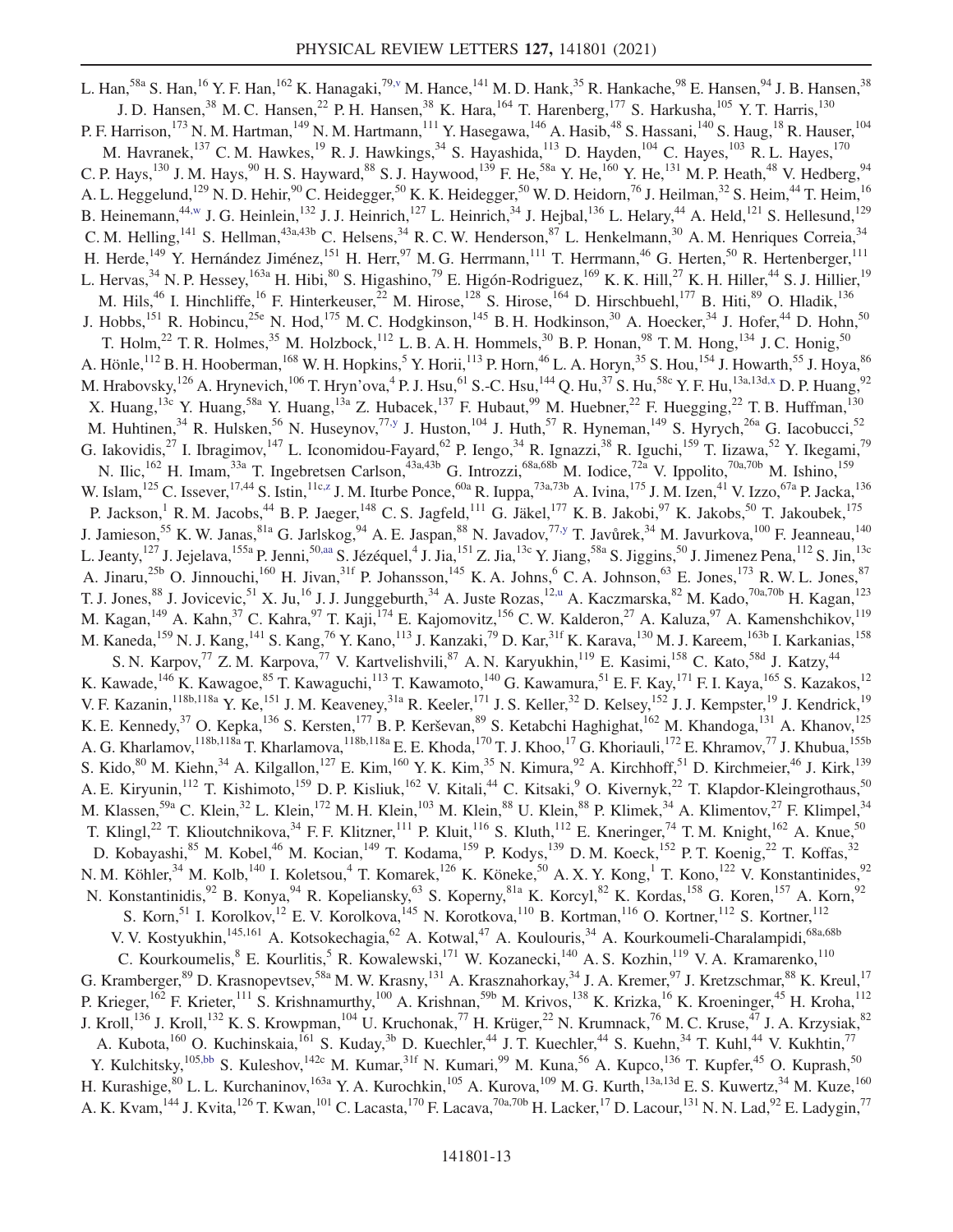L. Han,[58a] S. Han,[16] Y. F. Han,[162] K. Hanagaki,[79,v] M. Hance,[141] M. D. Hank,[35] R. Hankache,[98] E. Hansen,[94] J. B. Hansen,[38] J. D. Hansen,[38] M. C. Hansen,[22] P. H. Hansen,[38] K. Hara,[164] T. Harenberg,[177] S. Harkusha,[105] Y. T. Harris,[130] P. F. Harrison,[173] N. M. Hartman,[149] N. M. Hartmann,[111] Y. Hasegawa,[146] A. Hasib,[48] S. Hassani,[140] S. Haug,[18] R. Hauser,[104] M. Havranek,[137] C. M. Hawkes,[19] R. J. Hawkings,[34] S. Hayashida,[113] D. Hayden,[104] C. Hayes,[103] R. L. Hayes,[170] C. P. Hays,[130] J. M. Hays,[90] H. S. Hayward,[88] S. J. Haywood,[139] F. He,[58a] Y. He,[160] Y. He,[131] M. P. Heath,[48] V. Hedberg,[94] A. L. Heggelund,[129] N. D. Hehir,[90] C. Heidegger,[50] K. K. Heidegger,[50] W. D. Heidorn,[76] J. Heilman,[32] S. Heim,[44] T. Heim,[16] B. Heinemann,[44,w] J. G. Heinlein,[132] J. J. Heinrich,[127] L. Heinrich,[34] J. Hejbal,[136] L. Helary,[44] A. Held,[121] S. Hellesund,[129] C. M. Helling,[141] S. Hellman,[43a,43b] C. Helsens,[34] R. C. W. Henderson,[87] L. Henkelmann,[30] A. M. Henriques Correia,[34] H. Herde,[149] Y. Hernández Jiménez,[151] H. Herr,[97] M. G. Herrmann,[111] T. Herrmann,[46] G. Herten,[50] R. Hertenberger,[111] L. Hervas,[34] N. P. Hessey,[163a] H. Hibi,[80] S. Higashino,[79] E. Higón-Rodriguez,[169] K. K. Hill,[27] K. H. Hiller,[44] S. J. Hillier,[19] M. Hils,[46] I. Hinchliffe,[16] F. Hinterkeuser,[22] M. Hirose,[128] S. Hirose,[164] D. Hirschbuehl,[177] B. Hiti,[89] O. Hladik,[136] J. Hobbs,[151] R. Hobincu,[25e] N. Hod,[175] M. C. Hodgkinson,[145] B. H. Hodkinson,[30] A. Hoecker,[34] J. Hofer,[44] D. Hohn,[50] T. Holm,[22] T. R. Holmes,[35] M. Holzbock,[112] L. B. A. H. Hommels,[30] B. P. Honan,[98] T. M. Hong,[134] J. C. Honig,[50] A. Hönle,[112] B. H. Hooberman,[168] W. H. Hopkins,[5] Y. Horii,[113] P. Horn,[46] L. A. Horyn,[35] S. Hou,[154] J. Howarth,[55] J. Hoya,[86] M. Hrabovsky,[126] A. Hrynevich,[106] T. Hryn'ova,[4] P. J. Hsu,[61] S.-C. Hsu,[144] Q. Hu,[37] S. Hu,[58c] Y. F. Hu,[13a,13d,x] D. P. Huang,[92] X. Huang,[13c] Y. Huang,[58a] Y. Huang,[13a] Z. Hubacek,[137] F. Hubaut,[99] M. Huebner,[22] F. Huegging,[22] T. B. Huffman,[130] M. Huhtinen,[34] R. Hulsken,[56] N. Huseynov,[77,y] J. Huston,[104] J. Huth,[57] R. Hyneman,[149] S. Hyrych,[26a] G. Iacobucci,[52] G. Iakovidis,[27] I. Ibragimov,[147] L. Iconomidou-Fayard,[62] P. Iengo,[34] R. Ignazzi,[38] R. Iguchi,[159] T. Iizawa,[52] Y. Ikegami,[79] N. Ilic,[162] H. Imam,[33a] T. Ingebretsen Carlson,[43a,43b] G. Introzzi,[68a,68b] M. Iodice,[72a] V. Ippolito,[70a,70b] M. Ishino,[159] W. Islam,[125] C. Issever,[17,44] S. Istin,[11c,z] J. M. Iturbe Ponce,[60a] R. Iuppa,[73a,73b] A. Ivina,[175] J. M. Izen,[41] V. Izzo,[67a] P. Jacka,[136] P. Jackson,[1] R. M. Jacobs,[44] B. P. Jaeger,[148] C. S. Jagfeld,[111] G. Jäkel,[177] K. B. Jakobi,[97] K. Jakobs,[50] T. Jakoubek,[175] J. Jamieson,[55] K. W. Janas,[81a] G. Jarlskog,[94] A. E. Jaspan,[88] N. Javadov,[77,y] T. Javůrek,[34] M. Javurkova,[100] F. Jeanneau,[140] L. Jeanty,[127] J. Jejelava,[155a] P. Jenni,[50,aa] S. Jézéquel,[4] J. Jia,[151] Z. Jia,[13c] Y. Jiang,[58a] S. Jiggins,[50] J. Jimenez Pena,[112] S. Jin,[13c] A. Jinaru,[25b] O. Jinnouchi,[160] H. Jivan,[31f] P. Johansson,[145] K. A. Johns,[6] C. A. Johnson,[63] E. Jones,[173] R. W. L. Jones,[87] T. J. Jones,[88] J. Jovicevic,[51] X. Ju,[16] J. J. Junggeburth,[34] A. Juste Rozas,[12,u] A. Kaczmarska,[82] M. Kado,[70a,70b] H. Kagan,[123] M. Kagan,[149] A. Kahn,[37] C. Kahra,[97] T. Kaji,[174] E. Kajomovitz,[156] C. W. Kalderon,[27] A. Kaluza,[97] A. Kamenshchikov,[119] M. Kaneda,[159] N. J. Kang,[141] S. Kang,[76] Y. Kano,[113] J. Kanzaki,[79] D. Kar,[31f] K. Karava,[130] M. J. Kareem,[163b] I. Karkanias,[158] S. N. Karpov,[77] Z. M. Karpova,[77] V. Kartvelishvili,[87] A. N. Karyukhin,[119] E. Kasimi,[158] C. Kato,[58d] J. Katzy,[44] K. Kawade,[146] K. Kawagoe,[85] T. Kawaguchi,[113] T. Kawamoto,[140] G. Kawamura,[51] E. F. Kay,[171] F. I. Kaya,[165] S. Kazakos,[12] V. F. Kazanin,[118b,118a] Y. Ke,[151] J. M. Keaveney,[31a] R. Keeler,[171] J. S. Keller,[32] D. Kelsey,[152] J. J. Kempster,[19] J. Kendrick,[19] K. E. Kennedy,[37] O. Kepka,[136] S. Kersten,[177] B. P. Kerševan,[89] S. Ketabchi Haghighat,[162] M. Khandoga,[131] A. Khanov,[125] A. G. Kharlamov,[118b,118a] T. Kharlamova,[118b,118a] E. E. Khoda,[170] T. J. Khoo,[17] G. Khoriauli,[172] E. Khramov,[77] J. Khubua,[155b] S. Kido,[80] M. Kiehn,[34] A. Kilgallon,[127] E. Kim,[160] Y. K. Kim,[35] N. Kimura,[92] A. Kirchhoff,[51] D. Kirchmeier,[46] J. Kirk,[139] A. E. Kiryunin,[112] T. Kishimoto,[159] D. P. Kisliuk,[162] V. Kitali,[44] C. Kitsaki,[9] O. Kivernyk,[22] T. Klapdor-Kleingrothaus,[50] M. Klassen,[59a] C. Klein,[32] L. Klein,[172] M. H. Klein,[103] M. Klein,[88] U. Klein,[88] P. Klimek,[34] A. Klimentov,[27] F. Klimpel,[34] T. Klingl,[22] T. Klioutchnikova,[34] F. F. Klitzner,[111] P. Kluit,[116] S. Kluth,[112] E. Kneringer,[74] T. M. Knight,[162] A. Knue,[50] D. Kobayashi,[85] M. Kobel,[46] M. Kocian,[149] T. Kodama,[159] P. Kodys,[139] D. M. Koeck,[152] P. T. Koenig,[22] T. Koffas,[32] N. M. Köhler,[34] M. Kolb,[140] I. Koletsou,[4] T. Komarek,[126] K. Köneke,[50] A. X. Y. Kong,[1] T. Kono,[122] V. Konstantinides,[92] N. Konstantinidis,[92] B. Konya,[94] R. Kopeliansky,[63] S. Koperny,[81a] K. Korcyl,[82] K. Kordas,[158] G. Koren,[157] A. Korn,[92] S. Korn,[51] I. Korolkov,[12] E. V. Korolkova,[145] N. Korotkova,[110] B. Kortman,[116] O. Kortner,[112] S. Kortner,[112] V. V. Kostyukhin,[145,161] A. Kotsokechagia,[62] A. Kotwal,[47] A. Koulouris,[34] A. Kourkoumeli-Charalampidi,[68a,68b] C. Kourkoumelis,[8] E. Kourlitis,[5] R. Kowalewski,[171] W. Kozanecki,[140] A. S. Kozhin,[119] V. A. Kramarenko,[110] G. Kramberger,[89] D. Krasnopevtsev,[58a] M. W. Krasny,[131] A. Krasznahorkay,[34] J. A. Kremer,[97] J. Kretzschmar,[88] K. Kreul,[17] P. Krieger,[162] F. Krieter,[111] S. Krishnamurthy,[100] A. Krishnan,[59b] M. Krivos,[138] K. Krizka,[16] K. Kroeninger,[45] H. Kroha,[112] J. Kroll,[136] J. Kroll,[132] K. S. Krowpman,[104] U. Kruchonak,[77] H. Krüger,[22] N. Krumnack,[76] M. C. Kruse,[47] J. A. Krzysiak,[82] A. Kubota,[160] O. Kuchinskaia,[161] S. Kuday,[3b] D. Kuechler,[44] J. T. Kuechler,[44] S. Kuehn,[34] T. Kuhl,[44] V. Kukhtin,[77] Y. Kulchitsky,[105,bb] S. Kuleshov,[142c] M. Kumar,[31f] N. Kumari,[99] M. Kuna,[56] A. Kupco,[136] T. Kupfer,[45] O. Kuprash,[50] H. Kurashige,[80] L. L. Kurchaninov,[163a] Y. A. Kurochkin,[105] A. Kurova,[109] M. G. Kurth,[13a,13d] E. S. Kuwertz,[34] M. Kuze,[160] A. K. Kvam,[144] J. Kvita,[126] T. Kwan,[101] C. Lacasta,[170] F. Lacava,[70a,70b] H. Lacker,[17] D. Lacour,[131] N. N. Lad,[92] E. Ladygin,[77]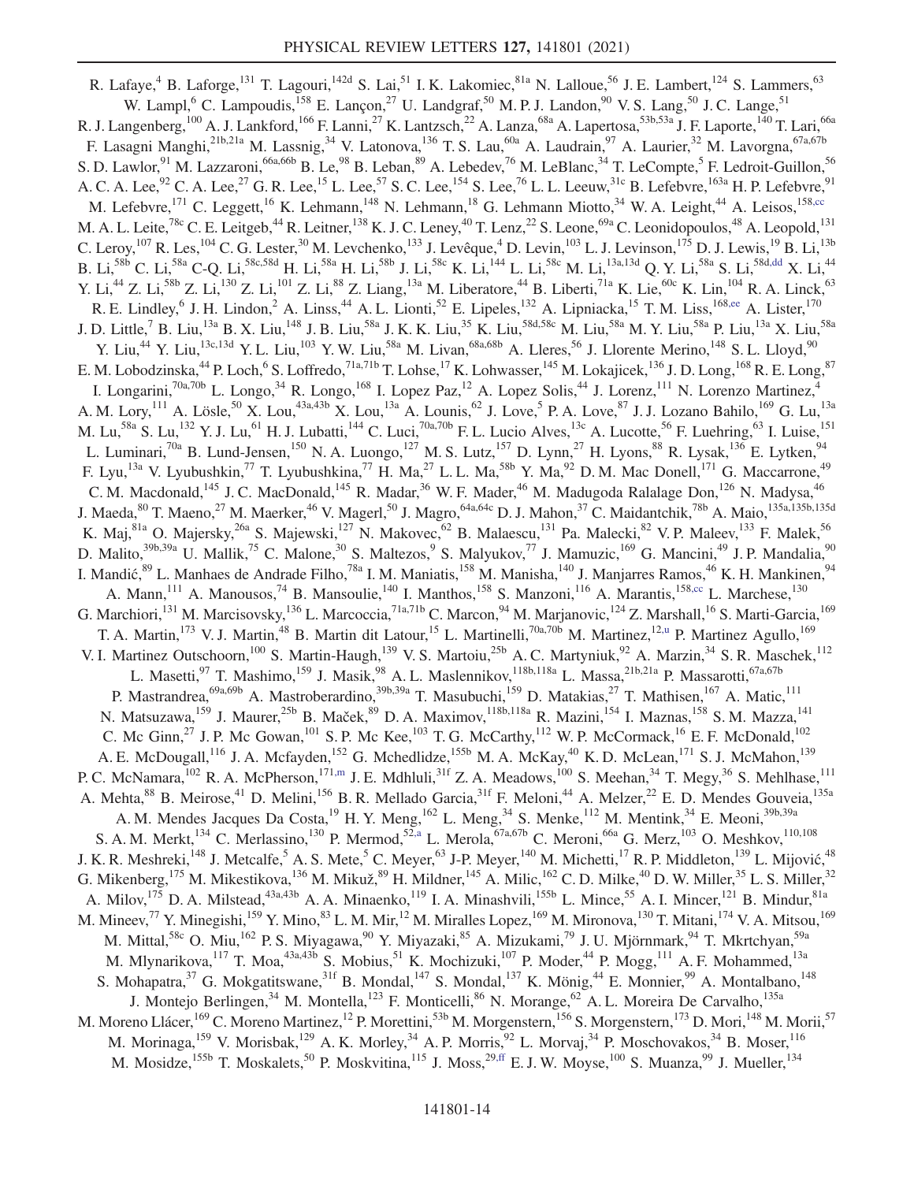R. Lafaye,[4] B. Laforge,[131] T. Lagouri,[142d] S. Lai,[51] I. K. Lakomiec,[81a] N. Lalloue,[56] J. E. Lambert,[124] S. Lammers,[63] W. Lampl,[6] C. Lampoudis,[158] E. Lançon,[27] U. Landgraf,[50] M. P. J. Landon,[90] V. S. Lang,[50] J. C. Lange,[51] R. J. Langenberg,[100] A. J. Lankford,[166] F. Lanni,[27] K. Lantzsch,[22] A. Lanza,[68a] A. Lapertosa,[53b,53a] J. F. Laporte,[140] T. Lari,[66a] F. Lasagni Manghi,[21b,21a] M. Lassnig,[34] V. Latonova,[136] T. S. Lau,[60a] A. Laudrain,[97] A. Laurier,[32] M. Lavorgna,[67a,67b] S. D. Lawlor,[91] M. Lazzaroni,[66a,66b] B. Le,[98] B. Leban,[89] A. Lebedev,[76] M. LeBlanc,[34] T. LeCompte,[5] F. Ledroit-Guillon,[56] A. C. A. Lee,[92] C. A. Lee,[27] G. R. Lee,[15] L. Lee,[57] S. C. Lee,[154] S. Lee,[76] L. L. Leeuw,[31c] B. Lefebvre,[163a] H. P. Lefebvre,[91] M. Lefebvre,[171] C. Leggett,[16] K. Lehmann,[148] N. Lehmann,[18] G. Lehmann Miotto,[34] W. A. Leight,[44] A. Leisos,[158,cc] M. A. L. Leite,[78c] C. E. Leitgeb,[44] R. Leitner,[138] K. J. C. Leney,[40] T. Lenz,[22] S. Leone,[69a] C. Leonidopoulos,[48] A. Leopold,[131] C. Leroy,[107] R. Les,[104] C. G. Lester,[30] M. Levchenko,[133] J. Levêque,[4] D. Levin,[103] L. J. Levinson,[175] D. J. Lewis,[19] B. Li,[13b] B. Li,[58b] C. Li,[58a] C-Q. Li,[58c,58d] H. Li,[58a] H. Li,[58b] J. Li,[58c] K. Li,[144] L. Li,[58c] M. Li,[13a,13d] Q. Y. Li,[58a] S. Li,[58d,dd] X. Li,[44] Y. Li,[44] Z. Li,[58b] Z. Li,[130] Z. Li,[101] Z. Li,[88] Z. Liang,[13a] M. Liberatore,[44] B. Liberti,[71a] K. Lie,[60c] K. Lin,[104] R. A. Linck,[63] R. E. Lindley,[6] J. H. Lindon,[2] A. Linss,[44] A. L. Lionti,[52] E. Lipeles,[132] A. Lipniacka,[15] T. M. Liss,[168,ee] A. Lister,[170] J. D. Little,[7] B. Liu,[13a] B. X. Liu,[148] J. B. Liu,[58a] J. K. K. Liu,[35] K. Liu,[58d,58c] M. Liu,[58a] M. Y. Liu,[58a] P. Liu,[13a] X. Liu,[58a] Y. Liu,[44] Y. Liu,[13c,13d] Y. L. Liu,[103] Y. W. Liu,[58a] M. Livan,[68a,68b] A. Lleres,[56] J. Llorente Merino,[148] S. L. Lloyd,[90] E. M. Lobodzinska,[44] P. Loch,[6] S. Loffredo,[71a,71b] T. Lohse,[17] K. Lohwasser,[145] M. Lokajicek,[136] J. D. Long,[168] R. E. Long,[87] I. Longarini,[70a,70b] L. Longo,[34] R. Longo,[168] I. Lopez Paz,[12] A. Lopez Solis,[44] J. Lorenz,[111] N. Lorenzo Martinez,[4] A. M. Lory,[111] A. Lösle,[50] X. Lou,[43a,43b] X. Lou,[13a] A. Lounis,[62] J. Love,[5] P. A. Love,[87] J. J. Lozano Bahilo,[169] G. Lu,[13a] M. Lu,[58a] S. Lu,[132] Y. J. Lu,[61] H. J. Lubatti,[144] C. Luci,[70a,70b] F. L. Lucio Alves,[13c] A. Lucotte,[56] F. Luehring,[63] I. Luise,[151] L. Luminari,[70a] B. Lund-Jensen,[150] N. A. Luongo,[127] M. S. Lutz,[157] D. Lynn,[27] H. Lyons,[88] R. Lysak,[136] E. Lytken,[94] F. Lyu,[13a] V. Lyubushkin,[77] T. Lyubushkina,[77] H. Ma,[27] L. L. Ma,[58b] Y. Ma,[92] D. M. Mac Donell,[171] G. Maccarrone,[49] C. M. Macdonald,[145] J. C. MacDonald,[145] R. Madar,[36] W. F. Mader,[46] M. Madugoda Ralalage Don,[126] N. Madysa,[46] J. Maeda,[80] T. Maeno,[27] M. Maerker,[46] V. Magerl,[50] J. Magro,[64a,64c] D. J. Mahon,[37] C. Maidantchik,[78b] A. Maio,[135a,135b,135d] K. Maj,[81a] O. Majersky,[26a] S. Majewski,[127] N. Makovec,[62] B. Malaescu,[131] Pa. Malecki,[82] V. P. Maleev,[133] F. Malek,[56] D. Malito,[39b,39a] U. Mallik,[75] C. Malone,[30] S. Maltezos,[9] S. Malyukov,[77] J. Mamuzic,[169] G. Mancini,[49] J. P. Mandalia,[90] I. Mandić,[89] L. Manhaes de Andrade Filho,[78a] I. M. Maniatis,[158] M. Manisha,[140] J. Manjarres Ramos,[46] K. H. Mankinen,[94] A. Mann,[111] A. Manousos,[74] B. Mansoulie,[140] I. Manthos,[158] S. Manzoni,[116] A. Marantis,[158,cc] L. Marchese,[130] G. Marchiori,[131] M. Marcisovsky,[136] L. Marcoccia,[71a,71b] C. Marcon,[94] M. Marjanovic,[124] Z. Marshall,[16] S. Marti-Garcia,[169] T. A. Martin,[173] V. J. Martin,[48] B. Martin dit Latour,[15] L. Martinelli,[70a,70b] M. Martinez,[12,u] P. Martinez Agullo,[169] V. I. Martinez Outschoorn,[100] S. Martin-Haugh,[139] V. S. Martoiu,[25b] A. C. Martyniuk,[92] A. Marzin,[34] S. R. Maschek,[112] L. Masetti,[97] T. Mashimo,[159] J. Masik,[98] A. L. Maslennikov,[118b,118a] L. Massa,[21b,21a] P. Massarotti,[67a,67b] P. Mastrandrea,[69a,69b] A. Mastroberardino,[39b,39a] T. Masubuchi,[159] D. Matakias,[27] T. Mathisen,[167] A. Matic,[111] N. Matsuzawa,[159] J. Maurer,[25b] B. Maček,[89] D. A. Maximov,[118b,118a] R. Mazini,[154] I. Maznas,[158] S. M. Mazza,[141] C. Mc Ginn,[27] J. P. Mc Gowan,[101] S. P. Mc Kee,[103] T. G. McCarthy,[112] W. P. McCormack,[16] E. F. McDonald,[102] A. E. McDougall,[116] J. A. Mcfayden,[152] G. Mchedlidze,[155b] M. A. McKay,[40] K. D. McLean,[171] S. J. McMahon,[139] P. C. McNamara,[102] R. A. McPherson,[171,m] J. E. Mdhluli,[31f] Z. A. Meadows,[100] S. Meehan,[34] T. Megy,[36] S. Mehlhase,[111] A. Mehta,[88] B. Meirose,[41] D. Melini,[156] B. R. Mellado Garcia,[31f] F. Meloni,[44] A. Melzer,[22] E. D. Mendes Gouveia,[135a] A. M. Mendes Jacques Da Costa,[19] H. Y. Meng,[162] L. Meng,[34] S. Menke,[112] M. Mentink,[34] E. Meoni,[39b,39a] S. A. M. Merkt,[134] C. Merlassino,[130] P. Mermod,[52,a] L. Merola,[67a,67b] C. Meroni,[66a] G. Merz,[103] O. Meshkov,[110,108] J. K. R. Meshreki,[148] J. Metcalfe,[5] A. S. Mete,[5] C. Meyer,[63] J-P. Meyer,[140] M. Michetti,[17] R. P. Middleton,[139] L. Mijović,[48] G. Mikenberg,[175] M. Mikestikova,[136] M. Mikuž,[89] H. Mildner,[145] A. Milic,[162] C. D. Milke,[40] D. W. Miller,[35] L. S. Miller,[32] A. Milov,[175] D. A. Milstead,[43a,43b] A. A. Minaenko,[119] I. A. Minashvili,[155b] L. Mince,[55] A. I. Mincer,[121] B. Mindur,[81a] M. Mineev,[77] Y. Minegishi,[159] Y. Mino,[83] L. M. Mir,[12] M. Miralles Lopez,[169] M. Mironova,[130] T. Mitani,[174] V. A. Mitsou,[169] M. Mittal,[58c] O. Miu,[162] P. S. Miyagawa,[90] Y. Miyazaki,[85] A. Mizukami,[79] J. U. Mjörnmark,[94] T. Mkrtchyan,[59a] M. Mlynarikova,[117] T. Moa,[43a,43b] S. Mobius,[51] K. Mochizuki,[107] P. Moder,[44] P. Mogg,[111] A. F. Mohammed,[13a] S. Mohapatra,[37] G. Mokgatitswane,[31f] B. Mondal,[147] S. Mondal,[137] K. Mönig,[44] E. Monnier,[99] A. Montalbano,[148] J. Montejo Berlingen,[34] M. Montella,[123] F. Monticelli,[86] N. Morange,[62] A. L. Moreira De Carvalho,[135a] M. Moreno Llácer,[169] C. Moreno Martinez,[12] P. Morettini,[53b] M. Morgenstern,[156] S. Morgenstern,[173] D. Mori,[148] M. Morii,[57] M. Morinaga,[159] V. Morisbak,[129] A. K. Morley,[34] A. P. Morris,[92] L. Morvaj,[34] P. Moschovakos,[34] B. Moser,[116] M. Mosidze,[155b] T. Moskalets,[50] P. Moskvitina,[115] J. Moss,[29,ff] E. J. W. Moyse,[100] S. Muanza,[99] J. Mueller,[134]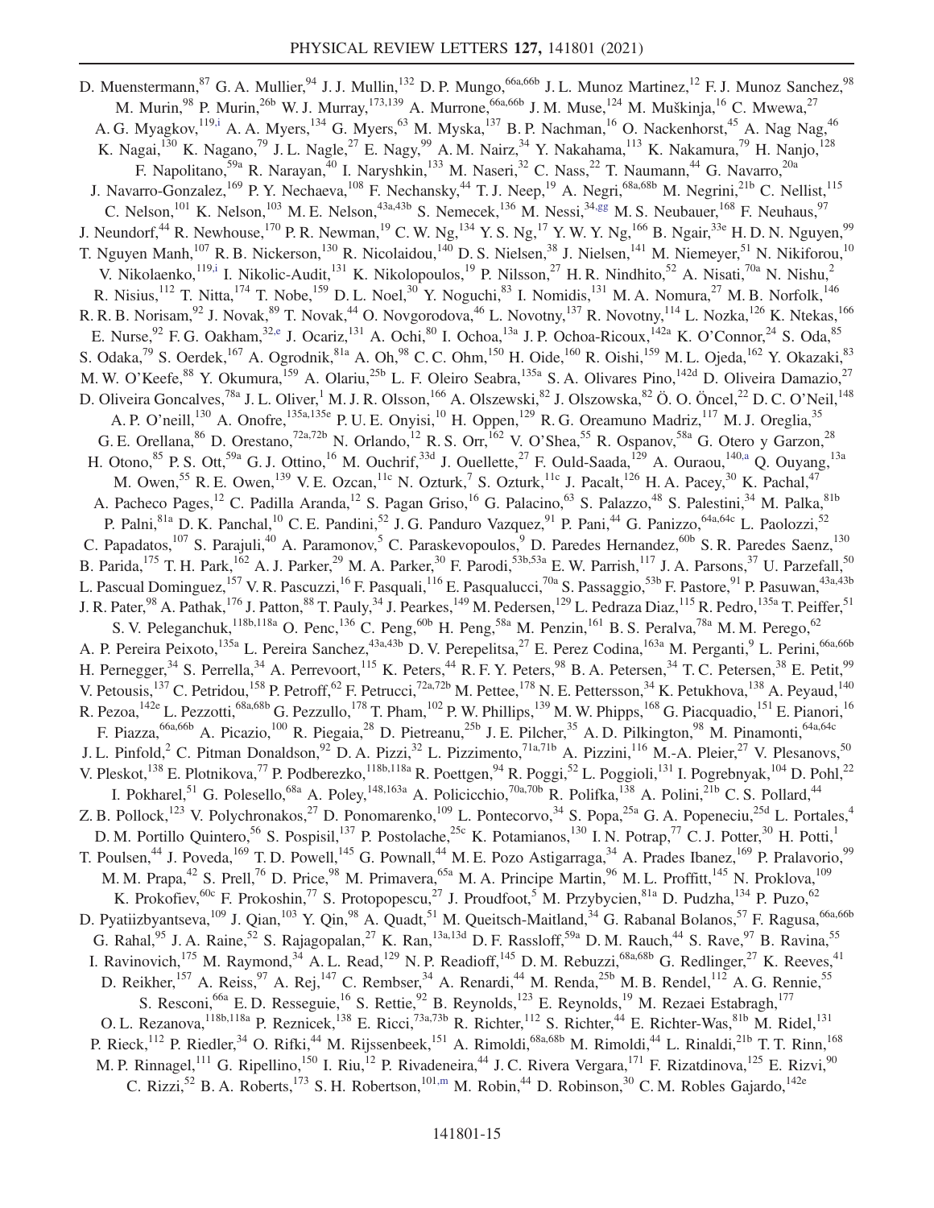D. Muenstermann,[87] G. A. Mullier,[94] J. J. Mullin,[132] D. P. Mungo,[66a,66b] J. L. Munoz Martinez,[12] F. J. Munoz Sanchez,[98] M. Murin,[98] P. Murin,[26b] W. J. Murray,[173,139] A. Murrone,[66a,66b] J. M. Muse,[124] M. Muškinja,[16] C. Mwewa,[27] A. G. Myagkov,[119,i] A. A. Myers,[134] G. Myers,[63] M. Myska,[137] B. P. Nachman,[16] O. Nackenhorst,[45] A. Nag Nag,[46] K. Nagai,[130] K. Nagano,[79] J. L. Nagle,[27] E. Nagy,[99] A. M. Nairz,[34] Y. Nakahama,[113] K. Nakamura,[79] H. Nanjo,[128] F. Napolitano,[59a] R. Narayan,[40] I. Naryshkin,[133] M. Naseri,[32] C. Nass,[22] T. Naumann,[44] G. Navarro,[20a] J. Navarro-Gonzalez,[169] P. Y. Nechaeva,[108] F. Nechansky,[44] T. J. Neep,[19] A. Negri,[68a,68b] M. Negrini,[21b] C. Nellist,[115] C. Nelson,[101] K. Nelson,[103] M. E. Nelson,[43a,43b] S. Nemecek,[136] M. Nessi,[34,gg] M. S. Neubauer,[168] F. Neuhaus,[97] J. Neundorf,[44] R. Newhouse,[170] P. R. Newman,[19] C. W. Ng,[134] Y. S. Ng,[17] Y. W. Y. Ng,[166] B. Ngair,[33e] H. D. N. Nguyen,[99] T. Nguyen Manh,[107] R. B. Nickerson,[130] R. Nicolaidou,[140] D. S. Nielsen,[38] J. Nielsen,[141] M. Niemeyer,[51] N. Nikiforou,[10] V. Nikolaenko,[119,i] I. Nikolic-Audit,[131] K. Nikolopoulos,[19] P. Nilsson,[27] H. R. Nindhito,[52] A. Nisati,[70a] N. Nishu,[2] R. Nisius,[112] T. Nitta,[174] T. Nobe,[159] D. L. Noel,[30] Y. Noguchi,[83] I. Nomidis,[131] M. A. Nomura,[27] M. B. Norfolk,[146] R. R. B. Norisam,[92] J. Novak,[89] T. Novak,[44] O. Novgorodova,[46] L. Novotny,[137] R. Novotny,[114] L. Nozka,[126] K. Ntekas,[166] E. Nurse,[92] F. G. Oakham,[32,e] J. Ocariz,[131] A. Ochi,[80] I. Ochoa,[13a] J. P. Ochoa-Ricoux,[142a] K. O'Connor,[24] S. Oda,[85] S. Odaka,[79] S. Oerdek,[167] A. Ogrodnik,[81a] A. Oh,[98] C. C. Ohm,[150] H. Oide,[160] R. Oishi,[159] M. L. Ojeda,[162] Y. Okazaki,[83] M. W. O'Keefe,[88] Y. Okumura,[159] A. Olariu,[25b] L. F. Oleiro Seabra,[135a] S. A. Olivares Pino,[142d] D. Oliveira Damazio,[27] D. Oliveira Goncalves,[78a] J. L. Oliver,[1] M. J. R. Olsson,[166] A. Olszewski,[82] J. Olszowska,[82] Ö. O. Öncel,[22] D. C. O'Neil,[148] A. P. O'neill,[130] A. Onofre,[135a,135e] P. U. E. Onyisi,[10] H. Oppen,[129] R. G. Oreamuno Madriz,[117] M. J. Oreglia,[35] G. E. Orellana,[86] D. Orestano,[72a,72b] N. Orlando,[12] R. S. Orr,[162] V. O'Shea,[55] R. Ospanov,[58a] G. Otero y Garzon,[28] H. Otono,[85] P. S. Ott,[59a] G. J. Ottino,[16] M. Ouchrif,[33d] J. Ouellette,[27] F. Ould-Saada,[129] A. Ouraou,[140,a] Q. Ouyang,[13a] M. Owen,[55] R. E. Owen,[139] V. E. Ozcan,[11c] N. Ozturk,[7] S. Ozturk,[11c] J. Pacalt,[126] H. A. Pacey,[30] K. Pachal,[47] A. Pacheco Pages,[12] C. Padilla Aranda,[12] S. Pagan Griso,[16] G. Palacino,[63] S. Palazzo,[48] S. Palestini,[34] M. Palka,[81b] P. Palni,[81a] D. K. Panchal,[10] C. E. Pandini,[52] J. G. Panduro Vazquez,[91] P. Pani,[44] G. Panizzo,[64a,64c] L. Paolozzi,[52] C. Papadatos,[107] S. Parajuli,[40] A. Paramonov,[5] C. Paraskevopoulos,[9] D. Paredes Hernandez,[60b] S. R. Paredes Saenz,[130] B. Parida,[175] T. H. Park,[162] A. J. Parker,[29] M. A. Parker,[30] F. Parodi,[53b,53a] E. W. Parrish,[117] J. A. Parsons,[37] U. Parzefall,[50] L. Pascual Dominguez,[157] V. R. Pascuzzi,[16] F. Pasquali,[116] E. Pasqualucci,[70a] S. Passaggio,[53b] F. Pastore,[91] P. Pasuwan,[43a,43b] J. R. Pater,[98] A. Pathak,[176] J. Patton,[88] T. Pauly,[34] J. Pearkes,[149] M. Pedersen,[129] L. Pedraza Diaz,[115] R. Pedro,[135a] T. Peiffer,[51] S. V. Peleganchuk,[118b,118a] O. Penc,[136] C. Peng,[60b] H. Peng,[58a] M. Penzin,[161] B. S. Peralva,[78a] M. M. Perego,[62] A. P. Pereira Peixoto,[135a] L. Pereira Sanchez,[43a,43b] D. V. Perepelitsa,[27] E. Perez Codina,[163a] M. Perganti,[9] L. Perini,[66a,66b] H. Pernegger,[34] S. Perrella,[34] A. Perrevoort,[115] K. Peters,[44] R. F. Y. Peters,[98] B. A. Petersen,[34] T. C. Petersen,[38] E. Petit,[99] V. Petousis,[137] C. Petridou,[158] P. Petroff,[62] F. Petrucci,[72a,72b] M. Pettee,[178] N. E. Pettersson,[34] K. Petukhova,[138] A. Peyaud,[140] R. Pezoa,[142e] L. Pezzotti,[68a,68b] G. Pezzullo,[178] T. Pham,[102] P. W. Phillips,[139] M. W. Phipps,[168] G. Piacquadio,[151] E. Pianori,[16] F. Piazza,[66a,66b] A. Picazio,[100] R. Piegaia,[28] D. Pietreanu,[25b] J. E. Pilcher,[35] A. D. Pilkington,[98] M. Pinamonti,[64a,64c] J. L. Pinfold,[2] C. Pitman Donaldson,[92] D. A. Pizzi,[32] L. Pizzimento,[71a,71b] A. Pizzini,[116] M.-A. Pleier,[27] V. Plesanovs,[50] V. Pleskot,[138] E. Plotnikova,[77] P. Podberezko,[118b,118a] R. Poettgen,[94] R. Poggi,[52] L. Poggioli,[131] I. Pogrebnyak,[104] D. Pohl,[22] I. Pokharel,[51] G. Polesello,[68a] A. Poley,[148,163a] A. Policicchio,[70a,70b] R. Polifka,[138] A. Polini,[21b] C. S. Pollard,[44] Z. B. Pollock,[123] V. Polychronakos,[27] D. Ponomarenko,[109] L. Pontecorvo,[34] S. Popa,[25a] G. A. Popeneciu,[25d] L. Portales,[4] D. M. Portillo Quintero,[56] S. Pospisil,[137] P. Postolache,[25c] K. Potamianos,[130] I. N. Potrap,[77] C. J. Potter,[30] H. Potti,[1] T. Poulsen,[44] J. Poveda,[169] T. D. Powell,[145] G. Pownall,[44] M. E. Pozo Astigarraga,[34] A. Prades Ibanez,[169] P. Pralavorio,[99] M. M. Prapa,[42] S. Prell,[76] D. Price,[98] M. Primavera,[65a] M. A. Principe Martin,[96] M. L. Proffitt,[145] N. Proklova,[109] K. Prokofiev,[60c] F. Prokoshin,[77] S. Protopopescu,[27] J. Proudfoot,[5] M. Przybycien,[81a] D. Pudzha,[134] P. Puzo,[62] D. Pyatiizbyantseva,[109] J. Qian,[103] Y. Qin,[98] A. Quadt,[51] M. Queitsch-Maitland,[34] G. Rabanal Bolanos,[57] F. Ragusa,[66a,66b] G. Rahal,[95] J. A. Raine,[52] S. Rajagopalan,[27] K. Ran,[13a,13d] D. F. Rassloff,[59a] D. M. Rauch,[44] S. Rave,[97] B. Ravina,[55] I. Ravinovich,[175] M. Raymond,[34] A. L. Read,[129] N. P. Readioff,[145] D. M. Rebuzzi,[68a,68b] G. Redlinger,[27] K. Reeves,[41] D. Reikher,[157] A. Reiss,[97] A. Rej,[147] C. Rembser,[34] A. Renardi,[44] M. Renda,[25b] M. B. Rendel,[112] A. G. Rennie,[55] S. Resconi,[66a] E. D. Resseguie,[16] S. Rettie,[92] B. Reynolds,[123] E. Reynolds,[19] M. Rezaei Estabragh,[177] O. L. Rezanova,[118b,118a] P. Reznicek,[138] E. Ricci,[73a,73b] R. Richter,[112] S. Richter,[44] E. Richter-Was,[81b] M. Ridel,[131] P. Rieck,[112] P. Riedler,[34] O. Rifki,[44] M. Rijssenbeek,[151] A. Rimoldi,[68a,68b] M. Rimoldi,[44] L. Rinaldi,[21b] T. T. Rinn,[168] M. P. Rinnagel,[111] G. Ripellino,[150] I. Riu,[12] P. Rivadeneira,[44] J. C. Rivera Vergara,[171] F. Rizatdinova,[125] E. Rizvi,[90] C. Rizzi,[52] B. A. Roberts,[173] S. H. Robertson,[101,m] M. Robin,[44] D. Robinson,[30] C. M. Robles Gajardo,[142e]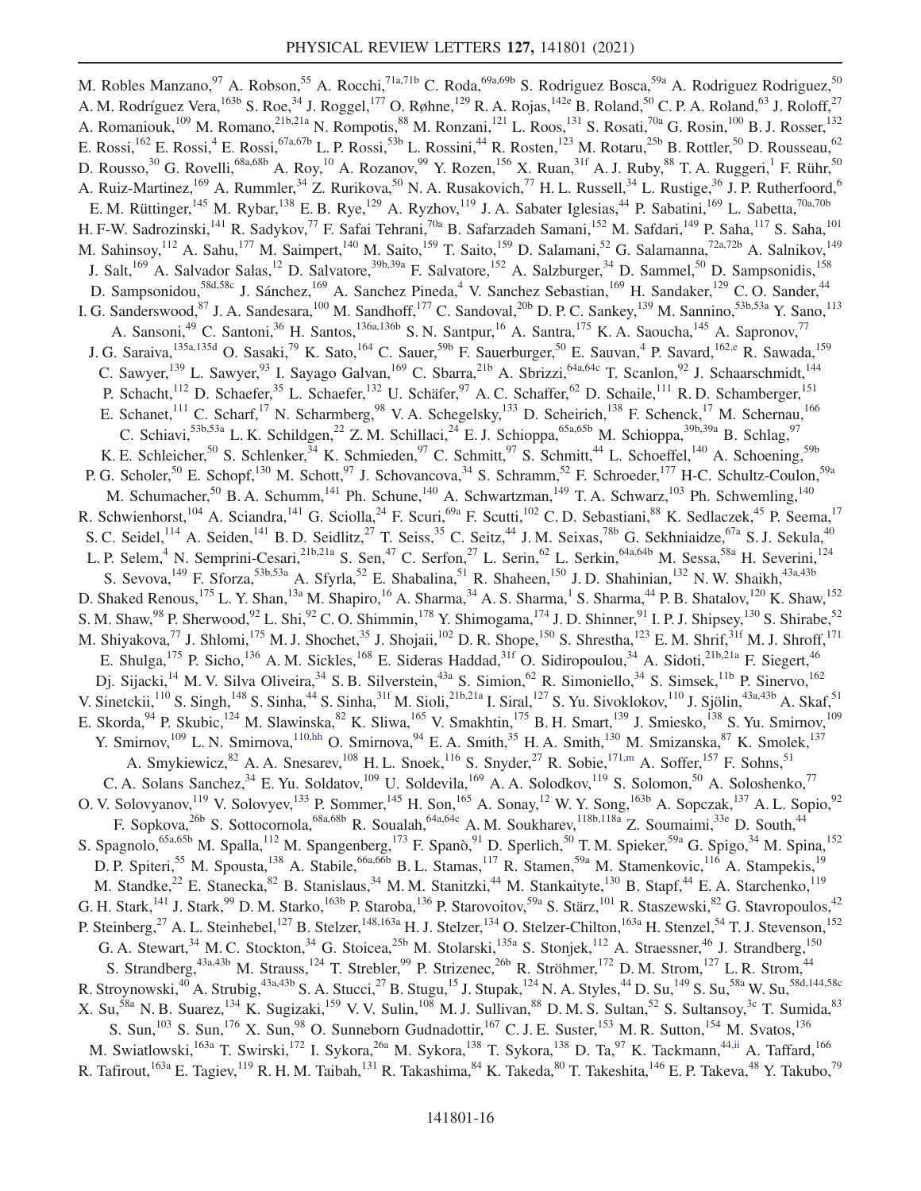M. Robles Manzano,[97] A. Robson,[55] A. Rocchi,[71a,71b] C. Roda,[69a,69b] S. Rodriguez Bosca,[59a] A. Rodriguez Rodriguez,[50] A. M. Rodríguez Vera,[163b] S. Roe,[34] J. Roggel,[177] O. Røhne,[129] R. A. Rojas,[142e] B. Roland,[50] C. P. A. Roland,[63] J. Roloff,[27] A. Romaniouk,[109] M. Romano,[21b,21a] N. Rompotis,[88] M. Ronzani,[121] L. Roos,[131] S. Rosati,[70a] G. Rosin,[100] B. J. Rosser,[132] E. Rossi,[162] E. Rossi,[4] E. Rossi,[67a,67b] L. P. Rossi,[53b] L. Rossini,[44] R. Rosten,[123] M. Rotaru,[25b] B. Rottler,[50] D. Rousseau,[62] D. Rousso,[30] G. Rovelli,[68a,68b] A. Roy,[10] A. Rozanov,[99] Y. Rozen,[156] X. Ruan,[31f] A. J. Ruby,[88] T. A. Ruggeri,[1] F. Rühr,[50] A. Ruiz-Martinez,[169] A. Rummler,[34] Z. Rurikova,[50] N. A. Rusakovich,[77] H. L. Russell,[34] L. Rustige,[36] J. P. Rutherfoord,[6] E. M. Rüttinger,[145] M. Rybar,[138] E. B. Rye,[129] A. Ryzhov,[119] J. A. Sabater Iglesias,[44] P. Sabatini,[169] L. Sabetta,[70a,70b] H. F-W. Sadrozinski,[141] R. Sadykov,[77] F. Safai Tehrani,[70a] B. Safarzadeh Samani,[152] M. Safdari,[149] P. Saha,[117] S. Saha,[101] M. Sahinsoy,[112] A. Sahu,[177] M. Saimpert,[140] M. Saito,[159] T. Saito,[159] D. Salamani,[52] G. Salamanna,[72a,72b] A. Salnikov,[149] J. Salt,[169] A. Salvador Salas,[12] D. Salvatore,[39b,39a] F. Salvatore,[152] A. Salzburger,[34] D. Sammel,[50] D. Sampsonidis,[158] D. Sampsonidou,[58d,58c] J. Sánchez,[169] A. Sanchez Pineda,[4] V. Sanchez Sebastian,[169] H. Sandaker,[129] C. O. Sander,[44] I. G. Sanderswood,[87] J. A. Sandesara,[100] M. Sandhoff,[177] C. Sandoval,[20b] D. P. C. Sankey,[139] M. Sannino,[53b,53a] Y. Sano,[113] A. Sansoni,[49] C. Santoni,[36] H. Santos,[136a,136b] S. N. Santpur,[16] A. Santra,[175] K. A. Saoucha,[145] A. Sapronov,[77] J. G. Saraiva,[135a,135d] O. Sasaki,[79] K. Sato,[164] C. Sauer,[59b] F. Sauerburger,[50] E. Sauvan,[4] P. Savard,[162,e] R. Sawada,[159] C. Sawyer,[139] L. Sawyer,[93] I. Sayago Galvan,[169] C. Sbarra,[21b] A. Sbrizzi,[64a,64c] T. Scanlon,[92] J. Schaarschmidt,[144] P. Schacht,[112] D. Schaefer,[35] L. Schaefer,[132] U. Schäfer,[97] A. C. Schaffer,[62] D. Schaile,[111] R. D. Schamberger,[151] E. Schanet,[111] C. Scharf,[17] N. Scharmberg,[98] V. A. Schegelsky,[133] D. Scheirich,[138] F. Schenck,[17] M. Schernau,[166] C. Schiavi,[53b,53a] L. K. Schildgen,[22] Z. M. Schillaci,[24] E. J. Schioppa,[65a,65b] M. Schioppa,[39b,39a] B. Schlag,[97] K. E. Schleicher,[50] S. Schlenker,[34] K. Schmieden,[97] C. Schmitt,[97] S. Schmitt,[44] L. Schoeffel,[140] A. Schoening,[59b] P. G. Scholer,[50] E. Schopf,[130] M. Schott,[97] J. Schovancova,[34] S. Schramm,[52] F. Schroeder,[177] H-C. Schultz-Coulon,[59a] M. Schumacher,[50] B. A. Schumm,[141] Ph. Schune,[140] A. Schwartzman,[149] T. A. Schwarz,[103] Ph. Schwemling,[140] R. Schwienhorst,[104] A. Sciandra,[141] G. Sciolla,[24] F. Scuri,[69a] F. Scutti,[102] C. D. Sebastiani,[88] K. Sedlaczek,[45] P. Seema,[17] S. C. Seidel,[114] A. Seiden,[141] B. D. Seidlitz,[27] T. Seiss,[35] C. Seitz,[44] J. M. Seixas,[78b] G. Sekhniaidze,[67a] S. J. Sekula,[40] L. P. Selem,[4] N. Semprini-Cesari,[21b,21a] S. Sen,[47] C. Serfon,[27] L. Serin,[62] L. Serkin,[64a,64b] M. Sessa,[58a] H. Severini,[124] S. Sevova,[149] F. Sforza,[53b,53a] A. Sfyrla,[52] E. Shabalina,[51] R. Shaheen,[150] J. D. Shahinian,[132] N. W. Shaikh,[43a,43b] D. Shaked Renous,[175] L. Y. Shan,[13a] M. Shapiro,[16] A. Sharma,[34] A. S. Sharma,[1] S. Sharma,[44] P. B. Shatalov,[120] K. Shaw,[152] S. M. Shaw,[98] P. Sherwood,[92] L. Shi,[92] C. O. Shimmin,[178] Y. Shimogama,[174] J. D. Shinner,[91] I. P. J. Shipsey,[130] S. Shirabe,[52] M. Shiyakova,[77] J. Shlomi,[175] M. J. Shochet,[35] J. Shojaii,[102] D. R. Shope,[150] S. Shrestha,[123] E. M. Shrif,[31f] M. J. Shroff,[171] E. Shulga,[175] P. Sicho,[136] A. M. Sickles,[168] E. Sideras Haddad,[31f] O. Sidiropoulou,[34] A. Sidoti,[21b,21a] F. Siegert,[46] Dj. Sijacki,[14] M. V. Silva Oliveira,[34] S. B. Silverstein,[43a] S. Simion,[62] R. Simoniello,[34] S. Simsek,[11b] P. Sinervo,[162] V. Sinetckii,[110] S. Singh,[148] S. Sinha,[44] S. Sinha,[31f] M. Sioli,[21b,21a] I. Siral,[127] S. Yu. Sivoklokov,[110] J. Sjölin,[43a,43b] A. Skaf,[51] E. Skorda,[94] P. Skubic,[124] M. Slawinska,[82] K. Sliwa,[165] V. Smakhtin,[175] B. H. Smart,[139] J. Smiesko,[138] S. Yu. Smirnov,[109] Y. Smirnov,[109] L. N. Smirnova,[110,hh] O. Smirnova,[94] E. A. Smith,[35] H. A. Smith,[130] M. Smizanska,[87] K. Smolek,[137] A. Smykiewicz,[82] A. A. Snesarev,[108] H. L. Snoek,[116] S. Snyder,[27] R. Sobie,[171,m] A. Soffer,[157] F. Sohns,[51] C. A. Solans Sanchez,[34] E. Yu. Soldatov,[109] U. Soldevila,[169] A. A. Solodkov,[119] S. Solomon,[50] A. Soloshenko,[77] O. V. Solovyanov,[119] V. Solovyev,[133] P. Sommer,[145] H. Son,[165] A. Sonay,[12] W. Y. Song,[163b] A. Sopczak,[137] A. L. Sopio,[92] F. Sopkova,[26b] S. Sottocornola,[68a,68b] R. Soualah,[64a,64c] A. M. Soukharev,[118b,118a] Z. Soumaimi,[33e] D. South,[44] S. Spagnolo,[65a,65b] M. Spalla,[112] M. Spangenberg,[173] F. Spanò,[91] D. Sperlich,[50] T. M. Spieker,[59a] G. Spigo,[34] M. Spina,[152] D. P. Spiteri,[55] M. Spousta,[138] A. Stabile,[66a,66b] B. L. Stamas,[117] R. Stamen,[59a] M. Stamenkovic,[116] A. Stampekis,[19] M. Standke,[22] E. Stanecka,[82] B. Stanislaus,[34] M. M. Stanitzki,[44] M. Stankaityte,[130] B. Stapf,[44] E. A. Starchenko,[119] G. H. Stark,[141] J. Stark,[99] D. M. Starko,[163b] P. Staroba,[136] P. Starovoitov,[59a] S. Stärz,[101] R. Staszewski,[82] G. Stavropoulos,[42] P. Steinberg,[27] A. L. Steinhebel,[127] B. Stelzer,[148,163a] H. J. Stelzer,[134] O. Stelzer-Chilton,[163a] H. Stenzel,[54] T. J. Stevenson,[152] G. A. Stewart,[34] M. C. Stockton,[34] G. Stoicea,[25b] M. Stolarski,[135a] S. Stonjek,[112] A. Straessner,[46] J. Strandberg,[150] S. Strandberg,[43a,43b] M. Strauss,[124] T. Strebler,[99] P. Strizenec,[26b] R. Ströhmer,[172] D. M. Strom,[127] L. R. Strom,[44] R. Stroynowski,[40] A. Strubig,[43a,43b] S. A. Stucci,[27] B. Stugu,[15] J. Stupak,[124] N. A. Styles,[44] D. Su,[149] S. Su,[58a] W. Su,[58d,144,58c] X. Su,[58a] N. B. Suarez,[134] K. Sugizaki,[159] V. V. Sulin,[108] M. J. Sullivan,[88] D. M. S. Sultan,[52] S. Sultansoy,[3c] T. Sumida,[83] S. Sun,[103] S. Sun,[176] X. Sun,[98] O. Sunneborn Gudnadottir,[167] C. J. E. Suster,[153] M. R. Sutton,[154] M. Svatos,[136] M. Swiatlowski,[163a] T. Swirski,[172] I. Sykora,[26a] M. Sykora,[138] T. Sykora,[138] D. Ta,[97] K. Tackmann,[44,ii] A. Taffard,[166] R. Tafirout,[163a] E. Tagiev,[119] R. H. M. Taibah,[131] R. Takashima,[84] K. Takeda,[80] T. Takeshita,[146] E. P. Takeva,[48] Y. Takubo,[79]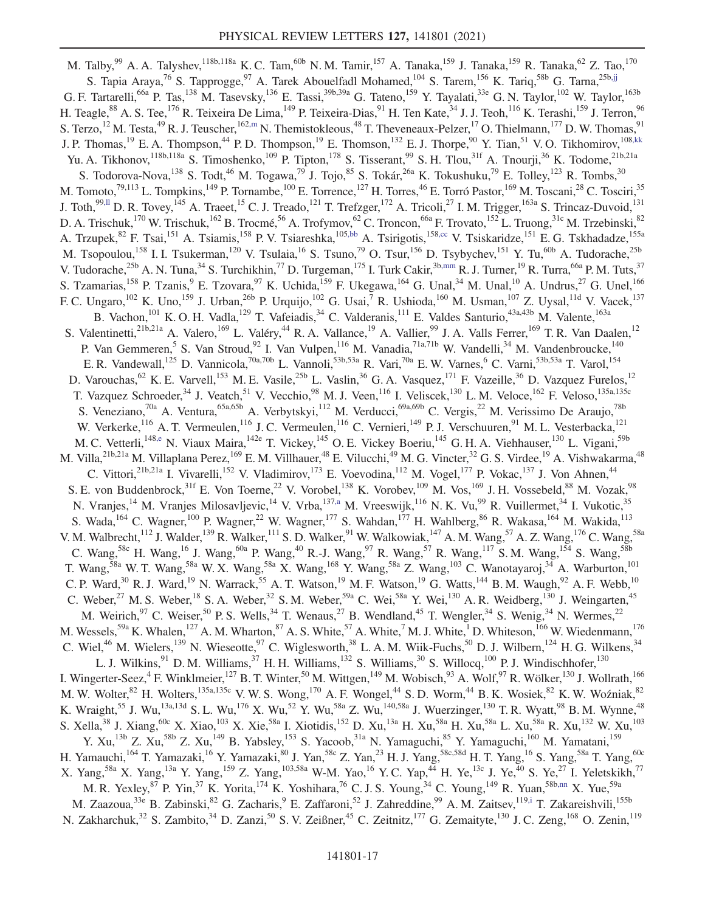M. Talby,[99] A. A. Talyshev,[118b,118a] K. C. Tam,[60b] N. M. Tamir,[157] A. Tanaka,[159] J. Tanaka,[159] R. Tanaka,[62] Z. Tao,[170] S. Tapia Araya,[76] S. Tapprogge,[97] A. Tarek Abouelfadl Mohamed,[104] S. Tarem,[156] K. Tariq,[58b] G. Tarna,[25b,jj] G. F. Tartarelli,[66a] P. Tas,[138] M. Tasevsky,[136] E. Tassi,[39b,39a] G. Tateno,[159] Y. Tayalati,[33e] G. N. Taylor,[102] W. Taylor,[163b] H. Teagle,[88] A. S. Tee,[176] R. Teixeira De Lima,[149] P. Teixeira-Dias,[91] H. Ten Kate,[34] J. J. Teoh,[116] K. Terashi,[159] J. Terron,[96] S. Terzo,[12] M. Testa,[49] R. J. Teuscher,[162,m] N. Themistokleous,[48] T. Theveneaux-Pelzer,[17] O. Thielmann,[177] D. W. Thomas,[91] J. P. Thomas,[19] E. A. Thompson,[44] P. D. Thompson,[19] E. Thomson,[132] E. J. Thorpe,[90] Y. Tian,[51] V. O. Tikhomirov,[108,kk] Yu. A. Tikhonov,[118b,118a] S. Timoshenko,[109] P. Tipton,[178] S. Tisserant,[99] S. H. Tlou,[31f] A. Tnourji,[36] K. Todome,[21b,21a] S. Todorova-Nova,[138] S. Todt,[46] M. Togawa,[79] J. Tojo,[85] S. Tokár,[26a] K. Tokushuku,[79] E. Tolley,[123] R. Tombs,[30] M. Tomoto,[79,113] L. Tompkins,[149] P. Tornambe,[100] E. Torrence,[127] H. Torres,[46] E. Torró Pastor,[169] M. Toscani,[28] C. Tosciri,[35] J. Toth,[99,ll] D. R. Tovey,[145] A. Traeet,[15] C. J. Treado,[121] T. Trefzger,[172] A. Tricoli,[27] I. M. Trigger,[163a] S. Trincaz-Duvoid,[131] D. A. Trischuk,[170] W. Trischuk,[162] B. Trocmé,[56] A. Trofymov,[62] C. Troncon,[66a] F. Trovato,[152] L. Truong,[31c] M. Trzebinski,[82] A. Trzupek,[82] F. Tsai,[151] A. Tsiamis,[158] P. V. Tsiareshka,[105,bb] A. Tsirigotis,[158,cc] V. Tsiskaridze,[151] E. G. Tskhadadze,[155a] M. Tsopoulou,[158] I. I. Tsukerman,[120] V. Tsulaia,[16] S. Tsuno,[79] O. Tsur,[156] D. Tsybychev,[151] Y. Tu,[60b] A. Tudorache,[25b] V. Tudorache,[25b] A. N. Tuna,[34] S. Turchikhin,[77] D. Turgeman,[175] I. Turk Cakir,[3b,mm] R. J. Turner,[19] R. Turra,[66a] P. M. Tuts,[37] S. Tzamarias,[158] P. Tzanis,[9] E. Tzovara,[97] K. Uchida,[159] F. Ukegawa,[164] G. Unal,[34] M. Unal,[10] A. Undrus,[27] G. Unel,[166] F. C. Ungaro,[102] K. Uno,[159] J. Urban,[26b] P. Urquijo,[102] G. Usai,[7] R. Ushioda,[160] M. Usman,[107] Z. Uysal,[11d] V. Vacek,[137] B. Vachon,[101] K. O. H. Vadla,[129] T. Vafeiadis,[34] C. Valderanis,[111] E. Valdes Santurio,[43a,43b] M. Valente,[163a] S. Valentinetti,[21b,21a] A. Valero,[169] L. Valéry,[44] R. A. Vallance,[19] A. Vallier,[99] J. A. Valls Ferrer,[169] T. R. Van Daalen,[12] P. Van Gemmeren,[5] S. Van Stroud,[92] I. Van Vulpen,[116] M. Vanadia,[71a,71b] W. Vandelli,[34] M. Vandenbroucke,[140] E. R. Vandewall,[125] D. Vannicola,[70a,70b] L. Vannoli,[53b,53a] R. Vari,[70a] E. W. Varnes,[6] C. Varni,[53b,53a] T. Varol,[154] D. Varouchas,[62] K. E. Varvell,[153] M. E. Vasile,[25b] L. Vaslin,[36] G. A. Vasquez,[171] F. Vazeille,[36] D. Vazquez Furelos,[12] T. Vazquez Schroeder,[34] J. Veatch,[51] V. Vecchio,[98] M. J. Veen,[116] I. Veliscek,[130] L. M. Veloce,[162] F. Veloso,[135a,135c] S. Veneziano,[70a] A. Ventura,[65a,65b] A. Verbytskyi,[112] M. Verducci,[69a,69b] C. Vergis,[22] M. Verissimo De Araujo,[78b] W. Verkerke,[116] A. T. Vermeulen,[116] J. C. Vermeulen,[116] C. Vernieri,[149] P. J. Verschuuren,[91] M. L. Vesterbacka,[121] M. C. Vetterli,[148,e] N. Viaux Maira,[142e] T. Vickey,[145] O. E. Vickey Boeriu,[145] G. H. A. Viehhauser,[130] L. Vigani,[59b] M. Villa,[21b,21a] M. Villaplana Perez,[169] E. M. Villhauer,[48] E. Vilucchi,[49] M. G. Vincter,[32] G. S. Virdee,[19] A. Vishwakarma,[48] C. Vittori,[21b,21a] I. Vivarelli,[152] V. Vladimirov,[173] E. Voevodina,[112] M. Vogel,[177] P. Vokac,[137] J. Von Ahnen,[44] S. E. von Buddenbrock,[31f] E. Von Toerne,[22] V. Vorobel,[138] K. Vorobev,[109] M. Vos,[169] J. H. Vossebeld,[88] M. Vozak,[98] N. Vranjes,[14] M. Vranjes Milosavljevic,[14] V. Vrba,[137,a] M. Vreeswijk,[116] N. K. Vu,[99] R. Vuillermet,[34] I. Vukotic,[35] S. Wada,[164] C. Wagner,[100] P. Wagner,[22] W. Wagner,[177] S. Wahdan,[177] H. Wahlberg,[86] R. Wakasa,[164] M. Wakida,[113] V. M. Walbrecht,[112] J. Walder,[139] R. Walker,[111] S. D. Walker,[91] W. Walkowiak,[147] A. M. Wang,[57] A. Z. Wang,[176] C. Wang,[58a] C. Wang,[58c] H. Wang,[16] J. Wang,[60a] P. Wang,[40] R.-J. Wang,[97] R. Wang,[57] R. Wang,[117] S. M. Wang,[154] S. Wang,[58b] T. Wang,[58a] W. T. Wang,[58a] W. X. Wang,[58a] X. Wang,[168] Y. Wang,[58a] Z. Wang,[103] C. Wanotayaroj,[34] A. Warburton,[101] C. P. Ward,[30] R. J. Ward,[19] N. Warrack,[55] A. T. Watson,[19] M. F. Watson,[19] G. Watts,[144] B. M. Waugh,[92] A. F. Webb,[10] C. Weber,[27] M. S. Weber,[18] S. A. Weber,[32] S. M. Weber,[59a] C. Wei,[58a] Y. Wei,[130] A. R. Weidberg,[130] J. Weingarten,[45] M. Weirich,[97] C. Weiser,[50] P. S. Wells,[34] T. Wenaus,[27] B. Wendland,[45] T. Wengler,[34] S. Wenig,[34] N. Wermes,[22] M. Wessels,[59a] K. Whalen,[127] A. M. Wharton,[87] A. S. White,[57] A. White,[7] M. J. White,[1] D. Whiteson,[166] W. Wiedenmann,[176] C. Wiel,[46] M. Wielers,[139] N. Wieseotte,[97] C. Wiglesworth,[38] L. A. M. Wiik-Fuchs,[50] D. J. Wilbern,[124] H. G. Wilkens,[34] L. J. Wilkins,[91] D. M. Williams,[37] H. H. Williams,[132] S. Williams,[30] S. Willocq,[100] P. J. Windischhofer,[130] I. Wingerter-Seez,[4] F. Winklmeier,[127] B. T. Winter,[50] M. Wittgen,[149] M. Wobisch,[93] A. Wolf,[97] R. Wölker,[130] J. Wollrath,[166] M. W. Wolter,[82] H. Wolters,[135a,135c] V. W. S. Wong,[170] A. F. Wongel,[44] S. D. Worm,[44] B. K. Wosiek,[82] K. W. Woźniak,[82] K. Wraight,[55] J. Wu,[13a,13d] S. L. Wu,[176] X. Wu,[52] Y. Wu,[58a] Z. Wu,[140,58a] J. Wuerzinger,[130] T. R. Wyatt,[98] B. M. Wynne,[48] S. Xella,[38] J. Xiang,[60c] X. Xiao,[103] X. Xie,[58a] I. Xiotidis,[152] D. Xu,[13a] H. Xu,[58a] H. Xu,[58a] L. Xu,[58a] R. Xu,[132] W. Xu,[103] Y. Xu,[13b] Z. Xu,[58b] Z. Xu,[149] B. Yabsley,[153] S. Yacoob,[31a] N. Yamaguchi,[85] Y. Yamaguchi,[160] M. Yamatani,[159] H. Yamauchi,[164] T. Yamazaki,[16] Y. Yamazaki,[80] J. Yan,[58c] Z. Yan,[23] H. J. Yang,[58c,58d] H. T. Yang,[16] S. Yang,[58a] T. Yang,[60c] X. Yang,[58a] X. Yang,[13a] Y. Yang,[159] Z. Yang,[103,58a] W-M. Yao,[16] Y. C. Yap,[44] H. Ye,[13c] J. Ye,[40] S. Ye,[27] I. Yeletskikh,[77] M. R. Yexley,[87] P. Yin,[37] K. Yorita,[174] K. Yoshihara,[76] C. J. S. Young,[34] C. Young,[149] R. Yuan,[58b,nn] X. Yue,[59a] M. Zaazoua,[33e] B. Zabinski,[82] G. Zacharis,[9] E. Zaffaroni,[52] J. Zahreddine,[99] A. M. Zaitsev,[119,i] T. Zakareishvili,[155b] N. Zakharchuk,[32] S. Zambito,[34] D. Zanzi,[50] S. V. Zeißner,[45] C. Zeitnitz,[177] G. Zemaityte,[130] J. C. Zeng,[168] O. Zenin,[119]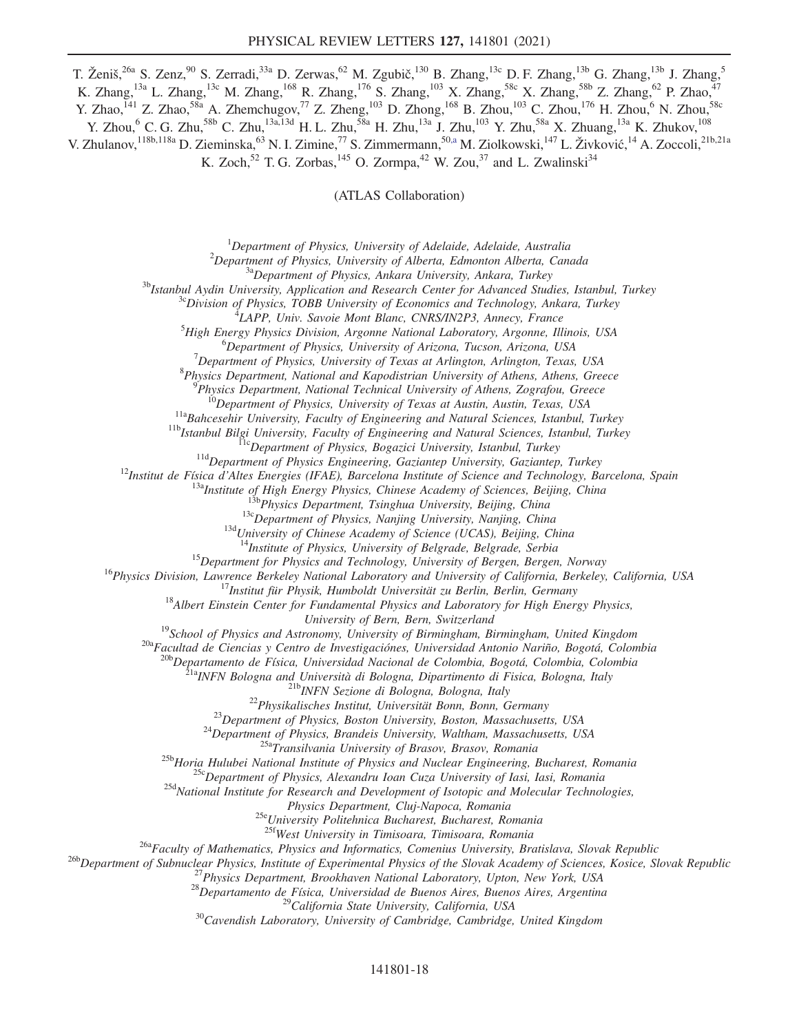T. Ženiš,[26a] S. Zenz,[90] S. Zerradi,[33a] D. Zerwas,[62] M. Zgubič,[130] B. Zhang,[13c] D. F. Zhang,[13b] G. Zhang,[13b] J. Zhang,[5] K. Zhang,[13a] L. Zhang,[13c] M. Zhang,[168] R. Zhang,[176] S. Zhang,[103] X. Zhang,[58c] X. Zhang,[58b] Z. Zhang,[62] P. Zhao,[47] Y. Zhao,[141] Z. Zhao,[58a] A. Zhemchugov,[77] Z. Zheng,[103] D. Zhong,[168] B. Zhou,[103] C. Zhou,[176] H. Zhou,[6] N. Zhou,[58c] Y. Zhou,[6] C. G. Zhu,[58b] C. Zhu,[13a,13d] H. L. Zhu,[58a] H. Zhu,[13a] J. Zhu,[103] Y. Zhu,[58a] X. Zhuang,[13a] K. Zhukov,[108] V. Zhulanov,[118b,118a] D. Zieminska,[63] N. I. Zimine,[77] S. Zimmermann,[50,a] M. Ziolkowski,[147] L. Živković,[14] A. Zoccoli,[21b,21a] K. Zoch,[52] T. G. Zorbas,[145] O. Zormpa,[42] W. Zou,[37] and L. Zwalinski[34]

(ATLAS Collaboration)

[1] *Department of Physics, University of Adelaide, Adelaide, Australia*
[2] *Department of Physics, University of Alberta, Edmonton Alberta, Canada*
[3a] *Department of Physics, Ankara University, Ankara, Turkey*
[3b] *Istanbul Aydin University, Application and Research Center for Advanced Studies, Istanbul, Turkey*
[3c] *Division of Physics, TOBB University of Economics and Technology, Ankara, Turkey*
[4] *LAPP, Univ. Savoie Mont Blanc, CNRS/IN2P3, Annecy, France*
[5] *High Energy Physics Division, Argonne National Laboratory, Argonne, Illinois, USA*
[6] *Department of Physics, University of Arizona, Tucson, Arizona, USA*
[7] *Department of Physics, University of Texas at Arlington, Arlington, Texas, USA*
[8] *Physics Department, National and Kapodistrian University of Athens, Athens, Greece*
[9] *Physics Department, National Technical University of Athens, Zografou, Greece*
[10] *Department of Physics, University of Texas at Austin, Austin, Texas, USA*
[11a] *Bahcesehir University, Faculty of Engineering and Natural Sciences, Istanbul, Turkey*
[11b] *Istanbul Bilgi University, Faculty of Engineering and Natural Sciences, Istanbul, Turkey*
[11c] *Department of Physics, Bogazici University, Istanbul, Turkey*
[11d] *Department of Physics Engineering, Gaziantep University, Gaziantep, Turkey*
[12] *Institut de Física d'Altes Energies (IFAE), Barcelona Institute of Science and Technology, Barcelona, Spain*
[13a] *Institute of High Energy Physics, Chinese Academy of Sciences, Beijing, China*
[13b] *Physics Department, Tsinghua University, Beijing, China*
[13c] *Department of Physics, Nanjing University, Nanjing, China*
[13d] *University of Chinese Academy of Science (UCAS), Beijing, China*
[14] *Institute of Physics, University of Belgrade, Belgrade, Serbia*
[15] *Department for Physics and Technology, University of Bergen, Bergen, Norway*
[16] *Physics Division, Lawrence Berkeley National Laboratory and University of California, Berkeley, California, USA*
[17] *Institut für Physik, Humboldt Universität zu Berlin, Berlin, Germany*
[18] *Albert Einstein Center for Fundamental Physics and Laboratory for High Energy Physics, University of Bern, Bern, Switzerland*
[19] *School of Physics and Astronomy, University of Birmingham, Birmingham, United Kingdom*
[20a] *Facultad de Ciencias y Centro de Investigaciónes, Universidad Antonio Nariño, Bogotá, Colombia*
[20b] *Departamento de Física, Universidad Nacional de Colombia, Bogotá, Colombia, Colombia*
[21a] *INFN Bologna and Universita' di Bologna, Dipartimento di Fisica, Bologna, Italy*
[21b] *INFN Sezione di Bologna, Bologna, Italy*
[22] *Physikalisches Institut, Universität Bonn, Bonn, Germany*
[23] *Department of Physics, Boston University, Boston, Massachusetts, USA*
[24] *Department of Physics, Brandeis University, Waltham, Massachusetts, USA*
[25a] *Transilvania University of Brasov, Brasov, Romania*
[25b] *Horia Hulubei National Institute of Physics and Nuclear Engineering, Bucharest, Romania*
[25c] *Department of Physics, Alexandru Ioan Cuza University of Iasi, Iasi, Romania*
[25d] *National Institute for Research and Development of Isotopic and Molecular Technologies, Physics Department, Cluj-Napoca, Romania*
[25e] *University Politehnica Bucharest, Bucharest, Romania*
[25f] *West University in Timisoara, Timisoara, Romania*
[26a] *Faculty of Mathematics, Physics and Informatics, Comenius University, Bratislava, Slovak Republic*
[26b] *Department of Subnuclear Physics, Institute of Experimental Physics of the Slovak Academy of Sciences, Kosice, Slovak Republic*
[27] *Physics Department, Brookhaven National Laboratory, Upton, New York, USA*
[28] *Departamento de Física, Universidad de Buenos Aires, Buenos Aires, Argentina*
[29] *California State University, California, USA*
[30] *Cavendish Laboratory, University of Cambridge, Cambridge, United Kingdom*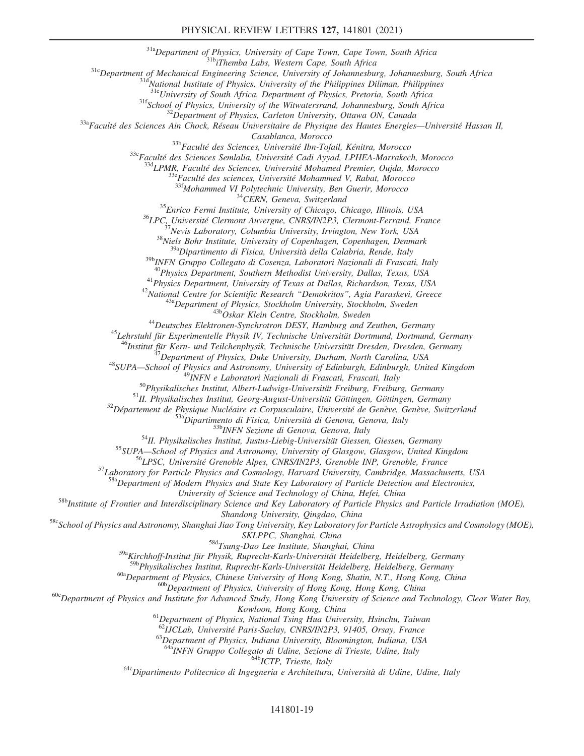[31a]Department of Physics, University of Cape Town, Cape Town, South Africa
[31b]iThemba Labs, Western Cape, South Africa
[31c]Department of Mechanical Engineering Science, University of Johannesburg, Johannesburg, South Africa
[31d]National Institute of Physics, University of the Philippines Diliman, Philippines
[31e]University of South Africa, Department of Physics, Pretoria, South Africa
[31f]School of Physics, University of the Witwatersrand, Johannesburg, South Africa
[32]Department of Physics, Carleton University, Ottawa ON, Canada
[33a]Faculté des Sciences Ain Chock, Réseau Universitaire de Physique des Hautes Energies—Université Hassan II, Casablanca, Morocco
[33b]Faculté des Sciences, Université Ibn-Tofail, Kénitra, Morocco
[33c]Faculté des Sciences Semlalia, Université Cadi Ayyad, LPHEA-Marrakech, Morocco
[33d]LPMR, Faculté des Sciences, Université Mohamed Premier, Oujda, Morocco
[33e]Faculté des sciences, Université Mohammed V, Rabat, Morocco
[33f]Mohammed VI Polytechnic University, Ben Guerir, Morocco
[34]CERN, Geneva, Switzerland
[35]Enrico Fermi Institute, University of Chicago, Chicago, Illinois, USA
[36]LPC, Université Clermont Auvergne, CNRS/IN2P3, Clermont-Ferrand, France
[37]Nevis Laboratory, Columbia University, Irvington, New York, USA
[38]Niels Bohr Institute, University of Copenhagen, Copenhagen, Denmark
[39a]Dipartimento di Fisica, Università della Calabria, Rende, Italy
[39b]INFN Gruppo Collegato di Cosenza, Laboratori Nazionali di Frascati, Italy
[40]Physics Department, Southern Methodist University, Dallas, Texas, USA
[41]Physics Department, University of Texas at Dallas, Richardson, Texas, USA
[42]National Centre for Scientific Research "Demokritos", Agia Paraskevi, Greece
[43a]Department of Physics, Stockholm University, Stockholm, Sweden
[43b]Oskar Klein Centre, Stockholm, Sweden
[44]Deutsches Elektronen-Synchrotron DESY, Hamburg and Zeuthen, Germany
[45]Lehrstuhl für Experimentelle Physik IV, Technische Universität Dortmund, Dortmund, Germany
[46]Institut für Kern- und Teilchenphysik, Technische Universität Dresden, Dresden, Germany
[47]Department of Physics, Duke University, Durham, North Carolina, USA
[48]SUPA—School of Physics and Astronomy, University of Edinburgh, Edinburgh, United Kingdom
[49]INFN e Laboratori Nazionali di Frascati, Frascati, Italy
[50]Physikalisches Institut, Albert-Ludwigs-Universität Freiburg, Freiburg, Germany
[51]II. Physikalisches Institut, Georg-August-Universität Göttingen, Göttingen, Germany
[52]Département de Physique Nucléaire et Corpusculaire, Université de Genève, Genève, Switzerland
[53a]Dipartimento di Fisica, Università di Genova, Genova, Italy
[53b]INFN Sezione di Genova, Genova, Italy
[54]II. Physikalisches Institut, Justus-Liebig-Universität Giessen, Giessen, Germany
[55]SUPA—School of Physics and Astronomy, University of Glasgow, Glasgow, United Kingdom
[56]LPSC, Université Grenoble Alpes, CNRS/IN2P3, Grenoble INP, Grenoble, France
[57]Laboratory for Particle Physics and Cosmology, Harvard University, Cambridge, Massachusetts, USA
[58a]Department of Modern Physics and State Key Laboratory of Particle Detection and Electronics, University of Science and Technology of China, Hefei, China
[58b]Institute of Frontier and Interdisciplinary Science and Key Laboratory of Particle Physics and Particle Irradiation (MOE), Shandong University, Qingdao, China
[58c]School of Physics and Astronomy, Shanghai Jiao Tong University, Key Laboratory for Particle Astrophysics and Cosmology (MOE), SKLPPC, Shanghai, China
[58d]Tsung-Dao Lee Institute, Shanghai, China
[59a]Kirchhoff-Institut für Physik, Ruprecht-Karls-Universität Heidelberg, Heidelberg, Germany
[59b]Physikalisches Institut, Ruprecht-Karls-Universität Heidelberg, Heidelberg, Germany
[60a]Department of Physics, Chinese University of Hong Kong, Shatin, N.T., Hong Kong, China
[60b]Department of Physics, University of Hong Kong, Hong Kong, China
[60c]Department of Physics and Institute for Advanced Study, Hong Kong University of Science and Technology, Clear Water Bay, Kowloon, Hong Kong, China
[61]Department of Physics, National Tsing Hua University, Hsinchu, Taiwan
[62]IJCLab, Université Paris-Saclay, CNRS/IN2P3, 91405, Orsay, France
[63]Department of Physics, Indiana University, Bloomington, Indiana, USA
[64a]INFN Gruppo Collegato di Udine, Sezione di Trieste, Udine, Italy
[64b]ICTP, Trieste, Italy
[64c]Dipartimento Politecnico di Ingegneria e Architettura, Università di Udine, Udine, Italy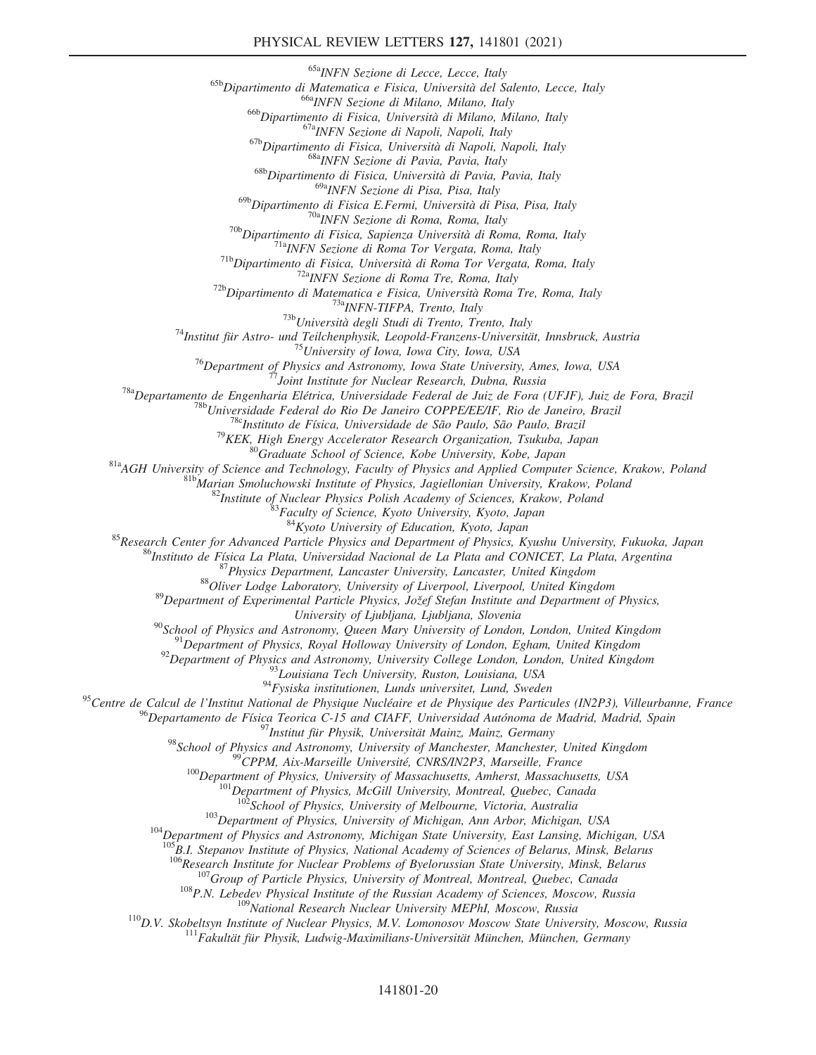[65a]INFN Sezione di Lecce, Lecce, Italy
[65b]Dipartimento di Matematica e Fisica, Università del Salento, Lecce, Italy
[66a]INFN Sezione di Milano, Milano, Italy
[66b]Dipartimento di Fisica, Università di Milano, Milano, Italy
[67a]INFN Sezione di Napoli, Napoli, Italy
[67b]Dipartimento di Fisica, Università di Napoli, Napoli, Italy
[68a]INFN Sezione di Pavia, Pavia, Italy
[68b]Dipartimento di Fisica, Università di Pavia, Pavia, Italy
[69a]INFN Sezione di Pisa, Pisa, Italy
[69b]Dipartimento di Fisica E.Fermi, Università di Pisa, Pisa, Italy
[70a]INFN Sezione di Roma, Roma, Italy
[70b]Dipartimento di Fisica, Sapienza Università di Roma, Roma, Italy
[71a]INFN Sezione di Roma Tor Vergata, Roma, Italy
[71b]Dipartimento di Fisica, Università di Roma Tor Vergata, Roma, Italy
[72a]INFN Sezione di Roma Tre, Roma, Italy
[72b]Dipartimento di Matematica e Fisica, Università Roma Tre, Roma, Italy
[73a]INFN-TIFPA, Trento, Italy
[73b]Università degli Studi di Trento, Trento, Italy
[74]Institut für Astro- und Teilchenphysik, Leopold-Franzens-Universität, Innsbruck, Austria
[75]University of Iowa, Iowa City, Iowa, USA
[76]Department of Physics and Astronomy, Iowa State University, Ames, Iowa, USA
[77]Joint Institute for Nuclear Research, Dubna, Russia
[78a]Departamento de Engenharia Elétrica, Universidade Federal de Juiz de Fora (UFJF), Juiz de Fora, Brazil
[78b]Universidade Federal do Rio De Janeiro COPPE/EE/IF, Rio de Janeiro, Brazil
[78c]Instituto de Física, Universidade de São Paulo, São Paulo, Brazil
[79]KEK, High Energy Accelerator Research Organization, Tsukuba, Japan
[80]Graduate School of Science, Kobe University, Kobe, Japan
[81a]AGH University of Science and Technology, Faculty of Physics and Applied Computer Science, Krakow, Poland
[81b]Marian Smoluchowski Institute of Physics, Jagiellonian University, Krakow, Poland
[82]Institute of Nuclear Physics Polish Academy of Sciences, Krakow, Poland
[83]Faculty of Science, Kyoto University, Kyoto, Japan
[84]Kyoto University of Education, Kyoto, Japan
[85]Research Center for Advanced Particle Physics and Department of Physics, Kyushu University, Fukuoka, Japan
[86]Instituto de Física La Plata, Universidad Nacional de La Plata and CONICET, La Plata, Argentina
[87]Physics Department, Lancaster University, Lancaster, United Kingdom
[88]Oliver Lodge Laboratory, University of Liverpool, Liverpool, United Kingdom
[89]Department of Experimental Particle Physics, Jožef Stefan Institute and Department of Physics, University of Ljubljana, Ljubljana, Slovenia
[90]School of Physics and Astronomy, Queen Mary University of London, London, United Kingdom
[91]Department of Physics, Royal Holloway University of London, Egham, United Kingdom
[92]Department of Physics and Astronomy, University College London, London, United Kingdom
[93]Louisiana Tech University, Ruston, Louisiana, USA
[94]Fysiska institutionen, Lunds universitet, Lund, Sweden
[95]Centre de Calcul de l'Institut National de Physique Nucléaire et de Physique des Particules (IN2P3), Villeurbanne, France
[96]Departamento de Física Teorica C-15 and CIAFF, Universidad Autónoma de Madrid, Madrid, Spain
[97]Institut für Physik, Universität Mainz, Mainz, Germany
[98]School of Physics and Astronomy, University of Manchester, Manchester, United Kingdom
[99]CPPM, Aix-Marseille Université, CNRS/IN2P3, Marseille, France
[100]Department of Physics, University of Massachusetts, Amherst, Massachusetts, USA
[101]Department of Physics, McGill University, Montreal, Quebec, Canada
[102]School of Physics, University of Melbourne, Victoria, Australia
[103]Department of Physics, University of Michigan, Ann Arbor, Michigan, USA
[104]Department of Physics and Astronomy, Michigan State University, East Lansing, Michigan, USA
[105]B.I. Stepanov Institute of Physics, National Academy of Sciences of Belarus, Minsk, Belarus
[106]Research Institute for Nuclear Problems of Byelorussian State University, Minsk, Belarus
[107]Group of Particle Physics, University of Montreal, Montreal, Quebec, Canada
[108]P.N. Lebedev Physical Institute of the Russian Academy of Sciences, Moscow, Russia
[109]National Research Nuclear University MEPhI, Moscow, Russia
[110]D.V. Skobeltsyn Institute of Nuclear Physics, M.V. Lomonosov Moscow State University, Moscow, Russia
[111]Fakultät für Physik, Ludwig-Maximilians-Universität München, München, Germany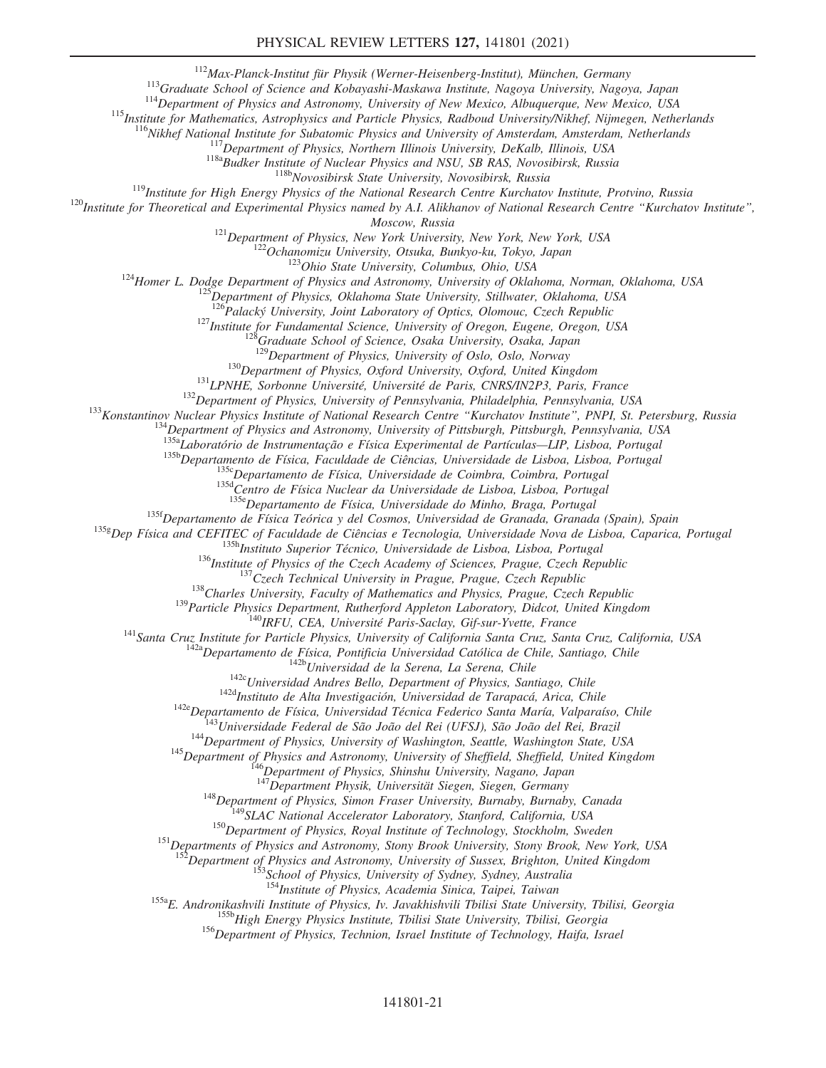[112]*Max-Planck-Institut für Physik (Werner-Heisenberg-Institut), München, Germany*

[113]*Graduate School of Science and Kobayashi-Maskawa Institute, Nagoya University, Nagoya, Japan*

[114]*Department of Physics and Astronomy, University of New Mexico, Albuquerque, New Mexico, USA*

[115]*Institute for Mathematics, Astrophysics and Particle Physics, Radboud University/Nikhef, Nijmegen, Netherlands*

[116]*Nikhef National Institute for Subatomic Physics and University of Amsterdam, Amsterdam, Netherlands*

[117]*Department of Physics, Northern Illinois University, DeKalb, Illinois, USA*

[118a]*Budker Institute of Nuclear Physics and NSU, SB RAS, Novosibirsk, Russia*

[118b]*Novosibirsk State University, Novosibirsk, Russia*

[119]*Institute for High Energy Physics of the National Research Centre Kurchatov Institute, Protvino, Russia*

[120]*Institute for Theoretical and Experimental Physics named by A.I. Alikhanov of National Research Centre "Kurchatov Institute", Moscow, Russia*

[121]*Department of Physics, New York University, New York, New York, USA*

[122]*Ochanomizu University, Otsuka, Bunkyo-ku, Tokyo, Japan*

[123]*Ohio State University, Columbus, Ohio, USA*

[124]*Homer L. Dodge Department of Physics and Astronomy, University of Oklahoma, Norman, Oklahoma, USA*

[125]*Department of Physics, Oklahoma State University, Stillwater, Oklahoma, USA*

[126]*Palacký University, Joint Laboratory of Optics, Olomouc, Czech Republic*

[127]*Institute for Fundamental Science, University of Oregon, Eugene, Oregon, USA*

[128]*Graduate School of Science, Osaka University, Osaka, Japan*

[129]*Department of Physics, University of Oslo, Oslo, Norway*

[130]*Department of Physics, Oxford University, Oxford, United Kingdom*

[131]*LPNHE, Sorbonne Université, Université de Paris, CNRS/IN2P3, Paris, France*

[132]*Department of Physics, University of Pennsylvania, Philadelphia, Pennsylvania, USA*

[133]*Konstantinov Nuclear Physics Institute of National Research Centre "Kurchatov Institute", PNPI, St. Petersburg, Russia*

[134]*Department of Physics and Astronomy, University of Pittsburgh, Pittsburgh, Pennsylvania, USA*

[135a]*Laboratório de Instrumentação e Física Experimental de Partículas—LIP, Lisboa, Portugal*

[135b]*Departamento de Física, Faculdade de Ciências, Universidade de Lisboa, Lisboa, Portugal*

[135c]*Departamento de Física, Universidade de Coimbra, Coimbra, Portugal*

[135d]*Centro de Física Nuclear da Universidade de Lisboa, Lisboa, Portugal*

[135e]*Departamento de Física, Universidade do Minho, Braga, Portugal*

[135f]*Departamento de Física Teórica y del Cosmos, Universidad de Granada, Granada (Spain), Spain*

[135g]*Dep Física and CEFITEC of Faculdade de Ciências e Tecnologia, Universidade Nova de Lisboa, Caparica, Portugal*

[135h]*Instituto Superior Técnico, Universidade de Lisboa, Lisboa, Portugal*

[136]*Institute of Physics of the Czech Academy of Sciences, Prague, Czech Republic*

[137]*Czech Technical University in Prague, Prague, Czech Republic*

[138]*Charles University, Faculty of Mathematics and Physics, Prague, Czech Republic*

[139]*Particle Physics Department, Rutherford Appleton Laboratory, Didcot, United Kingdom*

[140]*IRFU, CEA, Université Paris-Saclay, Gif-sur-Yvette, France*

[141]*Santa Cruz Institute for Particle Physics, University of California Santa Cruz, Santa Cruz, California, USA*

[142a]*Departamento de Física, Pontificia Universidad Católica de Chile, Santiago, Chile*

[142b]*Universidad de la Serena, La Serena, Chile*

[142c]*Universidad Andres Bello, Department of Physics, Santiago, Chile*

[142d]*Instituto de Alta Investigación, Universidad de Tarapacá, Arica, Chile*

[142e]*Departamento de Física, Universidad Técnica Federico Santa María, Valparaíso, Chile*

[143]*Universidade Federal de São João del Rei (UFSJ), São João del Rei, Brazil*

[144]*Department of Physics, University of Washington, Seattle, Washington State, USA*

[145]*Department of Physics and Astronomy, University of Sheffield, Sheffield, United Kingdom*

[146]*Department of Physics, Shinshu University, Nagano, Japan*

[147]*Department Physik, Universität Siegen, Siegen, Germany*

[148]*Department of Physics, Simon Fraser University, Burnaby, Burnaby, Canada*

[149]*SLAC National Accelerator Laboratory, Stanford, California, USA*

[150]*Department of Physics, Royal Institute of Technology, Stockholm, Sweden*

[151]*Departments of Physics and Astronomy, Stony Brook University, Stony Brook, New York, USA*

[152]*Department of Physics and Astronomy, University of Sussex, Brighton, United Kingdom*

[153]*School of Physics, University of Sydney, Sydney, Australia*

[154]*Institute of Physics, Academia Sinica, Taipei, Taiwan*

[155a]*E. Andronikashvili Institute of Physics, Iv. Javakhishvili Tbilisi State University, Tbilisi, Georgia*

[155b]*High Energy Physics Institute, Tbilisi State University, Tbilisi, Georgia*

[156]*Department of Physics, Technion, Israel Institute of Technology, Haifa, Israel*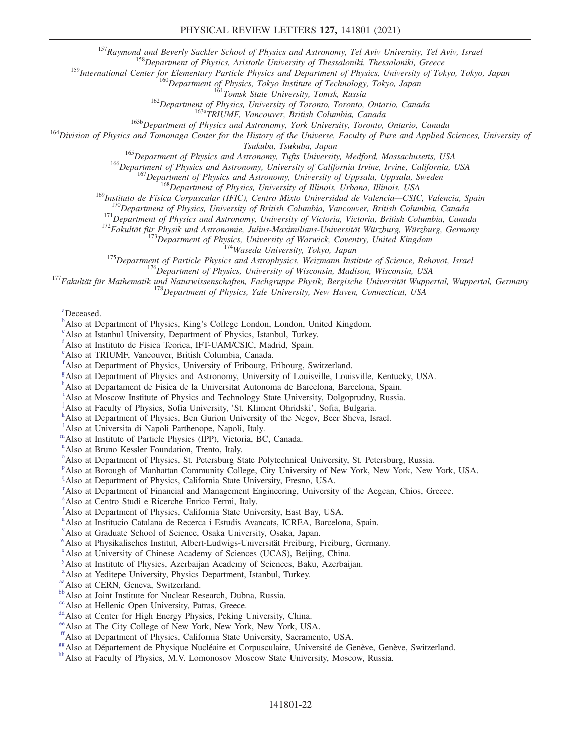[157]Raymond and Beverly Sackler School of Physics and Astronomy, Tel Aviv University, Tel Aviv, Israel
[158]Department of Physics, Aristotle University of Thessaloniki, Thessaloniki, Greece
[159]International Center for Elementary Particle Physics and Department of Physics, University of Tokyo, Tokyo, Japan
[160]Department of Physics, Tokyo Institute of Technology, Tokyo, Japan
[161]Tomsk State University, Tomsk, Russia
[162]Department of Physics, University of Toronto, Toronto, Ontario, Canada
[163a]TRIUMF, Vancouver, British Columbia, Canada
[163b]Department of Physics and Astronomy, York University, Toronto, Ontario, Canada
[164]Division of Physics and Tomonaga Center for the History of the Universe, Faculty of Pure and Applied Sciences, University of Tsukuba, Tsukuba, Japan
[165]Department of Physics and Astronomy, Tufts University, Medford, Massachusetts, USA
[166]Department of Physics and Astronomy, University of California Irvine, Irvine, California, USA
[167]Department of Physics and Astronomy, University of Uppsala, Uppsala, Sweden
[168]Department of Physics, University of Illinois, Urbana, Illinois, USA
[169]Instituto de Física Corpuscular (IFIC), Centro Mixto Universidad de Valencia—CSIC, Valencia, Spain
[170]Department of Physics, University of British Columbia, Vancouver, British Columbia, Canada
[171]Department of Physics and Astronomy, University of Victoria, Victoria, British Columbia, Canada
[172]Fakultät für Physik und Astronomie, Julius-Maximilians-Universität Würzburg, Würzburg, Germany
[173]Department of Physics, University of Warwick, Coventry, United Kingdom
[174]Waseda University, Tokyo, Japan
[175]Department of Particle Physics and Astrophysics, Weizmann Institute of Science, Rehovot, Israel
[176]Department of Physics, University of Wisconsin, Madison, Wisconsin, USA
[177]Fakultät für Mathematik und Naturwissenschaften, Fachgruppe Physik, Bergische Universität Wuppertal, Wuppertal, Germany
[178]Department of Physics, Yale University, New Haven, Connecticut, USA

[a]Deceased.
[b]Also at Department of Physics, King's College London, London, United Kingdom.
[c]Also at Istanbul University, Department of Physics, Istanbul, Turkey.
[d]Also at Instituto de Fisica Teorica, IFT-UAM/CSIC, Madrid, Spain.
[e]Also at TRIUMF, Vancouver, British Columbia, Canada.
[f]Also at Department of Physics, University of Fribourg, Fribourg, Switzerland.
[g]Also at Department of Physics and Astronomy, University of Louisville, Louisville, Kentucky, USA.
[h]Also at Departament de Fisica de la Universitat Autonoma de Barcelona, Barcelona, Spain.
[i]Also at Moscow Institute of Physics and Technology State University, Dolgoprudny, Russia.
[j]Also at Faculty of Physics, Sofia University, 'St. Kliment Ohridski', Sofia, Bulgaria.
[k]Also at Department of Physics, Ben Gurion University of the Negev, Beer Sheva, Israel.
[l]Also at Universita di Napoli Parthenope, Napoli, Italy.
[m]Also at Institute of Particle Physics (IPP), Victoria, BC, Canada.
[n]Also at Bruno Kessler Foundation, Trento, Italy.
[o]Also at Department of Physics, St. Petersburg State Polytechnical University, St. Petersburg, Russia.
[p]Also at Borough of Manhattan Community College, City University of New York, New York, New York, USA.
[q]Also at Department of Physics, California State University, Fresno, USA.
[r]Also at Department of Financial and Management Engineering, University of the Aegean, Chios, Greece.
[s]Also at Centro Studi e Ricerche Enrico Fermi, Italy.
[t]Also at Department of Physics, California State University, East Bay, USA.
[u]Also at Institucio Catalana de Recerca i Estudis Avancats, ICREA, Barcelona, Spain.
[v]Also at Graduate School of Science, Osaka University, Osaka, Japan.
[w]Also at Physikalisches Institut, Albert-Ludwigs-Universität Freiburg, Freiburg, Germany.
[x]Also at University of Chinese Academy of Sciences (UCAS), Beijing, China.
[y]Also at Institute of Physics, Azerbaijan Academy of Sciences, Baku, Azerbaijan.
[z]Also at Yeditepe University, Physics Department, Istanbul, Turkey.
[aa]Also at CERN, Geneva, Switzerland.
[bb]Also at Joint Institute for Nuclear Research, Dubna, Russia.
[cc]Also at Hellenic Open University, Patras, Greece.
[dd]Also at Center for High Energy Physics, Peking University, China.
[ee]Also at The City College of New York, New York, New York, USA.
[ff]Also at Department of Physics, California State University, Sacramento, USA.
[gg]Also at Département de Physique Nucléaire et Corpusculaire, Université de Genève, Genève, Switzerland.
[hh]Also at Faculty of Physics, M.V. Lomonosov Moscow State University, Moscow, Russia.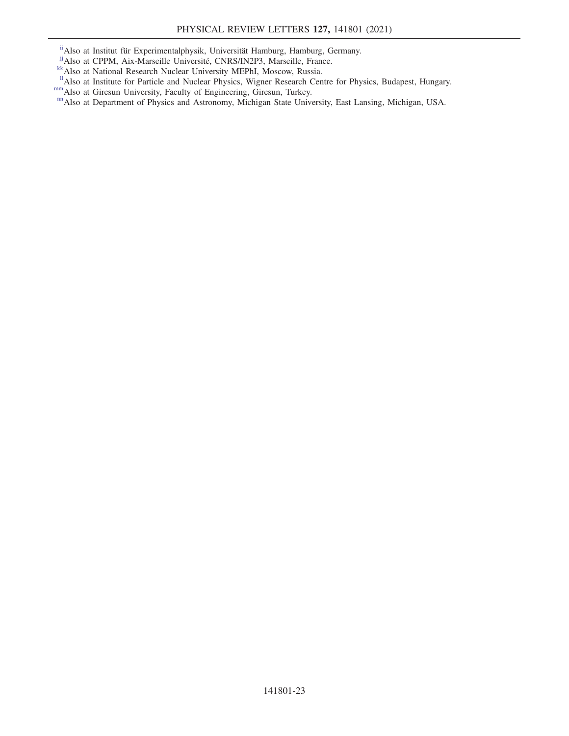[ii]Also at Institut für Experimentalphysik, Universität Hamburg, Hamburg, Germany.
[jj]Also at CPPM, Aix-Marseille Université, CNRS/IN2P3, Marseille, France.
[kk]Also at National Research Nuclear University MEPhI, Moscow, Russia.
[ll]Also at Institute for Particle and Nuclear Physics, Wigner Research Centre for Physics, Budapest, Hungary.
[mm]Also at Giresun University, Faculty of Engineering, Giresun, Turkey.
[nn]Also at Department of Physics and Astronomy, Michigan State University, East Lansing, Michigan, USA.